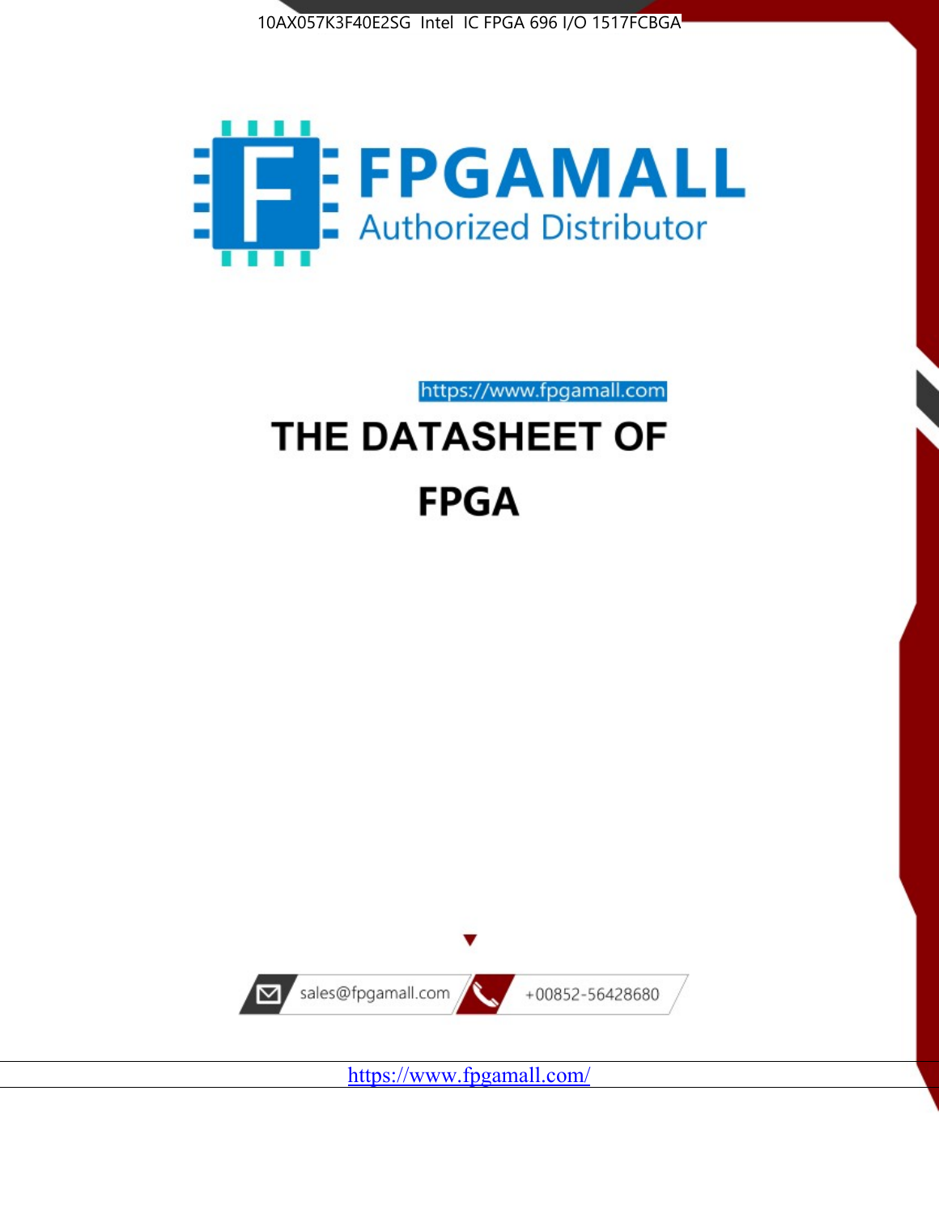10AX057K3F40E2SG Intel IC FPGA 696 I/O 1517FCBGA

# FPGAMALL

Authorized Distributor

https://www.fpgamall.com

# THE DATASHEET OF

# FPGA

sales@fpgamall.com

+00852-56428680

https://www.fpgamall.com/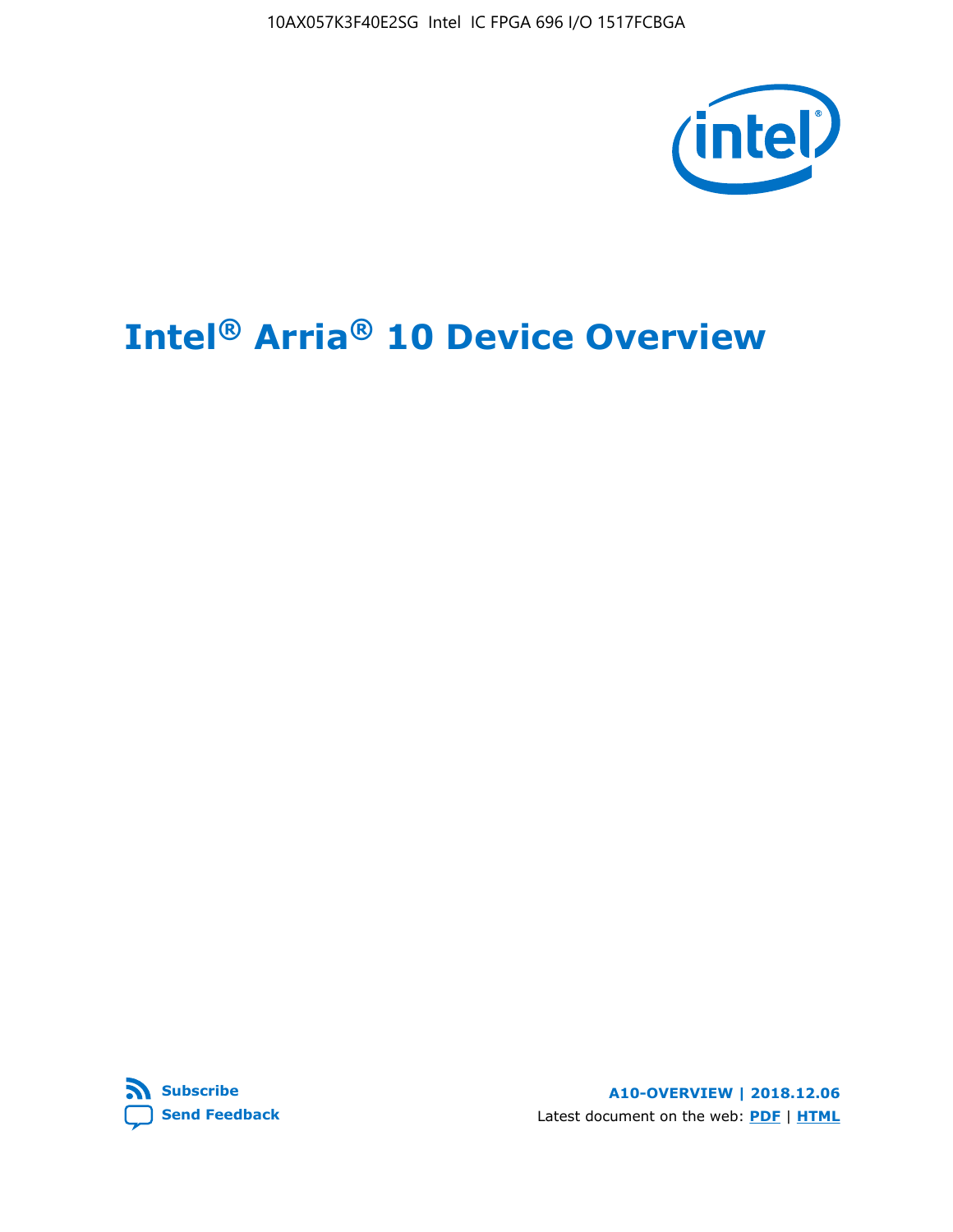# Intel® Arria® 10 Device Overview

A10-OVERVIEW | 2018.12.06

Latest document on the web: PDF | HTML

Subscribe

Send Feedback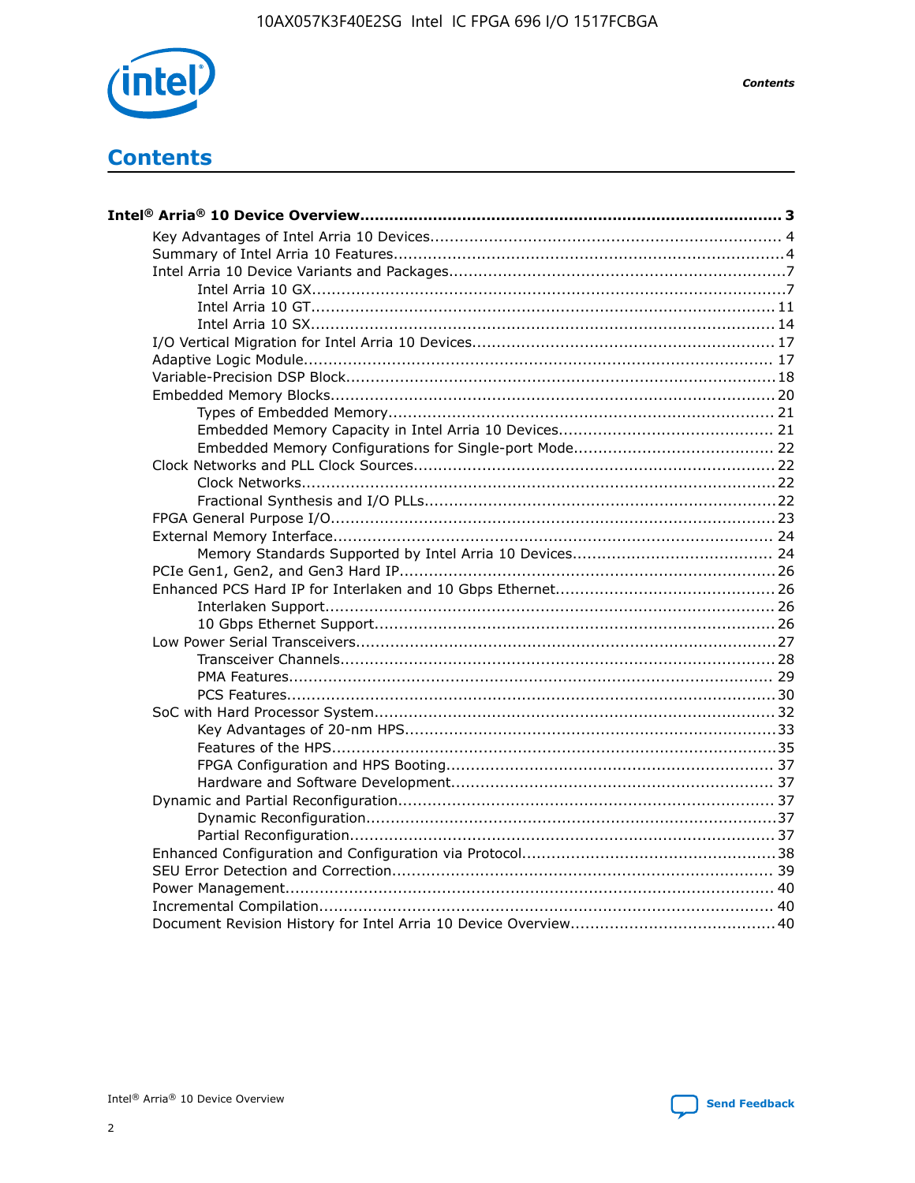# Contents

**Intel® Arria® 10 Device Overview....................................................................................... 3**

- Key Advantages of Intel Arria 10 Devices........................................................................ 4
- Summary of Intel Arria 10 Features................................................................................4
- Intel Arria 10 Device Variants and Packages.....................................................................7
  - Intel Arria 10 GX.................................................................................................7
  - Intel Arria 10 GT............................................................................................... 11
  - Intel Arria 10 SX............................................................................................... 14
- I/O Vertical Migration for Intel Arria 10 Devices.............................................................. 17
- Adaptive Logic Module................................................................................................ 17
- Variable-Precision DSP Block.........................................................................................18
- Embedded Memory Blocks........................................................................................... 20
  - Types of Embedded Memory............................................................................... 21
  - Embedded Memory Capacity in Intel Arria 10 Devices............................................ 21
  - Embedded Memory Configurations for Single-port Mode......................................... 22
- Clock Networks and PLL Clock Sources.......................................................................... 22
  - Clock Networks.................................................................................................22
  - Fractional Synthesis and I/O PLLs........................................................................22
- FPGA General Purpose I/O...........................................................................................23
- External Memory Interface.......................................................................................... 24
  - Memory Standards Supported by Intel Arria 10 Devices......................................... 24
- PCIe Gen1, Gen2, and Gen3 Hard IP.............................................................................26
- Enhanced PCS Hard IP for Interlaken and 10 Gbps Ethernet.............................................26
  - Interlaken Support............................................................................................ 26
  - 10 Gbps Ethernet Support.................................................................................. 26
- Low Power Serial Transceivers......................................................................................27
  - Transceiver Channels.........................................................................................28
  - PMA Features................................................................................................... 29
  - PCS Features....................................................................................................30
- SoC with Hard Processor System..................................................................................32
  - Key Advantages of 20-nm HPS............................................................................33
  - Features of the HPS...........................................................................................35
  - FPGA Configuration and HPS Booting................................................................... 37
  - Hardware and Software Development.................................................................. 37
- Dynamic and Partial Reconfiguration.............................................................................37
  - Dynamic Reconfiguration....................................................................................37
  - Partial Reconfiguration.......................................................................................37
- Enhanced Configuration and Configuration via Protocol....................................................38
- SEU Error Detection and Correction.............................................................................. 39
- Power Management.................................................................................................... 40
- Incremental Compilation............................................................................................. 40
- Document Revision History for Intel Arria 10 Device Overview..........................................40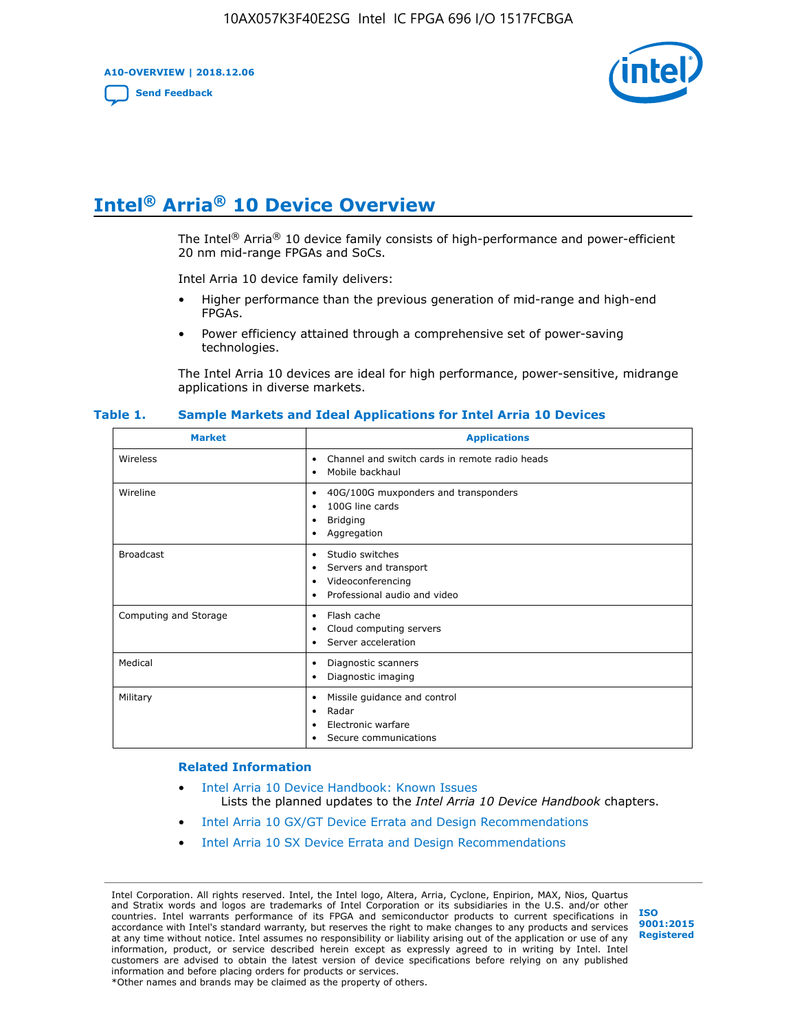# Intel® Arria® 10 Device Overview

The Intel® Arria® 10 device family consists of high-performance and power-efficient 20 nm mid-range FPGAs and SoCs.

Intel Arria 10 device family delivers:

- Higher performance than the previous generation of mid-range and high-end FPGAs.
- Power efficiency attained through a comprehensive set of power-saving technologies.

The Intel Arria 10 devices are ideal for high performance, power-sensitive, midrange applications in diverse markets.

**Table 1. Sample Markets and Ideal Applications for Intel Arria 10 Devices**

| Market | Applications |
| --- | --- |
| Wireless | • Channel and switch cards in remote radio heads<br>• Mobile backhaul |
| Wireline | • 40G/100G muxponders and transponders<br>• 100G line cards<br>• Bridging<br>• Aggregation |
| Broadcast | • Studio switches<br>• Servers and transport<br>• Videoconferencing<br>• Professional audio and video |
| Computing and Storage | • Flash cache<br>• Cloud computing servers<br>• Server acceleration |
| Medical | • Diagnostic scanners<br>• Diagnostic imaging |
| Military | • Missile guidance and control<br>• Radar<br>• Electronic warfare<br>• Secure communications |

### Related Information

- Intel Arria 10 Device Handbook: Known Issues
  Lists the planned updates to the *Intel Arria 10 Device Handbook* chapters.
- Intel Arria 10 GX/GT Device Errata and Design Recommendations
- Intel Arria 10 SX Device Errata and Design Recommendations

Intel Corporation. All rights reserved. Intel, the Intel logo, Altera, Arria, Cyclone, Enpirion, MAX, Nios, Quartus and Stratix words and logos are trademarks of Intel Corporation or its subsidiaries in the U.S. and/or other countries. Intel warrants performance of its FPGA and semiconductor products to current specifications in accordance with Intel's standard warranty, but reserves the right to make changes to any products and services at any time without notice. Intel assumes no responsibility or liability arising out of the application or use of any information, product, or service described herein except as expressly agreed to in writing by Intel. Intel customers are advised to obtain the latest version of device specifications before relying on any published information and before placing orders for products or services.
*Other names and brands may be claimed as the property of others.

ISO 9001:2015 Registered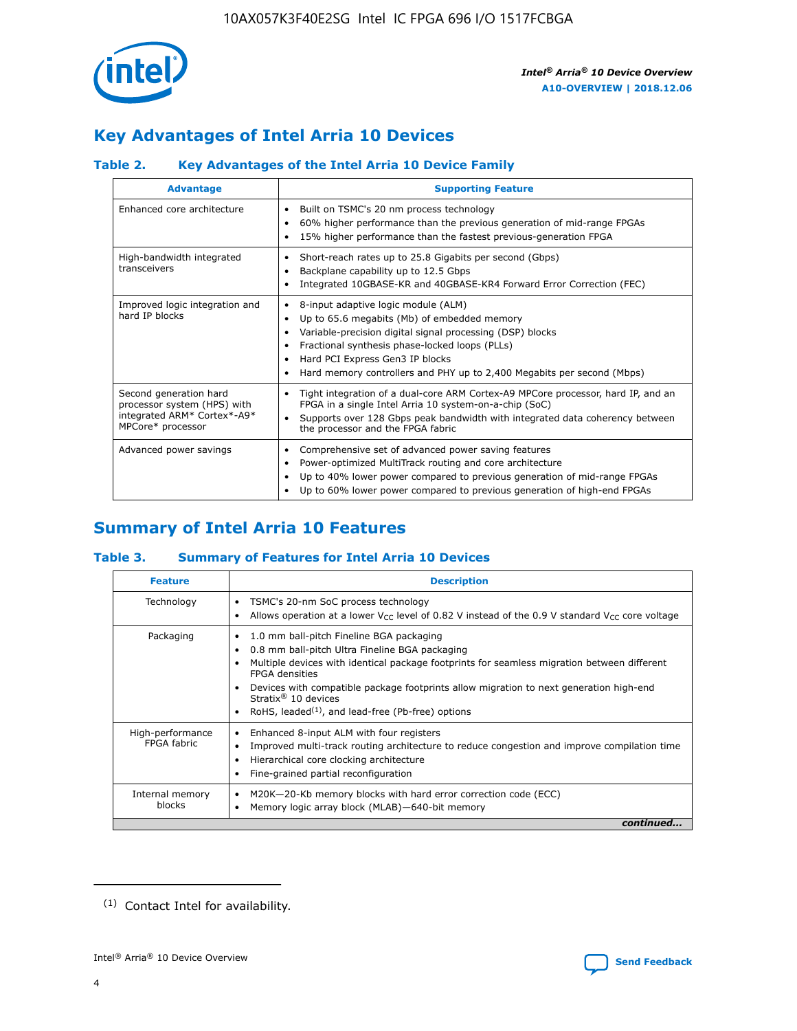## Key Advantages of Intel Arria 10 Devices

### Table 2. Key Advantages of the Intel Arria 10 Device Family

| Advantage | Supporting Feature |
|---|---|
| Enhanced core architecture | • Built on TSMC's 20 nm process technology<br>• 60% higher performance than the previous generation of mid-range FPGAs<br>• 15% higher performance than the fastest previous-generation FPGA |
| High-bandwidth integrated transceivers | • Short-reach rates up to 25.8 Gigabits per second (Gbps)<br>• Backplane capability up to 12.5 Gbps<br>• Integrated 10GBASE-KR and 40GBASE-KR4 Forward Error Correction (FEC) |
| Improved logic integration and hard IP blocks | • 8-input adaptive logic module (ALM)<br>• Up to 65.6 megabits (Mb) of embedded memory<br>• Variable-precision digital signal processing (DSP) blocks<br>• Fractional synthesis phase-locked loops (PLLs)<br>• Hard PCI Express Gen3 IP blocks<br>• Hard memory controllers and PHY up to 2,400 Megabits per second (Mbps) |
| Second generation hard processor system (HPS) with integrated ARM* Cortex*-A9* MPCore* processor | • Tight integration of a dual-core ARM Cortex-A9 MPCore processor, hard IP, and an FPGA in a single Intel Arria 10 system-on-a-chip (SoC)<br>• Supports over 128 Gbps peak bandwidth with integrated data coherency between the processor and the FPGA fabric |
| Advanced power savings | • Comprehensive set of advanced power saving features<br>• Power-optimized MultiTrack routing and core architecture<br>• Up to 40% lower power compared to previous generation of mid-range FPGAs<br>• Up to 60% lower power compared to previous generation of high-end FPGAs |

## Summary of Intel Arria 10 Features

### Table 3. Summary of Features for Intel Arria 10 Devices

| Feature | Description |
|---|---|
| Technology | • TSMC's 20-nm SoC process technology<br>• Allows operation at a lower $V_{CC}$ level of 0.82 V instead of the 0.9 V standard $V_{CC}$ core voltage |
| Packaging | • 1.0 mm ball-pitch Fineline BGA packaging<br>• 0.8 mm ball-pitch Ultra Fineline BGA packaging<br>• Multiple devices with identical package footprints for seamless migration between different FPGA densities<br>• Devices with compatible package footprints allow migration to next generation high-end Stratix® 10 devices<br>• RoHS, leaded[(1)], and lead-free (Pb-free) options |
| High-performance FPGA fabric | • Enhanced 8-input ALM with four registers<br>• Improved multi-track routing architecture to reduce congestion and improve compilation time<br>• Hierarchical core clocking architecture<br>• Fine-grained partial reconfiguration |
| Internal memory blocks | • M20K—20-Kb memory blocks with hard error correction code (ECC)<br>• Memory logic array block (MLAB)—640-bit memory |

*continued...*

(1) Contact Intel for availability.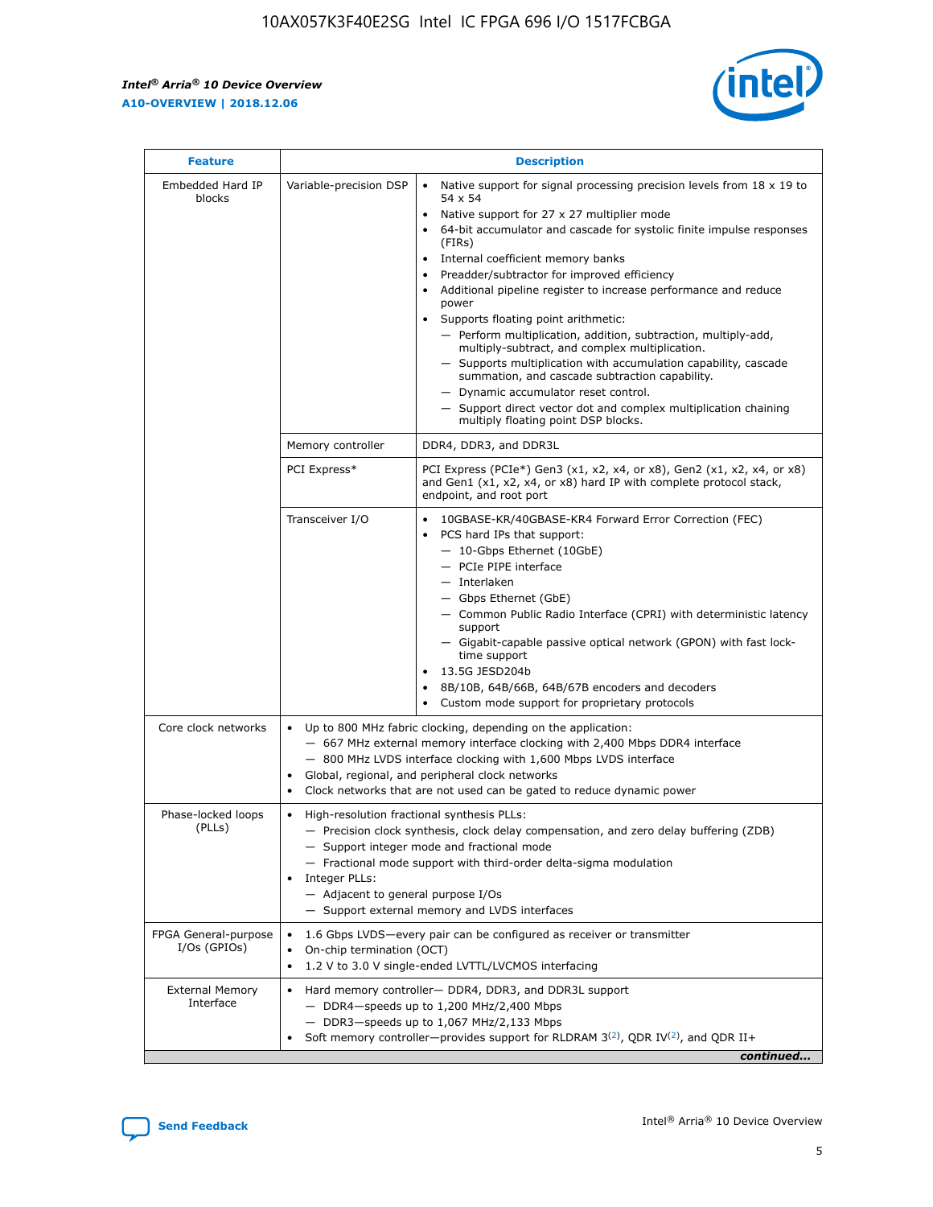| Feature | Description | |
|---|---|---|
| Embedded Hard IP blocks | Variable-precision DSP | • Native support for signal processing precision levels from 18 x 19 to 54 x 54<br>• Native support for 27 x 27 multiplier mode<br>• 64-bit accumulator and cascade for systolic finite impulse responses (FIRs)<br>• Internal coefficient memory banks<br>• Preadder/subtractor for improved efficiency<br>• Additional pipeline register to increase performance and reduce power<br>• Supports floating point arithmetic:<br>— Perform multiplication, addition, subtraction, multiply-add, multiply-subtract, and complex multiplication.<br>— Supports multiplication with accumulation capability, cascade summation, and cascade subtraction capability.<br>— Dynamic accumulator reset control.<br>— Support direct vector dot and complex multiplication chaining multiply floating point DSP blocks. |
| | Memory controller | DDR4, DDR3, and DDR3L |
| | PCI Express* | PCI Express (PCIe*) Gen3 (x1, x2, x4, or x8), Gen2 (x1, x2, x4, or x8) and Gen1 (x1, x2, x4, or x8) hard IP with complete protocol stack, endpoint, and root port |
| | Transceiver I/O | • 10GBASE-KR/40GBASE-KR4 Forward Error Correction (FEC)<br>• PCS hard IPs that support:<br>— 10-Gbps Ethernet (10GbE)<br>— PCIe PIPE interface<br>— Interlaken<br>— Gbps Ethernet (GbE)<br>— Common Public Radio Interface (CPRI) with deterministic latency support<br>— Gigabit-capable passive optical network (GPON) with fast lock-time support<br>• 13.5G JESD204b<br>• 8B/10B, 64B/66B, 64B/67B encoders and decoders<br>• Custom mode support for proprietary protocols |
| Core clock networks | • Up to 800 MHz fabric clocking, depending on the application:<br>— 667 MHz external memory interface clocking with 2,400 Mbps DDR4 interface<br>— 800 MHz LVDS interface clocking with 1,600 Mbps LVDS interface<br>• Global, regional, and peripheral clock networks<br>• Clock networks that are not used can be gated to reduce dynamic power | |
| Phase-locked loops (PLLs) | • High-resolution fractional synthesis PLLs:<br>— Precision clock synthesis, clock delay compensation, and zero delay buffering (ZDB)<br>— Support integer mode and fractional mode<br>— Fractional mode support with third-order delta-sigma modulation<br>• Integer PLLs:<br>— Adjacent to general purpose I/Os<br>— Support external memory and LVDS interfaces | |
| FPGA General-purpose I/Os (GPIOs) | • 1.6 Gbps LVDS—every pair can be configured as receiver or transmitter<br>• On-chip termination (OCT)<br>• 1.2 V to 3.0 V single-ended LVTTL/LVCMOS interfacing | |
| External Memory Interface | • Hard memory controller— DDR4, DDR3, and DDR3L support<br>— DDR4—speeds up to 1,200 MHz/2,400 Mbps<br>— DDR3—speeds up to 1,067 MHz/2,133 Mbps<br>• Soft memory controller—provides support for RLDRAM 3[(2)], QDR IV[(2)], and QDR II+ | |

*continued...*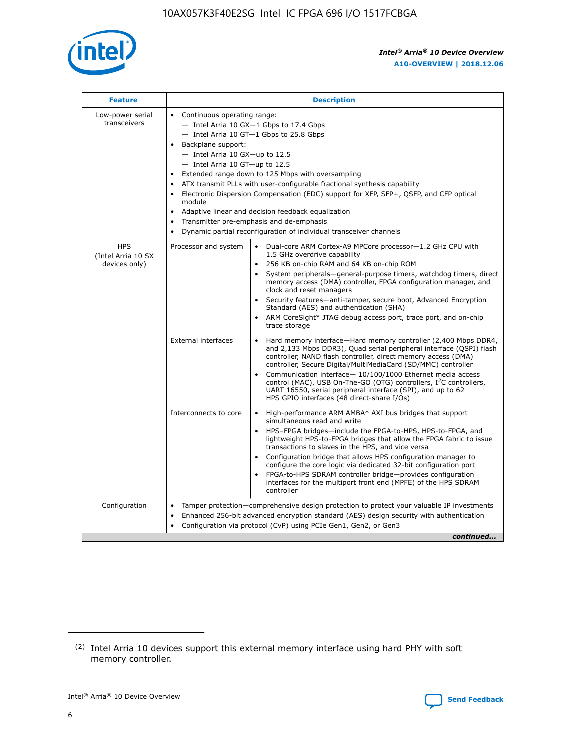| Feature | Description | |
| --- | --- | --- |
| Low-power serial transceivers | • Continuous operating range:<br>— Intel Arria 10 GX—1 Gbps to 17.4 Gbps<br>— Intel Arria 10 GT—1 Gbps to 25.8 Gbps<br>• Backplane support:<br>— Intel Arria 10 GX—up to 12.5<br>— Intel Arria 10 GT—up to 12.5<br>• Extended range down to 125 Mbps with oversampling<br>• ATX transmit PLLs with user-configurable fractional synthesis capability<br>• Electronic Dispersion Compensation (EDC) support for XFP, SFP+, QSFP, and CFP optical module<br>• Adaptive linear and decision feedback equalization<br>• Transmitter pre-emphasis and de-emphasis<br>• Dynamic partial reconfiguration of individual transceiver channels | |
| HPS (Intel Arria 10 SX devices only) | Processor and system | • Dual-core ARM Cortex-A9 MPCore processor—1.2 GHz CPU with 1.5 GHz overdrive capability<br>• 256 KB on-chip RAM and 64 KB on-chip ROM<br>• System peripherals—general-purpose timers, watchdog timers, direct memory access (DMA) controller, FPGA configuration manager, and clock and reset managers<br>• Security features—anti-tamper, secure boot, Advanced Encryption Standard (AES) and authentication (SHA)<br>• ARM CoreSight* JTAG debug access port, trace port, and on-chip trace storage |
| | External interfaces | • Hard memory interface—Hard memory controller (2,400 Mbps DDR4, and 2,133 Mbps DDR3), Quad serial peripheral interface (QSPI) flash controller, NAND flash controller, direct memory access (DMA) controller, Secure Digital/MultiMediaCard (SD/MMC) controller<br>• Communication interface— 10/100/1000 Ethernet media access control (MAC), USB On-The-GO (OTG) controllers, I²C controllers, UART 16550, serial peripheral interface (SPI), and up to 62 HPS GPIO interfaces (48 direct-share I/Os) |
| | Interconnects to core | • High-performance ARM AMBA* AXI bus bridges that support simultaneous read and write<br>• HPS–FPGA bridges—include the FPGA-to-HPS, HPS-to-FPGA, and lightweight HPS-to-FPGA bridges that allow the FPGA fabric to issue transactions to slaves in the HPS, and vice versa<br>• Configuration bridge that allows HPS configuration manager to configure the core logic via dedicated 32-bit configuration port<br>• FPGA-to-HPS SDRAM controller bridge—provides configuration interfaces for the multiport front end (MPFE) of the HPS SDRAM controller |
| Configuration | • Tamper protection—comprehensive design protection to protect your valuable IP investments<br>• Enhanced 256-bit advanced encryption standard (AES) design security with authentication<br>• Configuration via protocol (CvP) using PCIe Gen1, Gen2, or Gen3 | |

*continued...*

(2) Intel Arria 10 devices support this external memory interface using hard PHY with soft memory controller.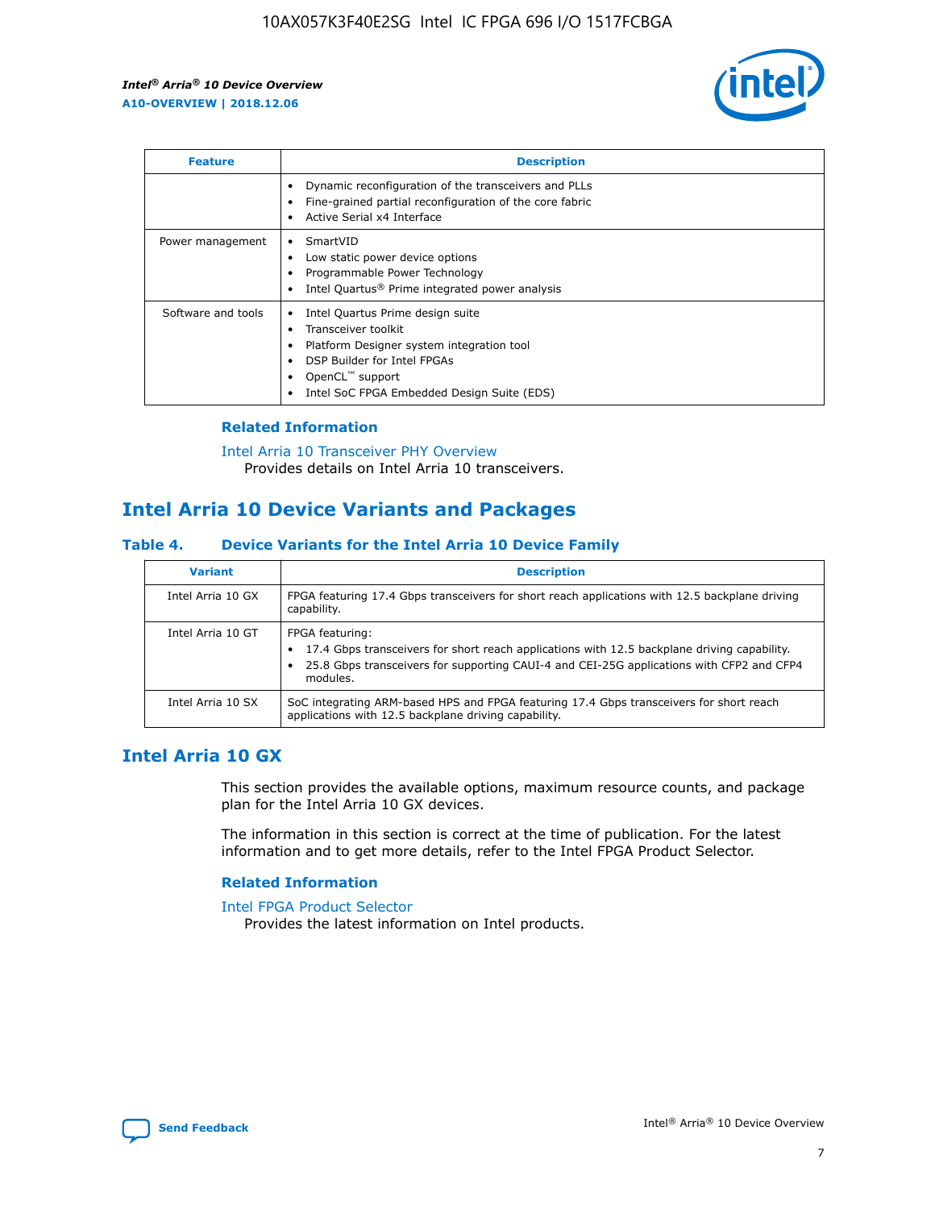| Feature | Description |
| --- | --- |
| | • Dynamic reconfiguration of the transceivers and PLLs<br>• Fine-grained partial reconfiguration of the core fabric<br>• Active Serial x4 Interface |
| Power management | • SmartVID<br>• Low static power device options<br>• Programmable Power Technology<br>• Intel Quartus® Prime integrated power analysis |
| Software and tools | • Intel Quartus Prime design suite<br>• Transceiver toolkit<br>• Platform Designer system integration tool<br>• DSP Builder for Intel FPGAs<br>• OpenCL™ support<br>• Intel SoC FPGA Embedded Design Suite (EDS) |

### Related Information

Intel Arria 10 Transceiver PHY Overview
Provides details on Intel Arria 10 transceivers.

## Intel Arria 10 Device Variants and Packages

### Table 4. Device Variants for the Intel Arria 10 Device Family

| Variant | Description |
| --- | --- |
| Intel Arria 10 GX | FPGA featuring 17.4 Gbps transceivers for short reach applications with 12.5 backplane driving capability. |
| Intel Arria 10 GT | FPGA featuring:<br>• 17.4 Gbps transceivers for short reach applications with 12.5 backplane driving capability.<br>• 25.8 Gbps transceivers for supporting CAUI-4 and CEI-25G applications with CFP2 and CFP4 modules. |
| Intel Arria 10 SX | SoC integrating ARM-based HPS and FPGA featuring 17.4 Gbps transceivers for short reach applications with 12.5 backplane driving capability. |

## Intel Arria 10 GX

This section provides the available options, maximum resource counts, and package plan for the Intel Arria 10 GX devices.

The information in this section is correct at the time of publication. For the latest information and to get more details, refer to the Intel FPGA Product Selector.

### Related Information

Intel FPGA Product Selector
Provides the latest information on Intel products.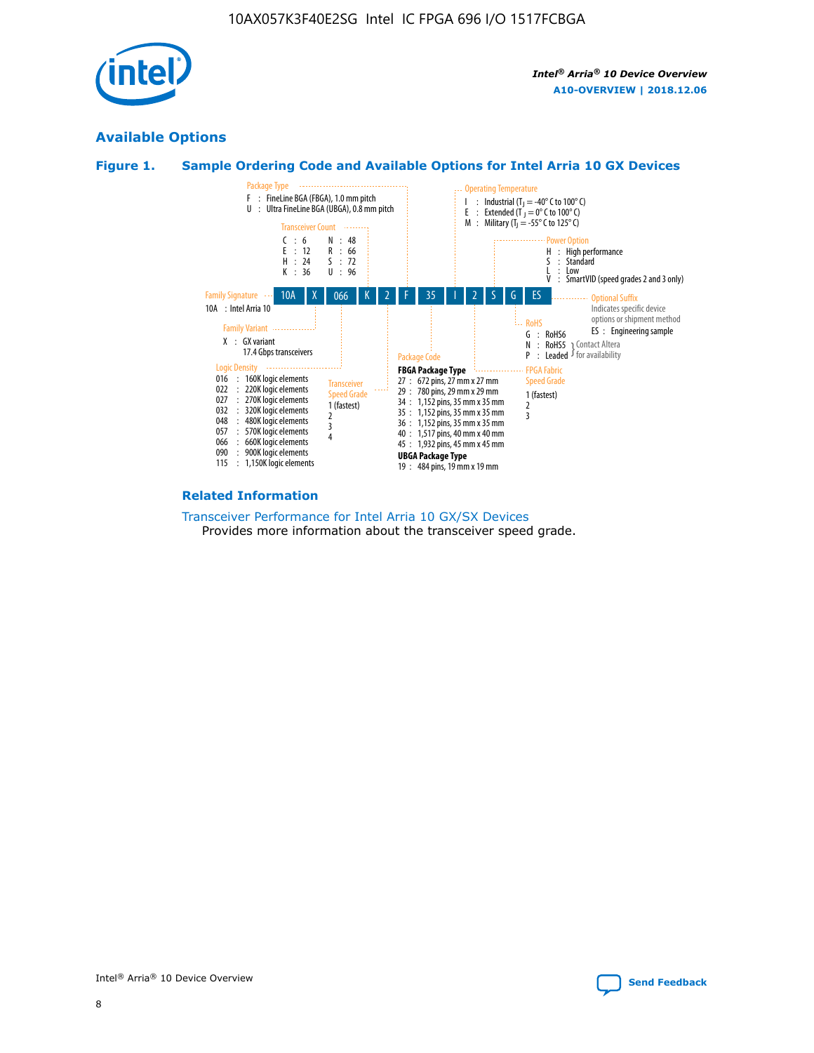## Available Options

### Figure 1. Sample Ordering Code and Available Options for Intel Arria 10 GX Devices

| 10A | X | 066 | K | 2 | F | 35 | I | 2 | S | G | ES |
|---|---|---|---|---|---|---|---|---|---|---|---|

**Family Signature**
- 10A : Intel Arria 10

**Family Variant**
- X : GX variant
  17.4 Gbps transceivers

**Logic Density**
- 016 : 160K logic elements
- 022 : 220K logic elements
- 027 : 270K logic elements
- 032 : 320K logic elements
- 048 : 480K logic elements
- 057 : 570K logic elements
- 066 : 660K logic elements
- 090 : 900K logic elements
- 115 : 1,150K logic elements

**Transceiver Count**
- C : 6
- E : 12
- H : 24
- K : 36
- N : 48
- R : 66
- S : 72
- U : 96

**Transceiver Speed Grade**
- 1 (fastest)
- 2
- 3
- 4

**Package Type**
- F : FineLine BGA (FBGA), 1.0 mm pitch
- U : Ultra FineLine BGA (UBGA), 0.8 mm pitch

**Package Code**

FBGA Package Type
- 27 : 672 pins, 27 mm x 27 mm
- 29 : 780 pins, 29 mm x 29 mm
- 34 : 1,152 pins, 35 mm x 35 mm
- 35 : 1,152 pins, 35 mm x 35 mm
- 36 : 1,152 pins, 35 mm x 35 mm
- 40 : 1,517 pins, 40 mm x 40 mm
- 45 : 1,932 pins, 45 mm x 45 mm

UBGA Package Type
- 19 : 484 pins, 19 mm x 19 mm

**Operating Temperature**
- I : Industrial ($T_J$ = -40° C to 100° C)
- E : Extended ($T_J$ = 0° C to 100° C)
- M : Military ($T_J$ = -55° C to 125° C)

**FPGA Fabric Speed Grade**
- 1 (fastest)
- 2
- 3

**Power Option**
- H : High performance
- S : Standard
- L : Low
- V : SmartVID (speed grades 2 and 3 only)

**RoHS**
- G : RoHS6
- N : RoHS5 (Contact Altera for availability)
- P : Leaded (Contact Altera for availability)

**Optional Suffix**

Indicates specific device options or shipment method
- ES : Engineering sample

### Related Information

Transceiver Performance for Intel Arria 10 GX/SX Devices

Provides more information about the transceiver speed grade.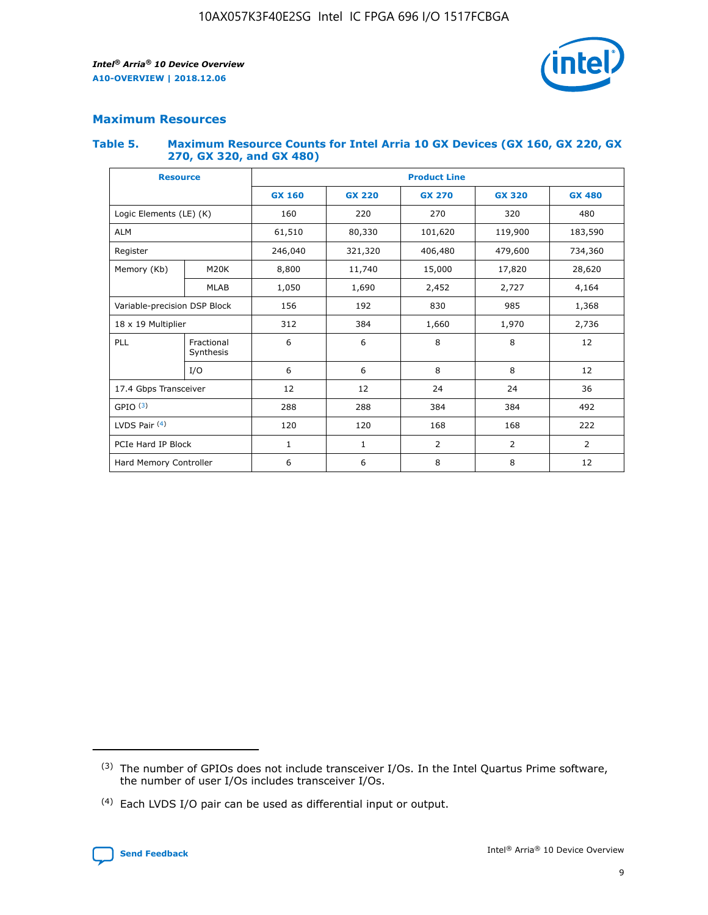## Maximum Resources

### Table 5. Maximum Resource Counts for Intel Arria 10 GX Devices (GX 160, GX 220, GX 270, GX 320, and GX 480)

| Resource | | Product Line | | | | |
|---|---|---|---|---|---|---|
| | | GX 160 | GX 220 | GX 270 | GX 320 | GX 480 |
| Logic Elements (LE) (K) | | 160 | 220 | 270 | 320 | 480 |
| ALM | | 61,510 | 80,330 | 101,620 | 119,900 | 183,590 |
| Register | | 246,040 | 321,320 | 406,480 | 479,600 | 734,360 |
| Memory (Kb) | M20K | 8,800 | 11,740 | 15,000 | 17,820 | 28,620 |
| | MLAB | 1,050 | 1,690 | 2,452 | 2,727 | 4,164 |
| Variable-precision DSP Block | | 156 | 192 | 830 | 985 | 1,368 |
| 18 x 19 Multiplier | | 312 | 384 | 1,660 | 1,970 | 2,736 |
| PLL | Fractional Synthesis | 6 | 6 | 8 | 8 | 12 |
| | I/O | 6 | 6 | 8 | 8 | 12 |
| 17.4 Gbps Transceiver | | 12 | 12 | 24 | 24 | 36 |
| GPIO (3) | | 288 | 288 | 384 | 384 | 492 |
| LVDS Pair (4) | | 120 | 120 | 168 | 168 | 222 |
| PCIe Hard IP Block | | 1 | 1 | 2 | 2 | 2 |
| Hard Memory Controller | | 6 | 6 | 8 | 8 | 12 |

(3) The number of GPIOs does not include transceiver I/Os. In the Intel Quartus Prime software, the number of user I/Os includes transceiver I/Os.

(4) Each LVDS I/O pair can be used as differential input or output.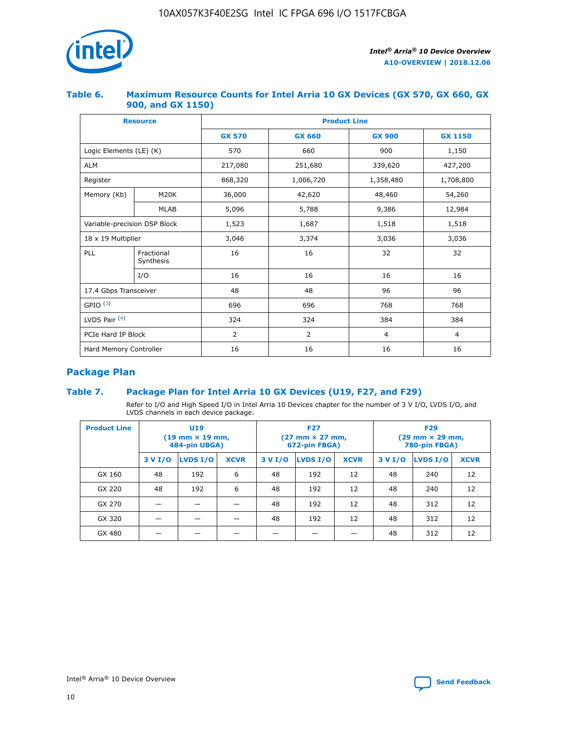#### Table 6. Maximum Resource Counts for Intel Arria 10 GX Devices (GX 570, GX 660, GX 900, and GX 1150)

| Resource | | Product Line | | | |
|---|---|---|---|---|---|
| | | GX 570 | GX 660 | GX 900 | GX 1150 |
| Logic Elements (LE) (K) | | 570 | 660 | 900 | 1,150 |
| ALM | | 217,080 | 251,680 | 339,620 | 427,200 |
| Register | | 868,320 | 1,006,720 | 1,358,480 | 1,708,800 |
| Memory (Kb) | M20K | 36,000 | 42,620 | 48,460 | 54,260 |
| | MLAB | 5,096 | 5,788 | 9,386 | 12,984 |
| Variable-precision DSP Block | | 1,523 | 1,687 | 1,518 | 1,518 |
| 18 x 19 Multiplier | | 3,046 | 3,374 | 3,036 | 3,036 |
| PLL | Fractional Synthesis | 16 | 16 | 32 | 32 |
| | I/O | 16 | 16 | 16 | 16 |
| 17.4 Gbps Transceiver | | 48 | 48 | 96 | 96 |
| GPIO [(3)] | | 696 | 696 | 768 | 768 |
| LVDS Pair [(4)] | | 324 | 324 | 384 | 384 |
| PCIe Hard IP Block | | 2 | 2 | 4 | 4 |
| Hard Memory Controller | | 16 | 16 | 16 | 16 |

## Package Plan

#### Table 7. Package Plan for Intel Arria 10 GX Devices (U19, F27, and F29)

Refer to I/O and High Speed I/O in Intel Arria 10 Devices chapter for the number of 3 V I/O, LVDS I/O, and LVDS channels in each device package.

| Product Line | U19 (19 mm × 19 mm, 484-pin UBGA) | | | F27 (27 mm × 27 mm, 672-pin FBGA) | | | F29 (29 mm × 29 mm, 780-pin FBGA) | | |
|---|---|---|---|---|---|---|---|---|---|
| | 3 V I/O | LVDS I/O | XCVR | 3 V I/O | LVDS I/O | XCVR | 3 V I/O | LVDS I/O | XCVR |
| GX 160 | 48 | 192 | 6 | 48 | 192 | 12 | 48 | 240 | 12 |
| GX 220 | 48 | 192 | 6 | 48 | 192 | 12 | 48 | 240 | 12 |
| GX 270 | — | — | — | 48 | 192 | 12 | 48 | 312 | 12 |
| GX 320 | — | — | — | 48 | 192 | 12 | 48 | 312 | 12 |
| GX 480 | — | — | — | — | — | — | 48 | 312 | 12 |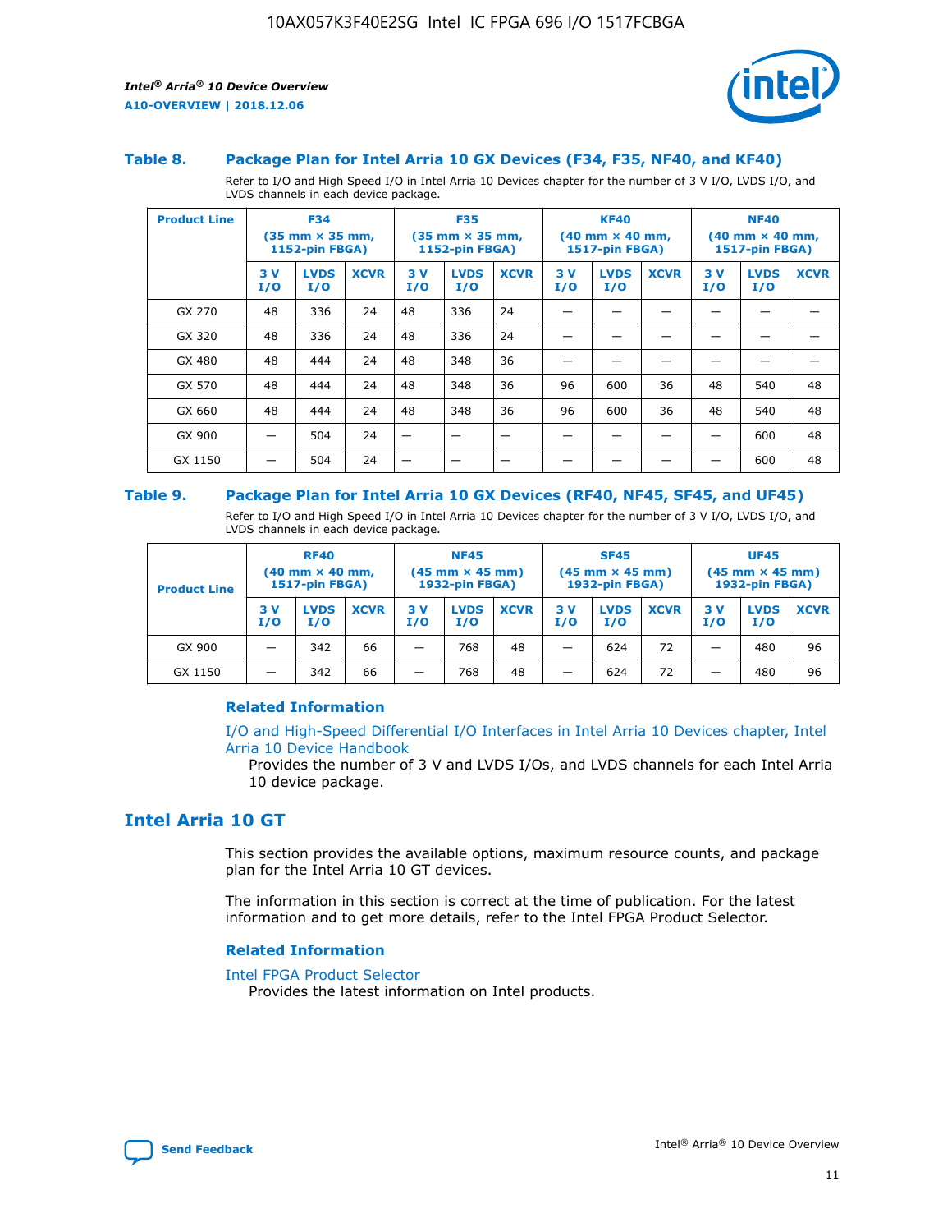### Table 8. Package Plan for Intel Arria 10 GX Devices (F34, F35, NF40, and KF40)

Refer to I/O and High Speed I/O in Intel Arria 10 Devices chapter for the number of 3 V I/O, LVDS I/O, and LVDS channels in each device package.

| Product Line | F34 (35 mm × 35 mm, 1152-pin FBGA) | | | F35 (35 mm × 35 mm, 1152-pin FBGA) | | | KF40 (40 mm × 40 mm, 1517-pin FBGA) | | | NF40 (40 mm × 40 mm, 1517-pin FBGA) | | |
|---|---|---|---|---|---|---|---|---|---|---|---|---|
| | 3 V I/O | LVDS I/O | XCVR | 3 V I/O | LVDS I/O | XCVR | 3 V I/O | LVDS I/O | XCVR | 3 V I/O | LVDS I/O | XCVR |
| GX 270 | 48 | 336 | 24 | 48 | 336 | 24 | — | — | — | — | — | — |
| GX 320 | 48 | 336 | 24 | 48 | 336 | 24 | — | — | — | — | — | — |
| GX 480 | 48 | 444 | 24 | 48 | 348 | 36 | — | — | — | — | — | — |
| GX 570 | 48 | 444 | 24 | 48 | 348 | 36 | 96 | 600 | 36 | 48 | 540 | 48 |
| GX 660 | 48 | 444 | 24 | 48 | 348 | 36 | 96 | 600 | 36 | 48 | 540 | 48 |
| GX 900 | — | 504 | 24 | — | — | — | — | — | — | — | 600 | 48 |
| GX 1150 | — | 504 | 24 | — | — | — | — | — | — | — | 600 | 48 |

### Table 9. Package Plan for Intel Arria 10 GX Devices (RF40, NF45, SF45, and UF45)

Refer to I/O and High Speed I/O in Intel Arria 10 Devices chapter for the number of 3 V I/O, LVDS I/O, and LVDS channels in each device package.

| Product Line | RF40 (40 mm × 40 mm, 1517-pin FBGA) | | | NF45 (45 mm × 45 mm) 1932-pin FBGA) | | | SF45 (45 mm × 45 mm) 1932-pin FBGA) | | | UF45 (45 mm × 45 mm) 1932-pin FBGA) | | |
|---|---|---|---|---|---|---|---|---|---|---|---|---|
| | 3 V I/O | LVDS I/O | XCVR | 3 V I/O | LVDS I/O | XCVR | 3 V I/O | LVDS I/O | XCVR | 3 V I/O | LVDS I/O | XCVR |
| GX 900 | — | 342 | 66 | — | 768 | 48 | — | 624 | 72 | — | 480 | 96 |
| GX 1150 | — | 342 | 66 | — | 768 | 48 | — | 624 | 72 | — | 480 | 96 |

#### Related Information

I/O and High-Speed Differential I/O Interfaces in Intel Arria 10 Devices chapter, Intel Arria 10 Device Handbook

Provides the number of 3 V and LVDS I/Os, and LVDS channels for each Intel Arria 10 device package.

## Intel Arria 10 GT

This section provides the available options, maximum resource counts, and package plan for the Intel Arria 10 GT devices.

The information in this section is correct at the time of publication. For the latest information and to get more details, refer to the Intel FPGA Product Selector.

#### Related Information

Intel FPGA Product Selector

Provides the latest information on Intel products.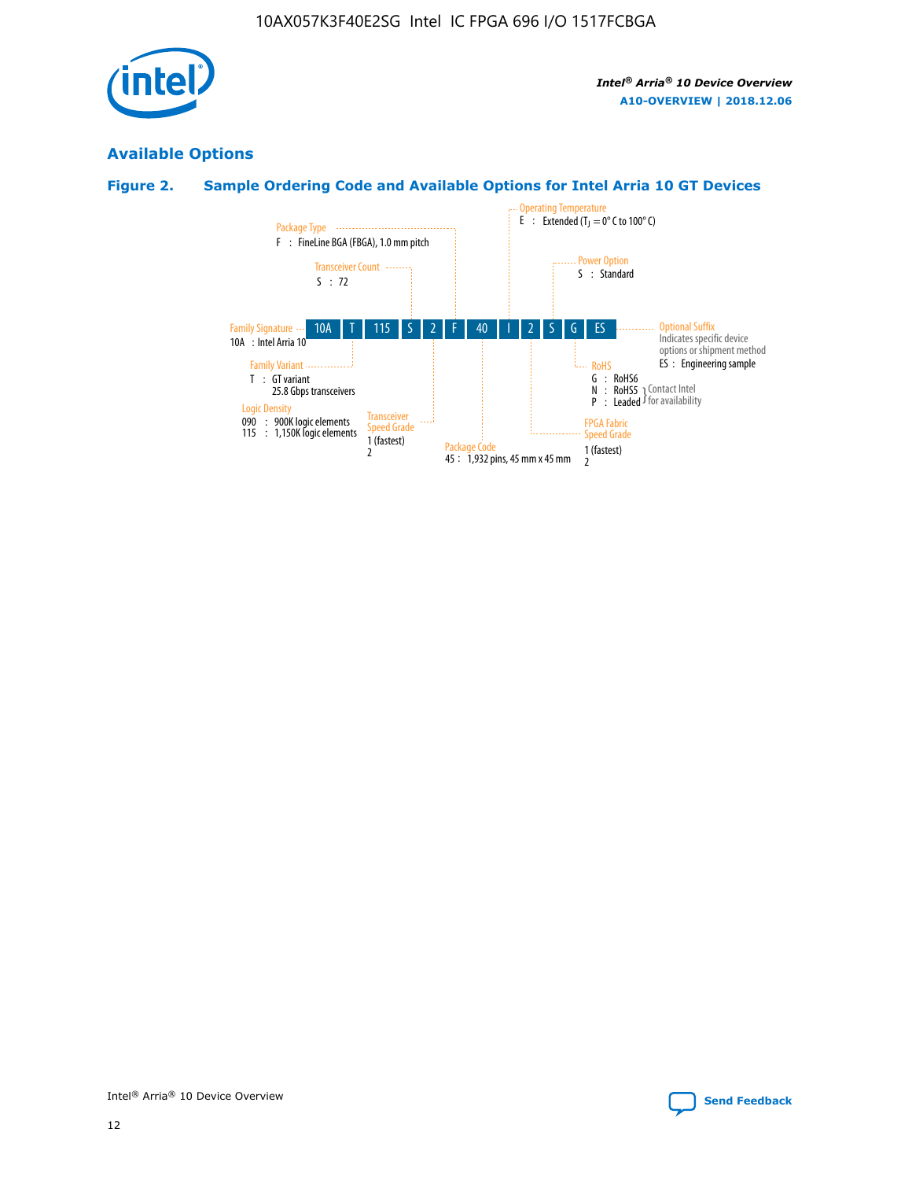## Available Options

### Figure 2. Sample Ordering Code and Available Options for Intel Arria 10 GT Devices

| 10A | T | 115 | S | 2 | F | 40 | I | 2 | S | G | ES |
|---|---|---|---|---|---|---|---|---|---|---|---|

**Family Signature**
10A : Intel Arria 10

**Family Variant**
T : GT variant
25.8 Gbps transceivers

**Logic Density**
090 : 900K logic elements
115 : 1,150K logic elements

**Transceiver Count**
S : 72

**Transceiver Speed Grade**
1 (fastest)
2

**Package Type**
F : FineLine BGA (FBGA), 1.0 mm pitch

**Package Code**
45 : 1,932 pins, 45 mm x 45 mm

**Operating Temperature**
E : Extended ($T_J$ = 0° C to 100° C)

**FPGA Fabric Speed Grade**
1 (fastest)
2

**Power Option**
S : Standard

**RoHS**
G : RoHS6
N : RoHS5 } Contact Intel for availability
P : Leaded } Contact Intel for availability

**Optional Suffix**
Indicates specific device options or shipment method
ES : Engineering sample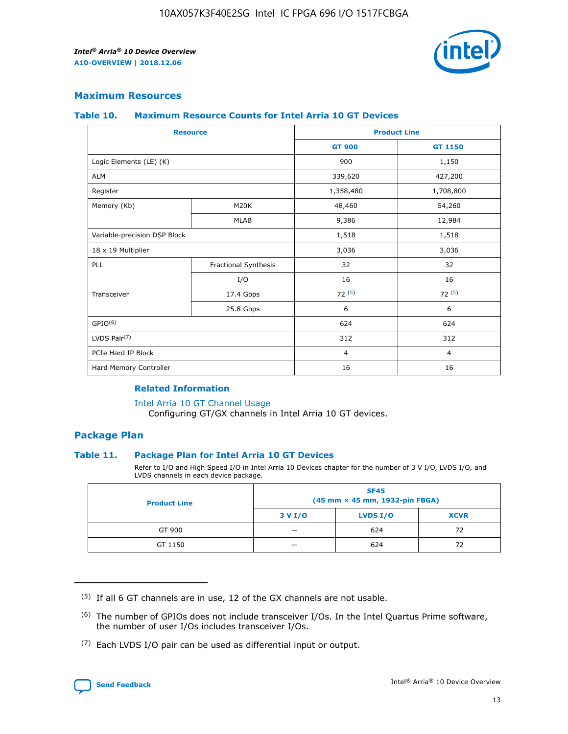## Maximum Resources

### Table 10. Maximum Resource Counts for Intel Arria 10 GT Devices

| Resource | | Product Line | |
|---|---|---|---|
| | | GT 900 | GT 1150 |
| Logic Elements (LE) (K) | | 900 | 1,150 |
| ALM | | 339,620 | 427,200 |
| Register | | 1,358,480 | 1,708,800 |
| Memory (Kb) | M20K | 48,460 | 54,260 |
| | MLAB | 9,386 | 12,984 |
| Variable-precision DSP Block | | 1,518 | 1,518 |
| 18 x 19 Multiplier | | 3,036 | 3,036 |
| PLL | Fractional Synthesis | 32 | 32 |
| | I/O | 16 | 16 |
| Transceiver | 17.4 Gbps | 72 (5) | 72 (5) |
| | 25.8 Gbps | 6 | 6 |
| GPIO(6) | | 624 | 624 |
| LVDS Pair(7) | | 312 | 312 |
| PCIe Hard IP Block | | 4 | 4 |
| Hard Memory Controller | | 16 | 16 |

#### Related Information

Intel Arria 10 GT Channel Usage
Configuring GT/GX channels in Intel Arria 10 GT devices.

## Package Plan

### Table 11. Package Plan for Intel Arria 10 GT Devices

Refer to I/O and High Speed I/O in Intel Arria 10 Devices chapter for the number of 3 V I/O, LVDS I/O, and LVDS channels in each device package.

| Product Line | SF45 (45 mm × 45 mm, 1932-pin FBGA) | | |
|---|---|---|---|
| | 3 V I/O | LVDS I/O | XCVR |
| GT 900 | — | 624 | 72 |
| GT 1150 | — | 624 | 72 |

(5) If all 6 GT channels are in use, 12 of the GX channels are not usable.

(6) The number of GPIOs does not include transceiver I/Os. In the Intel Quartus Prime software, the number of user I/Os includes transceiver I/Os.

(7) Each LVDS I/O pair can be used as differential input or output.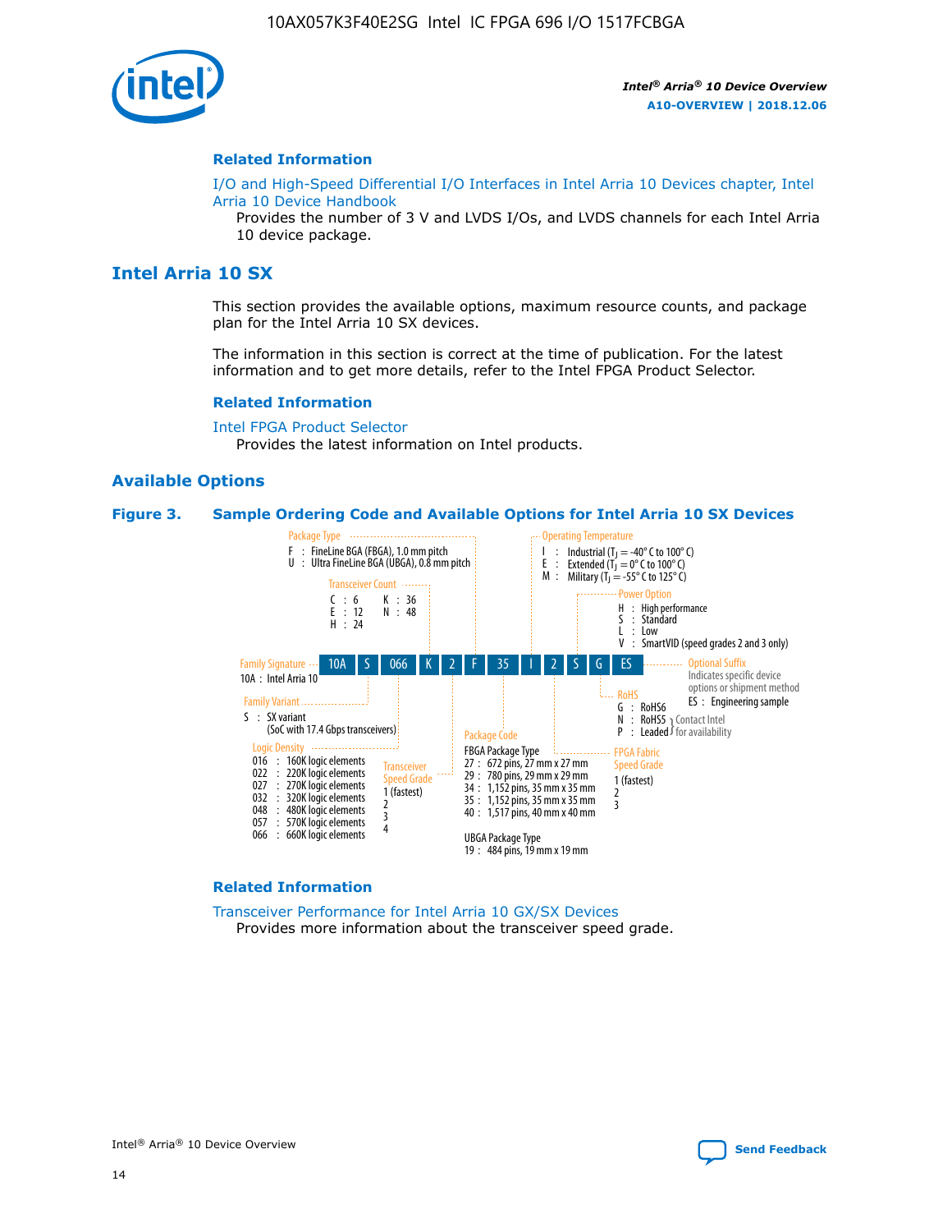**Related Information**

I/O and High-Speed Differential I/O Interfaces in Intel Arria 10 Devices chapter, Intel Arria 10 Device Handbook

Provides the number of 3 V and LVDS I/Os, and LVDS channels for each Intel Arria 10 device package.

## Intel Arria 10 SX

This section provides the available options, maximum resource counts, and package plan for the Intel Arria 10 SX devices.

The information in this section is correct at the time of publication. For the latest information and to get more details, refer to the Intel FPGA Product Selector.

**Related Information**

Intel FPGA Product Selector

Provides the latest information on Intel products.

### Available Options

**Figure 3. Sample Ordering Code and Available Options for Intel Arria 10 SX Devices**

Sample ordering code: 10A S 066 K 2 F 35 I 2 S G ES

**Family Signature**
10A : Intel Arria 10

**Family Variant**
S : SX variant (SoC with 17.4 Gbps transceivers)

**Logic Density**
- 016 : 160K logic elements
- 022 : 220K logic elements
- 027 : 270K logic elements
- 032 : 320K logic elements
- 048 : 480K logic elements
- 057 : 570K logic elements
- 066 : 660K logic elements

**Transceiver Count**
- C : 6
- E : 12
- H : 24
- K : 36
- N : 48

**Transceiver Speed Grade**
1 (fastest), 2, 3, 4

**Package Type**
- F : FineLine BGA (FBGA), 1.0 mm pitch
- U : Ultra FineLine BGA (UBGA), 0.8 mm pitch

**Package Code**

FBGA Package Type
- 27 : 672 pins, 27 mm x 27 mm
- 29 : 780 pins, 29 mm x 29 mm
- 34 : 1,152 pins, 35 mm x 35 mm
- 35 : 1,152 pins, 35 mm x 35 mm
- 40 : 1,517 pins, 40 mm x 40 mm

UBGA Package Type
- 19 : 484 pins, 19 mm x 19 mm

**Operating Temperature**
- I : Industrial ($T_J$ = -40° C to 100° C)
- E : Extended ($T_J$ = 0° C to 100° C)
- M : Military ($T_J$ = -55° C to 125° C)

**FPGA Fabric Speed Grade**
1 (fastest), 2, 3

**Power Option**
- H : High performance
- S : Standard
- L : Low
- V : SmartVID (speed grades 2 and 3 only)

**RoHS**
- G : RoHS6
- N : RoHS5 (Contact Intel for availability)
- P : Leaded (Contact Intel for availability)

**Optional Suffix**
Indicates specific device options or shipment method
- ES : Engineering sample

**Related Information**

Transceiver Performance for Intel Arria 10 GX/SX Devices

Provides more information about the transceiver speed grade.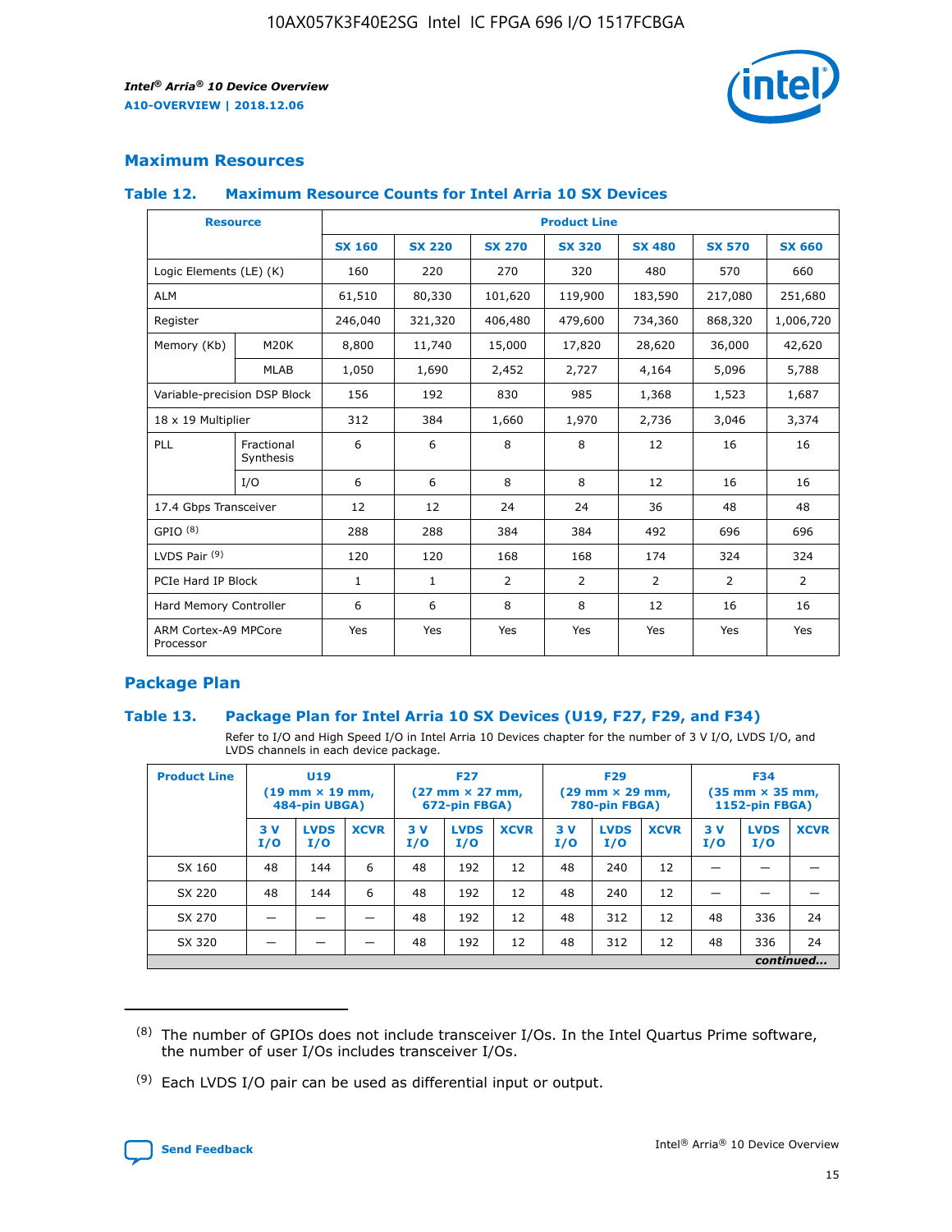## Maximum Resources

### Table 12. Maximum Resource Counts for Intel Arria 10 SX Devices

| Resource | | Product Line | | | | | | |
|---|---|---|---|---|---|---|---|---|
| | | SX 160 | SX 220 | SX 270 | SX 320 | SX 480 | SX 570 | SX 660 |
| Logic Elements (LE) (K) | | 160 | 220 | 270 | 320 | 480 | 570 | 660 |
| ALM | | 61,510 | 80,330 | 101,620 | 119,900 | 183,590 | 217,080 | 251,680 |
| Register | | 246,040 | 321,320 | 406,480 | 479,600 | 734,360 | 868,320 | 1,006,720 |
| Memory (Kb) | M20K | 8,800 | 11,740 | 15,000 | 17,820 | 28,620 | 36,000 | 42,620 |
| | MLAB | 1,050 | 1,690 | 2,452 | 2,727 | 4,164 | 5,096 | 5,788 |
| Variable-precision DSP Block | | 156 | 192 | 830 | 985 | 1,368 | 1,523 | 1,687 |
| 18 x 19 Multiplier | | 312 | 384 | 1,660 | 1,970 | 2,736 | 3,046 | 3,374 |
| PLL | Fractional Synthesis | 6 | 6 | 8 | 8 | 12 | 16 | 16 |
| | I/O | 6 | 6 | 8 | 8 | 12 | 16 | 16 |
| 17.4 Gbps Transceiver | | 12 | 12 | 24 | 24 | 36 | 48 | 48 |
| GPIO (8) | | 288 | 288 | 384 | 384 | 492 | 696 | 696 |
| LVDS Pair (9) | | 120 | 120 | 168 | 168 | 174 | 324 | 324 |
| PCIe Hard IP Block | | 1 | 1 | 2 | 2 | 2 | 2 | 2 |
| Hard Memory Controller | | 6 | 6 | 8 | 8 | 12 | 16 | 16 |
| ARM Cortex-A9 MPCore Processor | | Yes | Yes | Yes | Yes | Yes | Yes | Yes |

## Package Plan

### Table 13. Package Plan for Intel Arria 10 SX Devices (U19, F27, F29, and F34)

Refer to I/O and High Speed I/O in Intel Arria 10 Devices chapter for the number of 3 V I/O, LVDS I/O, and LVDS channels in each device package.

| Product Line | U19 (19 mm × 19 mm, 484-pin UBGA) | | | F27 (27 mm × 27 mm, 672-pin FBGA) | | | F29 (29 mm × 29 mm, 780-pin FBGA) | | | F34 (35 mm × 35 mm, 1152-pin FBGA) | | |
|---|---|---|---|---|---|---|---|---|---|---|---|---|
| | 3 V I/O | LVDS I/O | XCVR | 3 V I/O | LVDS I/O | XCVR | 3 V I/O | LVDS I/O | XCVR | 3 V I/O | LVDS I/O | XCVR |
| SX 160 | 48 | 144 | 6 | 48 | 192 | 12 | 48 | 240 | 12 | — | — | — |
| SX 220 | 48 | 144 | 6 | 48 | 192 | 12 | 48 | 240 | 12 | — | — | — |
| SX 270 | — | — | — | 48 | 192 | 12 | 48 | 312 | 12 | 48 | 336 | 24 |
| SX 320 | — | — | — | 48 | 192 | 12 | 48 | 312 | 12 | 48 | 336 | 24 |

*continued...*

(8) The number of GPIOs does not include transceiver I/Os. In the Intel Quartus Prime software, the number of user I/Os includes transceiver I/Os.

(9) Each LVDS I/O pair can be used as differential input or output.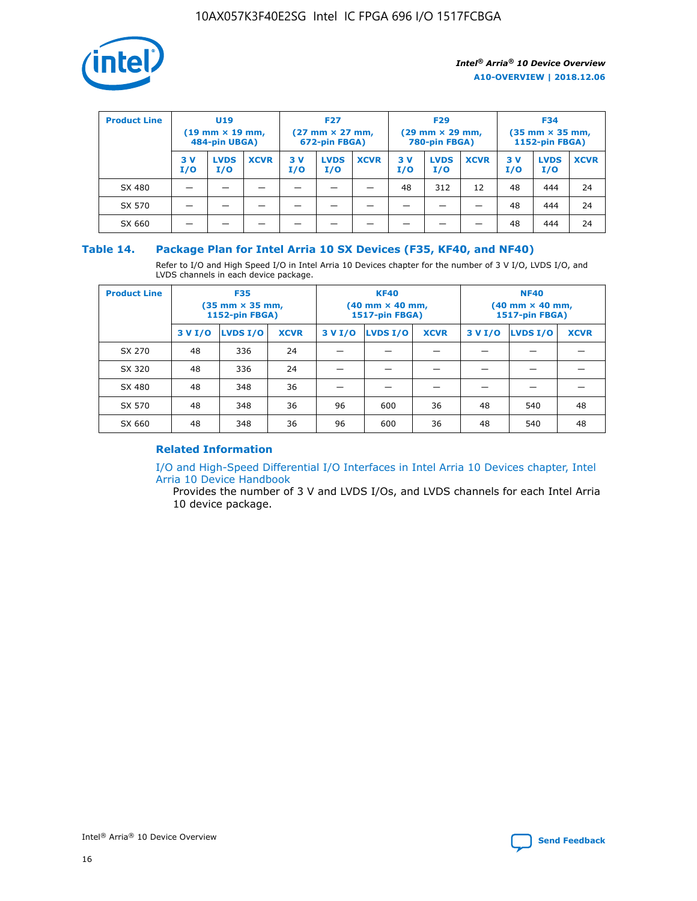| Product Line | U19 (19 mm × 19 mm, 484-pin UBGA) | | | F27 (27 mm × 27 mm, 672-pin FBGA) | | | F29 (29 mm × 29 mm, 780-pin FBGA) | | | F34 (35 mm × 35 mm, 1152-pin FBGA) | | |
|---|---|---|---|---|---|---|---|---|---|---|---|---|
| | 3 V I/O | LVDS I/O | XCVR | 3 V I/O | LVDS I/O | XCVR | 3 V I/O | LVDS I/O | XCVR | 3 V I/O | LVDS I/O | XCVR |
| SX 480 | — | — | — | — | — | — | 48 | 312 | 12 | 48 | 444 | 24 |
| SX 570 | — | — | — | — | — | — | — | — | — | 48 | 444 | 24 |
| SX 660 | — | — | — | — | — | — | — | — | — | 48 | 444 | 24 |

## Table 14. Package Plan for Intel Arria 10 SX Devices (F35, KF40, and NF40)

Refer to I/O and High Speed I/O in Intel Arria 10 Devices chapter for the number of 3 V I/O, LVDS I/O, and LVDS channels in each device package.

| Product Line | F35 (35 mm × 35 mm, 1152-pin FBGA) | | | KF40 (40 mm × 40 mm, 1517-pin FBGA) | | | NF40 (40 mm × 40 mm, 1517-pin FBGA) | | |
|---|---|---|---|---|---|---|---|---|---|
| | 3 V I/O | LVDS I/O | XCVR | 3 V I/O | LVDS I/O | XCVR | 3 V I/O | LVDS I/O | XCVR |
| SX 270 | 48 | 336 | 24 | — | — | — | — | — | — |
| SX 320 | 48 | 336 | 24 | — | — | — | — | — | — |
| SX 480 | 48 | 348 | 36 | — | — | — | — | — | — |
| SX 570 | 48 | 348 | 36 | 96 | 600 | 36 | 48 | 540 | 48 |
| SX 660 | 48 | 348 | 36 | 96 | 600 | 36 | 48 | 540 | 48 |

### Related Information

I/O and High-Speed Differential I/O Interfaces in Intel Arria 10 Devices chapter, Intel Arria 10 Device Handbook

Provides the number of 3 V and LVDS I/Os, and LVDS channels for each Intel Arria 10 device package.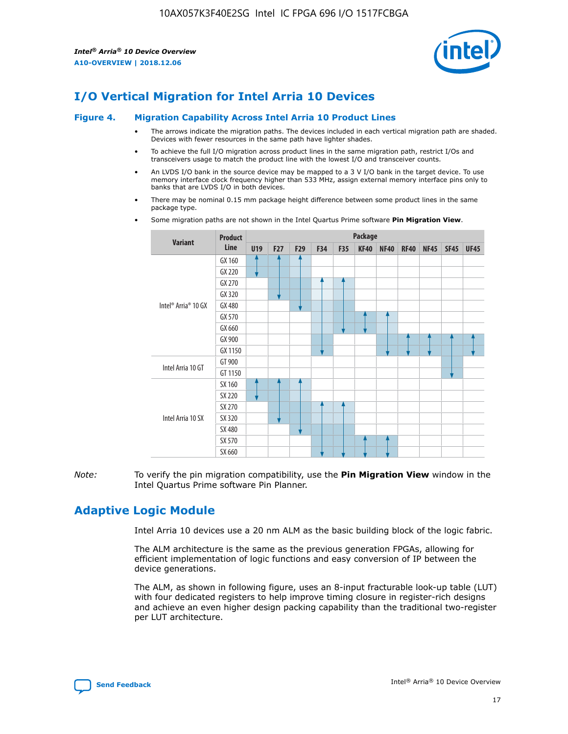# I/O Vertical Migration for Intel Arria 10 Devices

**Figure 4. Migration Capability Across Intel Arria 10 Product Lines**

- The arrows indicate the migration paths. The devices included in each vertical migration path are shaded. Devices with fewer resources in the same path have lighter shades.
- To achieve the full I/O migration across product lines in the same migration path, restrict I/Os and transceivers usage to match the product line with the lowest I/O and transceiver counts.
- An LVDS I/O bank in the source device may be mapped to a 3 V I/O bank in the target device. To use memory interface clock frequency higher than 533 MHz, assign external memory interface pins only to banks that are LVDS I/O in both devices.
- There may be nominal 0.15 mm package height difference between some product lines in the same package type.
- Some migration paths are not shown in the Intel Quartus Prime software **Pin Migration View**.

| Variant | Product Line | Package | | | | | | | | | | |
|---|---|---|---|---|---|---|---|---|---|---|---|---|
| | | U19 | F27 | F29 | F34 | F35 | KF40 | NF40 | RF40 | NF45 | SF45 | UF45 |
| Intel® Arria® 10 GX | GX 160 | | | | | | | | | | | |
| | GX 220 | | | | | | | | | | | |
| | GX 270 | | | | | | | | | | | |
| | GX 320 | | | | | | | | | | | |
| | GX 480 | | | | | | | | | | | |
| | GX 570 | | | | | | | | | | | |
| | GX 660 | | | | | | | | | | | |
| | GX 900 | | | | | | | | | | | |
| | GX 1150 | | | | | | | | | | | |
| Intel Arria 10 GT | GT 900 | | | | | | | | | | | |
| | GT 1150 | | | | | | | | | | | |
| Intel Arria 10 SX | SX 160 | | | | | | | | | | | |
| | SX 220 | | | | | | | | | | | |
| | SX 270 | | | | | | | | | | | |
| | SX 320 | | | | | | | | | | | |
| | SX 480 | | | | | | | | | | | |
| | SX 570 | | | | | | | | | | | |
| | SX 660 | | | | | | | | | | | |

*Note:* To verify the pin migration compatibility, use the **Pin Migration View** window in the Intel Quartus Prime software Pin Planner.

# Adaptive Logic Module

Intel Arria 10 devices use a 20 nm ALM as the basic building block of the logic fabric.

The ALM architecture is the same as the previous generation FPGAs, allowing for efficient implementation of logic functions and easy conversion of IP between the device generations.

The ALM, as shown in following figure, uses an 8-input fracturable look-up table (LUT) with four dedicated registers to help improve timing closure in register-rich designs and achieve an even higher design packing capability than the traditional two-register per LUT architecture.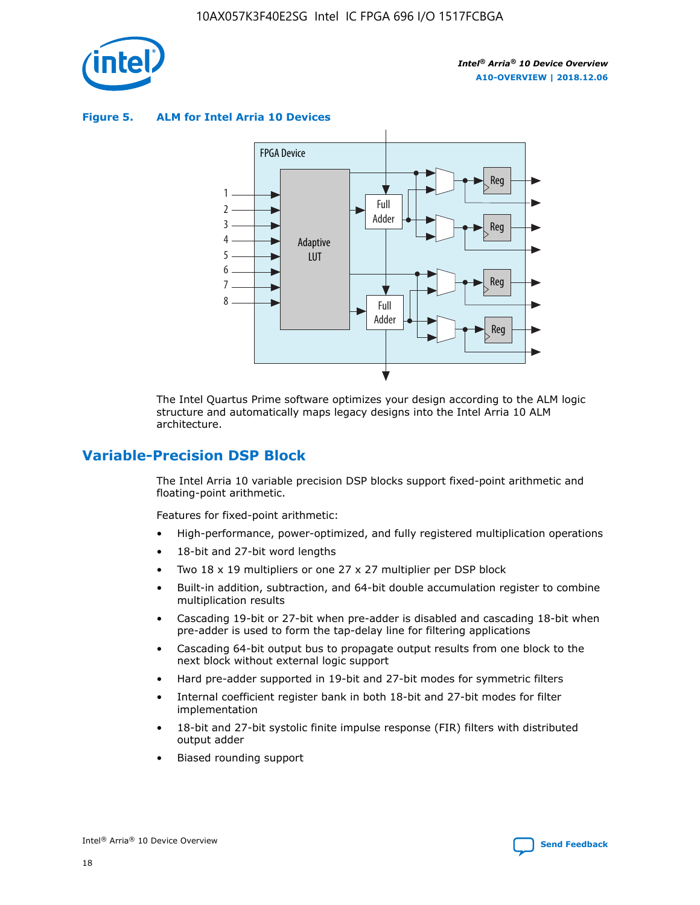**Figure 5. ALM for Intel Arria 10 Devices**

The Intel Quartus Prime software optimizes your design according to the ALM logic structure and automatically maps legacy designs into the Intel Arria 10 ALM architecture.

## Variable-Precision DSP Block

The Intel Arria 10 variable precision DSP blocks support fixed-point arithmetic and floating-point arithmetic.

Features for fixed-point arithmetic:

- High-performance, power-optimized, and fully registered multiplication operations
- 18-bit and 27-bit word lengths
- Two 18 x 19 multipliers or one 27 x 27 multiplier per DSP block
- Built-in addition, subtraction, and 64-bit double accumulation register to combine multiplication results
- Cascading 19-bit or 27-bit when pre-adder is disabled and cascading 18-bit when pre-adder is used to form the tap-delay line for filtering applications
- Cascading 64-bit output bus to propagate output results from one block to the next block without external logic support
- Hard pre-adder supported in 19-bit and 27-bit modes for symmetric filters
- Internal coefficient register bank in both 18-bit and 27-bit modes for filter implementation
- 18-bit and 27-bit systolic finite impulse response (FIR) filters with distributed output adder
- Biased rounding support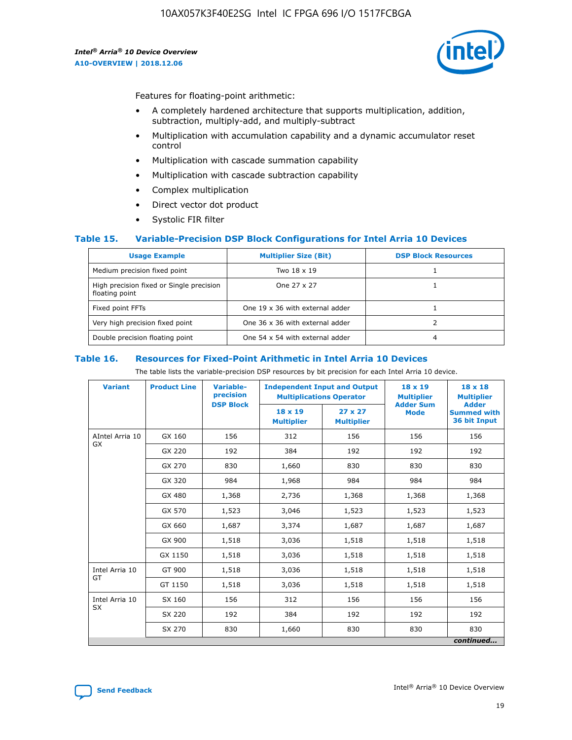Features for floating-point arithmetic:

- A completely hardened architecture that supports multiplication, addition, subtraction, multiply-add, and multiply-subtract
- Multiplication with accumulation capability and a dynamic accumulator reset control
- Multiplication with cascade summation capability
- Multiplication with cascade subtraction capability
- Complex multiplication
- Direct vector dot product
- Systolic FIR filter

### Table 15. Variable-Precision DSP Block Configurations for Intel Arria 10 Devices

| Usage Example | Multiplier Size (Bit) | DSP Block Resources |
|---|---|---|
| Medium precision fixed point | Two 18 x 19 | 1 |
| High precision fixed or Single precision floating point | One 27 x 27 | 1 |
| Fixed point FFTs | One 19 x 36 with external adder | 1 |
| Very high precision fixed point | One 36 x 36 with external adder | 2 |
| Double precision floating point | One 54 x 54 with external adder | 4 |

### Table 16. Resources for Fixed-Point Arithmetic in Intel Arria 10 Devices

The table lists the variable-precision DSP resources by bit precision for each Intel Arria 10 device.

| Variant | Product Line | Variable-precision DSP Block | Independent Input and Output Multiplications Operator | | 18 x 19 Multiplier Adder Sum Mode | 18 x 18 Multiplier Adder Summed with 36 bit Input |
|---|---|---|---|---|---|---|
| | | | 18 x 19 Multiplier | 27 x 27 Multiplier | | |
| AIntel Arria 10 GX | GX 160 | 156 | 312 | 156 | 156 | 156 |
| | GX 220 | 192 | 384 | 192 | 192 | 192 |
| | GX 270 | 830 | 1,660 | 830 | 830 | 830 |
| | GX 320 | 984 | 1,968 | 984 | 984 | 984 |
| | GX 480 | 1,368 | 2,736 | 1,368 | 1,368 | 1,368 |
| | GX 570 | 1,523 | 3,046 | 1,523 | 1,523 | 1,523 |
| | GX 660 | 1,687 | 3,374 | 1,687 | 1,687 | 1,687 |
| | GX 900 | 1,518 | 3,036 | 1,518 | 1,518 | 1,518 |
| | GX 1150 | 1,518 | 3,036 | 1,518 | 1,518 | 1,518 |
| Intel Arria 10 GT | GT 900 | 1,518 | 3,036 | 1,518 | 1,518 | 1,518 |
| | GT 1150 | 1,518 | 3,036 | 1,518 | 1,518 | 1,518 |
| Intel Arria 10 SX | SX 160 | 156 | 312 | 156 | 156 | 156 |
| | SX 220 | 192 | 384 | 192 | 192 | 192 |
| | SX 270 | 830 | 1,660 | 830 | 830 | 830 |

*continued...*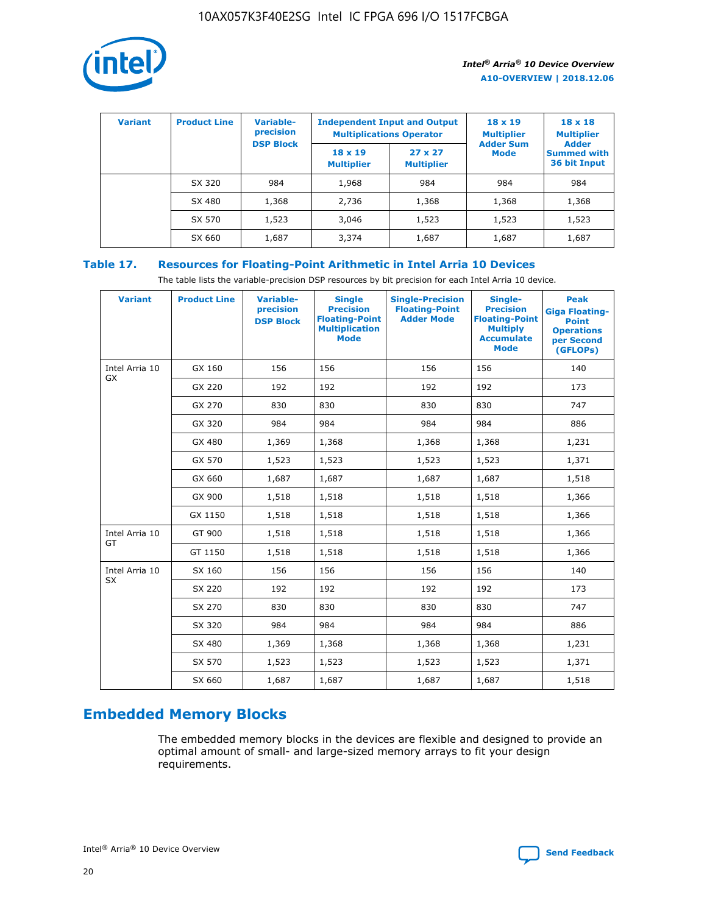| Variant | Product Line | Variable-precision DSP Block | Independent Input and Output Multiplications Operator | | 18 x 19 Multiplier Adder Sum Mode | 18 x 18 Multiplier Adder Summed with 36 bit Input |
|---|---|---|---|---|---|---|
| | | | 18 x 19 Multiplier | 27 x 27 Multiplier | | |
| | SX 320 | 984 | 1,968 | 984 | 984 | 984 |
| | SX 480 | 1,368 | 2,736 | 1,368 | 1,368 | 1,368 |
| | SX 570 | 1,523 | 3,046 | 1,523 | 1,523 | 1,523 |
| | SX 660 | 1,687 | 3,374 | 1,687 | 1,687 | 1,687 |

## Table 17. Resources for Floating-Point Arithmetic in Intel Arria 10 Devices

The table lists the variable-precision DSP resources by bit precision for each Intel Arria 10 device.

| Variant | Product Line | Variable-precision DSP Block | Single Precision Floating-Point Multiplication Mode | Single-Precision Floating-Point Adder Mode | Single-Precision Floating-Point Multiply Accumulate Mode | Peak Giga Floating-Point Operations per Second (GFLOPs) |
|---|---|---|---|---|---|---|
| Intel Arria 10 GX | GX 160 | 156 | 156 | 156 | 156 | 140 |
| | GX 220 | 192 | 192 | 192 | 192 | 173 |
| | GX 270 | 830 | 830 | 830 | 830 | 747 |
| | GX 320 | 984 | 984 | 984 | 984 | 886 |
| | GX 480 | 1,369 | 1,368 | 1,368 | 1,368 | 1,231 |
| | GX 570 | 1,523 | 1,523 | 1,523 | 1,523 | 1,371 |
| | GX 660 | 1,687 | 1,687 | 1,687 | 1,687 | 1,518 |
| | GX 900 | 1,518 | 1,518 | 1,518 | 1,518 | 1,366 |
| | GX 1150 | 1,518 | 1,518 | 1,518 | 1,518 | 1,366 |
| Intel Arria 10 GT | GT 900 | 1,518 | 1,518 | 1,518 | 1,518 | 1,366 |
| | GT 1150 | 1,518 | 1,518 | 1,518 | 1,518 | 1,366 |
| Intel Arria 10 SX | SX 160 | 156 | 156 | 156 | 156 | 140 |
| | SX 220 | 192 | 192 | 192 | 192 | 173 |
| | SX 270 | 830 | 830 | 830 | 830 | 747 |
| | SX 320 | 984 | 984 | 984 | 984 | 886 |
| | SX 480 | 1,369 | 1,368 | 1,368 | 1,368 | 1,231 |
| | SX 570 | 1,523 | 1,523 | 1,523 | 1,523 | 1,371 |
| | SX 660 | 1,687 | 1,687 | 1,687 | 1,687 | 1,518 |

# Embedded Memory Blocks

The embedded memory blocks in the devices are flexible and designed to provide an optimal amount of small- and large-sized memory arrays to fit your design requirements.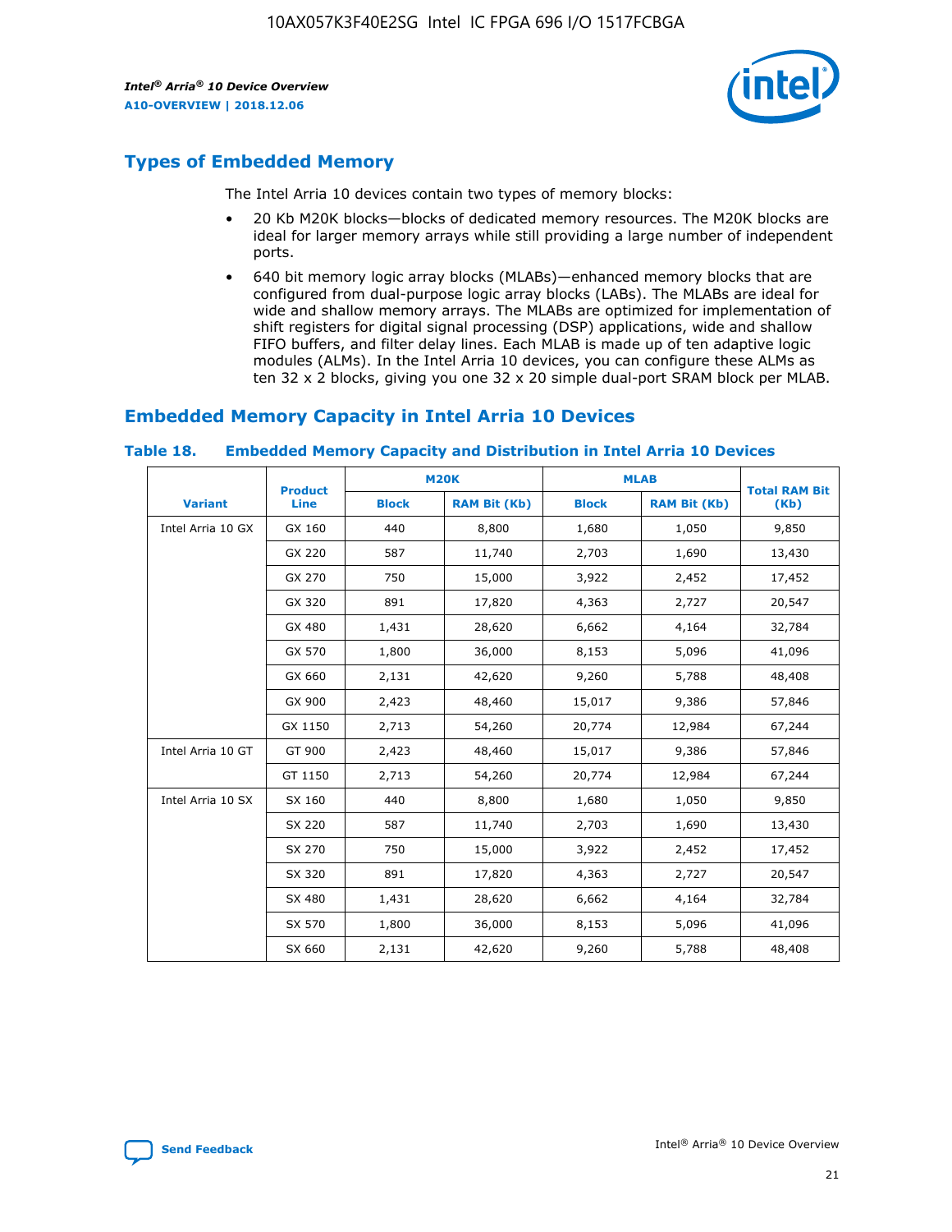## Types of Embedded Memory

The Intel Arria 10 devices contain two types of memory blocks:

- 20 Kb M20K blocks—blocks of dedicated memory resources. The M20K blocks are ideal for larger memory arrays while still providing a large number of independent ports.
- 640 bit memory logic array blocks (MLABs)—enhanced memory blocks that are configured from dual-purpose logic array blocks (LABs). The MLABs are ideal for wide and shallow memory arrays. The MLABs are optimized for implementation of shift registers for digital signal processing (DSP) applications, wide and shallow FIFO buffers, and filter delay lines. Each MLAB is made up of ten adaptive logic modules (ALMs). In the Intel Arria 10 devices, you can configure these ALMs as ten 32 x 2 blocks, giving you one 32 x 20 simple dual-port SRAM block per MLAB.

## Embedded Memory Capacity in Intel Arria 10 Devices

**Table 18. Embedded Memory Capacity and Distribution in Intel Arria 10 Devices**

| Variant | Product Line | M20K | | MLAB | | Total RAM Bit (Kb) |
|---|---|---|---|---|---|---|
| | | Block | RAM Bit (Kb) | Block | RAM Bit (Kb) | |
| Intel Arria 10 GX | GX 160 | 440 | 8,800 | 1,680 | 1,050 | 9,850 |
| | GX 220 | 587 | 11,740 | 2,703 | 1,690 | 13,430 |
| | GX 270 | 750 | 15,000 | 3,922 | 2,452 | 17,452 |
| | GX 320 | 891 | 17,820 | 4,363 | 2,727 | 20,547 |
| | GX 480 | 1,431 | 28,620 | 6,662 | 4,164 | 32,784 |
| | GX 570 | 1,800 | 36,000 | 8,153 | 5,096 | 41,096 |
| | GX 660 | 2,131 | 42,620 | 9,260 | 5,788 | 48,408 |
| | GX 900 | 2,423 | 48,460 | 15,017 | 9,386 | 57,846 |
| | GX 1150 | 2,713 | 54,260 | 20,774 | 12,984 | 67,244 |
| Intel Arria 10 GT | GT 900 | 2,423 | 48,460 | 15,017 | 9,386 | 57,846 |
| | GT 1150 | 2,713 | 54,260 | 20,774 | 12,984 | 67,244 |
| Intel Arria 10 SX | SX 160 | 440 | 8,800 | 1,680 | 1,050 | 9,850 |
| | SX 220 | 587 | 11,740 | 2,703 | 1,690 | 13,430 |
| | SX 270 | 750 | 15,000 | 3,922 | 2,452 | 17,452 |
| | SX 320 | 891 | 17,820 | 4,363 | 2,727 | 20,547 |
| | SX 480 | 1,431 | 28,620 | 6,662 | 4,164 | 32,784 |
| | SX 570 | 1,800 | 36,000 | 8,153 | 5,096 | 41,096 |
| | SX 660 | 2,131 | 42,620 | 9,260 | 5,788 | 48,408 |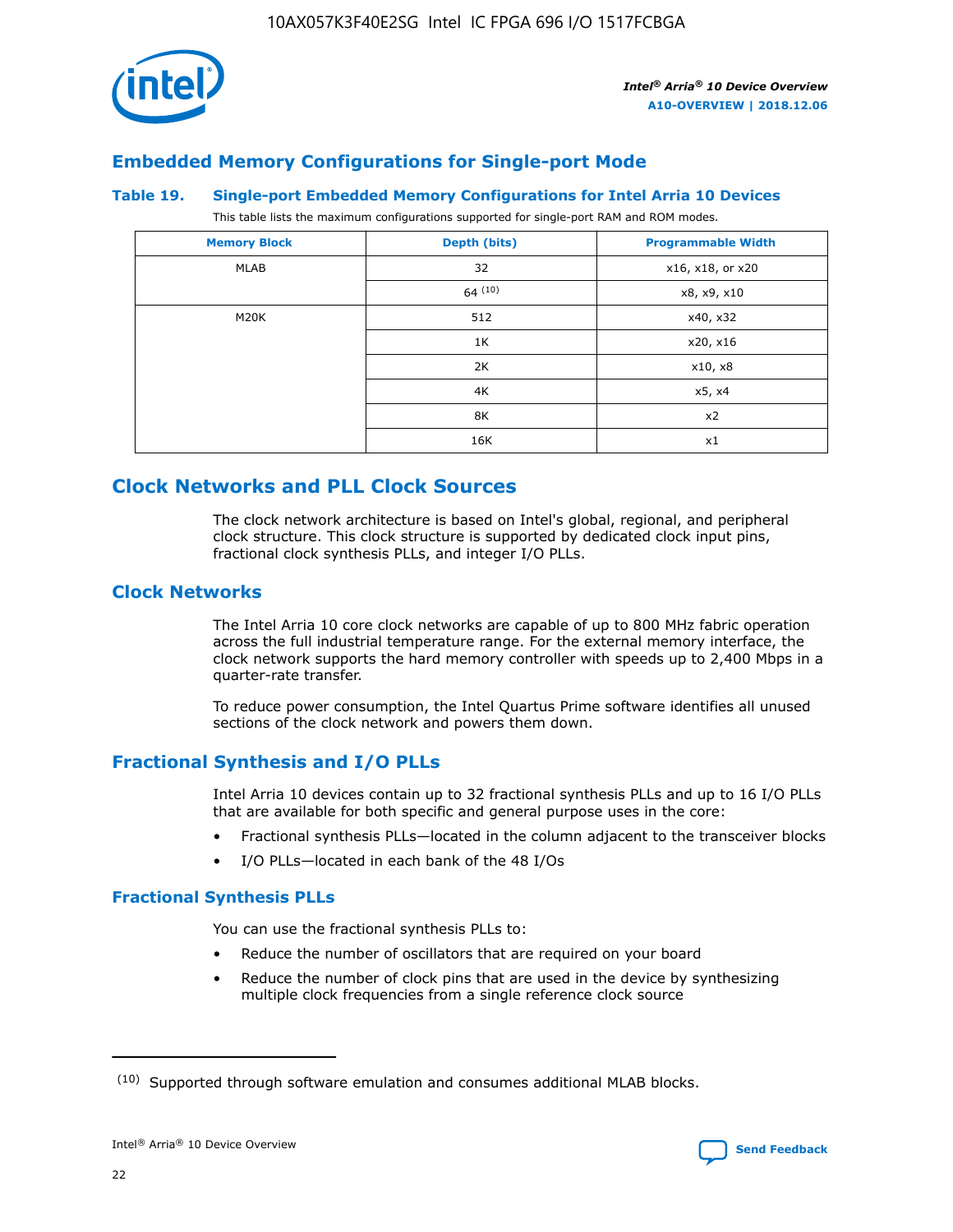## Embedded Memory Configurations for Single-port Mode

### Table 19. Single-port Embedded Memory Configurations for Intel Arria 10 Devices

This table lists the maximum configurations supported for single-port RAM and ROM modes.

| Memory Block | Depth (bits) | Programmable Width |
|---|---|---|
| MLAB | 32 | x16, x18, or x20 |
| | 64 (10) | x8, x9, x10 |
| M20K | 512 | x40, x32 |
| | 1K | x20, x16 |
| | 2K | x10, x8 |
| | 4K | x5, x4 |
| | 8K | x2 |
| | 16K | x1 |

## Clock Networks and PLL Clock Sources

The clock network architecture is based on Intel's global, regional, and peripheral clock structure. This clock structure is supported by dedicated clock input pins, fractional clock synthesis PLLs, and integer I/O PLLs.

## Clock Networks

The Intel Arria 10 core clock networks are capable of up to 800 MHz fabric operation across the full industrial temperature range. For the external memory interface, the clock network supports the hard memory controller with speeds up to 2,400 Mbps in a quarter-rate transfer.

To reduce power consumption, the Intel Quartus Prime software identifies all unused sections of the clock network and powers them down.

## Fractional Synthesis and I/O PLLs

Intel Arria 10 devices contain up to 32 fractional synthesis PLLs and up to 16 I/O PLLs that are available for both specific and general purpose uses in the core:

- Fractional synthesis PLLs—located in the column adjacent to the transceiver blocks
- I/O PLLs—located in each bank of the 48 I/Os

### Fractional Synthesis PLLs

You can use the fractional synthesis PLLs to:

- Reduce the number of oscillators that are required on your board
- Reduce the number of clock pins that are used in the device by synthesizing multiple clock frequencies from a single reference clock source

(10) Supported through software emulation and consumes additional MLAB blocks.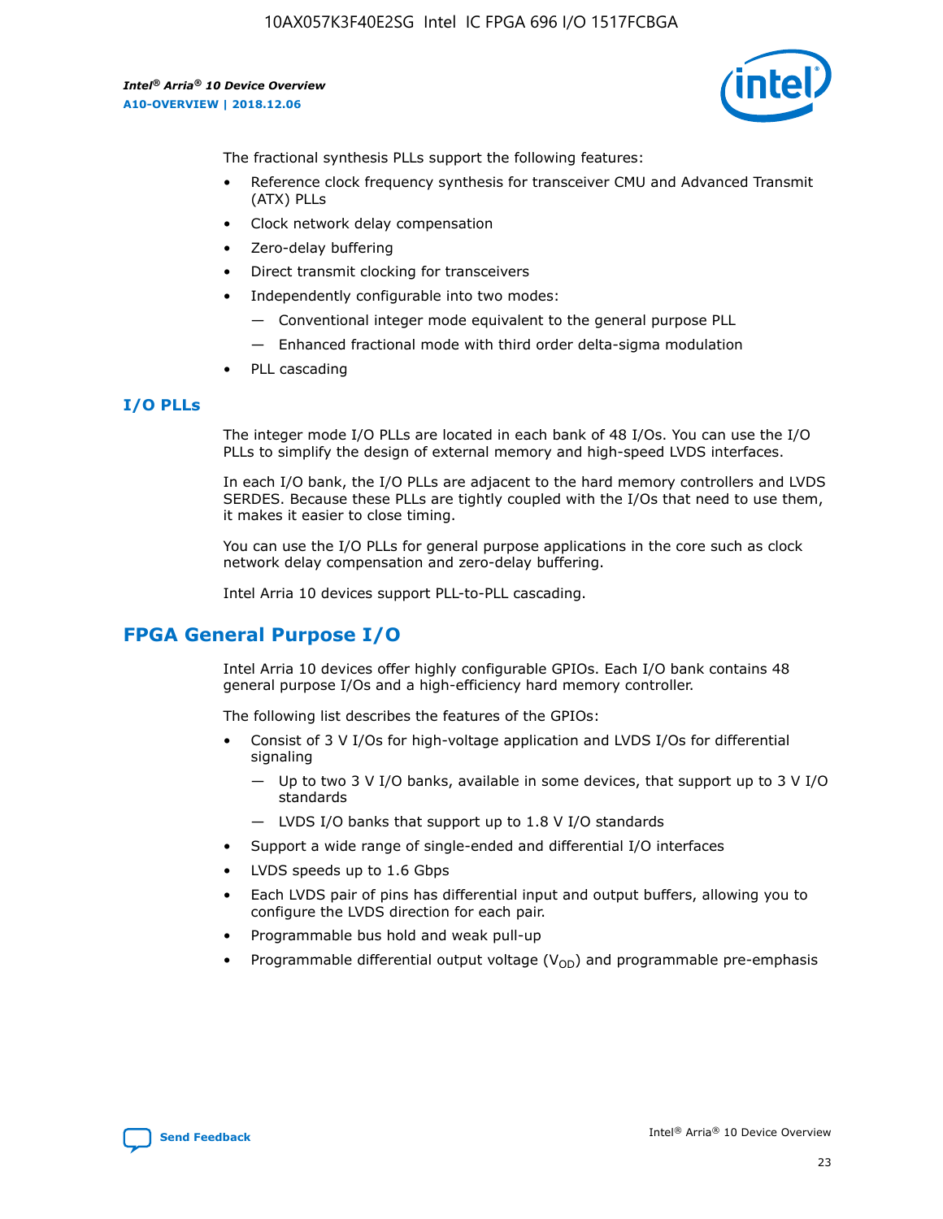The fractional synthesis PLLs support the following features:

- Reference clock frequency synthesis for transceiver CMU and Advanced Transmit (ATX) PLLs
- Clock network delay compensation
- Zero-delay buffering
- Direct transmit clocking for transceivers
- Independently configurable into two modes:
  - — Conventional integer mode equivalent to the general purpose PLL
  - — Enhanced fractional mode with third order delta-sigma modulation
- PLL cascading

### I/O PLLs

The integer mode I/O PLLs are located in each bank of 48 I/Os. You can use the I/O PLLs to simplify the design of external memory and high-speed LVDS interfaces.

In each I/O bank, the I/O PLLs are adjacent to the hard memory controllers and LVDS SERDES. Because these PLLs are tightly coupled with the I/Os that need to use them, it makes it easier to close timing.

You can use the I/O PLLs for general purpose applications in the core such as clock network delay compensation and zero-delay buffering.

Intel Arria 10 devices support PLL-to-PLL cascading.

## FPGA General Purpose I/O

Intel Arria 10 devices offer highly configurable GPIOs. Each I/O bank contains 48 general purpose I/Os and a high-efficiency hard memory controller.

The following list describes the features of the GPIOs:

- Consist of 3 V I/Os for high-voltage application and LVDS I/Os for differential signaling
  - — Up to two 3 V I/O banks, available in some devices, that support up to 3 V I/O standards
  - — LVDS I/O banks that support up to 1.8 V I/O standards
- Support a wide range of single-ended and differential I/O interfaces
- LVDS speeds up to 1.6 Gbps
- Each LVDS pair of pins has differential input and output buffers, allowing you to configure the LVDS direction for each pair.
- Programmable bus hold and weak pull-up
- Programmable differential output voltage ($V_{OD}$) and programmable pre-emphasis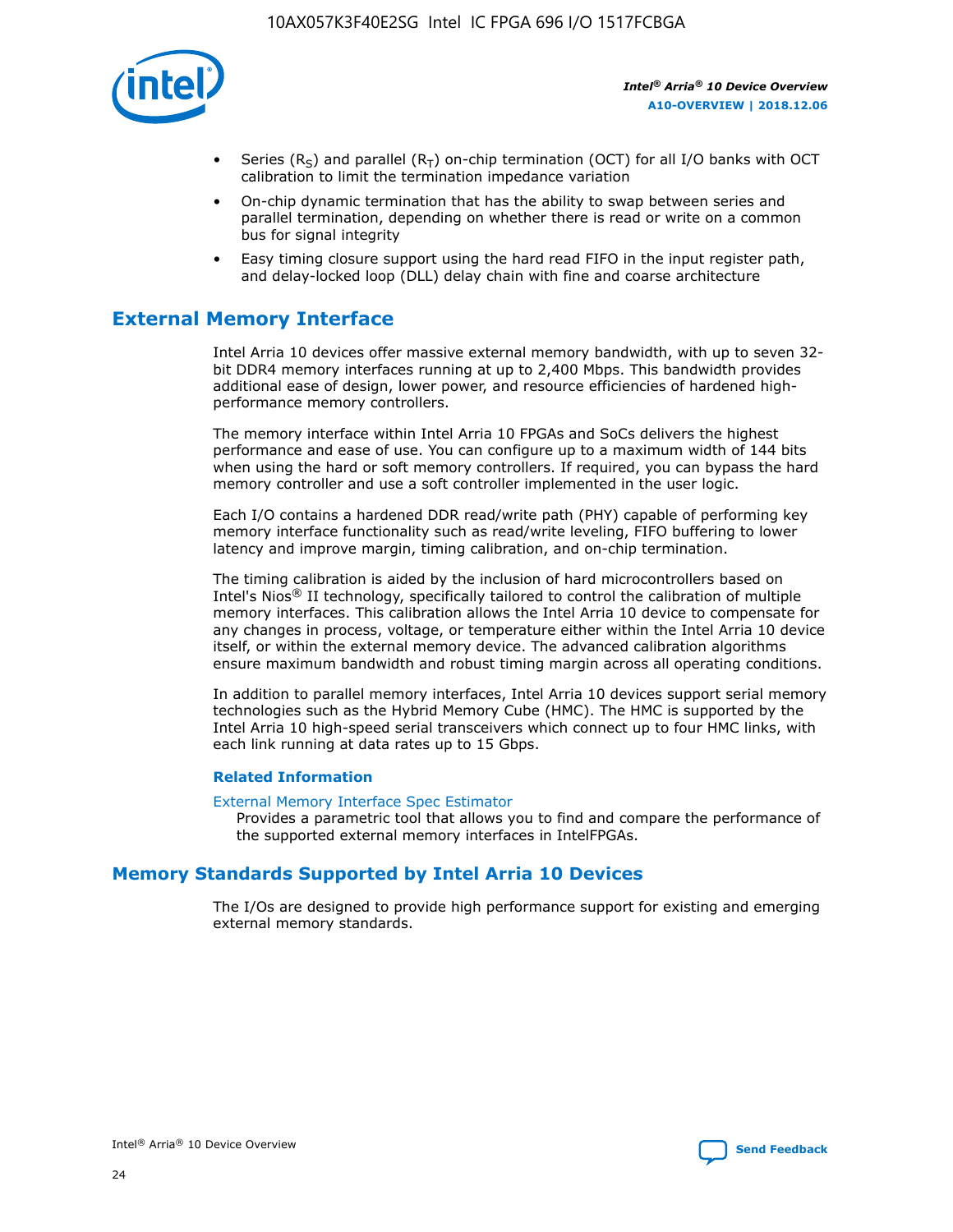- Series ($R_S$) and parallel ($R_T$) on-chip termination (OCT) for all I/O banks with OCT calibration to limit the termination impedance variation
- On-chip dynamic termination that has the ability to swap between series and parallel termination, depending on whether there is read or write on a common bus for signal integrity
- Easy timing closure support using the hard read FIFO in the input register path, and delay-locked loop (DLL) delay chain with fine and coarse architecture

## External Memory Interface

Intel Arria 10 devices offer massive external memory bandwidth, with up to seven 32-bit DDR4 memory interfaces running at up to 2,400 Mbps. This bandwidth provides additional ease of design, lower power, and resource efficiencies of hardened high-performance memory controllers.

The memory interface within Intel Arria 10 FPGAs and SoCs delivers the highest performance and ease of use. You can configure up to a maximum width of 144 bits when using the hard or soft memory controllers. If required, you can bypass the hard memory controller and use a soft controller implemented in the user logic.

Each I/O contains a hardened DDR read/write path (PHY) capable of performing key memory interface functionality such as read/write leveling, FIFO buffering to lower latency and improve margin, timing calibration, and on-chip termination.

The timing calibration is aided by the inclusion of hard microcontrollers based on Intel's Nios® II technology, specifically tailored to control the calibration of multiple memory interfaces. This calibration allows the Intel Arria 10 device to compensate for any changes in process, voltage, or temperature either within the Intel Arria 10 device itself, or within the external memory device. The advanced calibration algorithms ensure maximum bandwidth and robust timing margin across all operating conditions.

In addition to parallel memory interfaces, Intel Arria 10 devices support serial memory technologies such as the Hybrid Memory Cube (HMC). The HMC is supported by the Intel Arria 10 high-speed serial transceivers which connect up to four HMC links, with each link running at data rates up to 15 Gbps.

#### Related Information

External Memory Interface Spec Estimator
Provides a parametric tool that allows you to find and compare the performance of the supported external memory interfaces in IntelFPGAs.

## Memory Standards Supported by Intel Arria 10 Devices

The I/Os are designed to provide high performance support for existing and emerging external memory standards.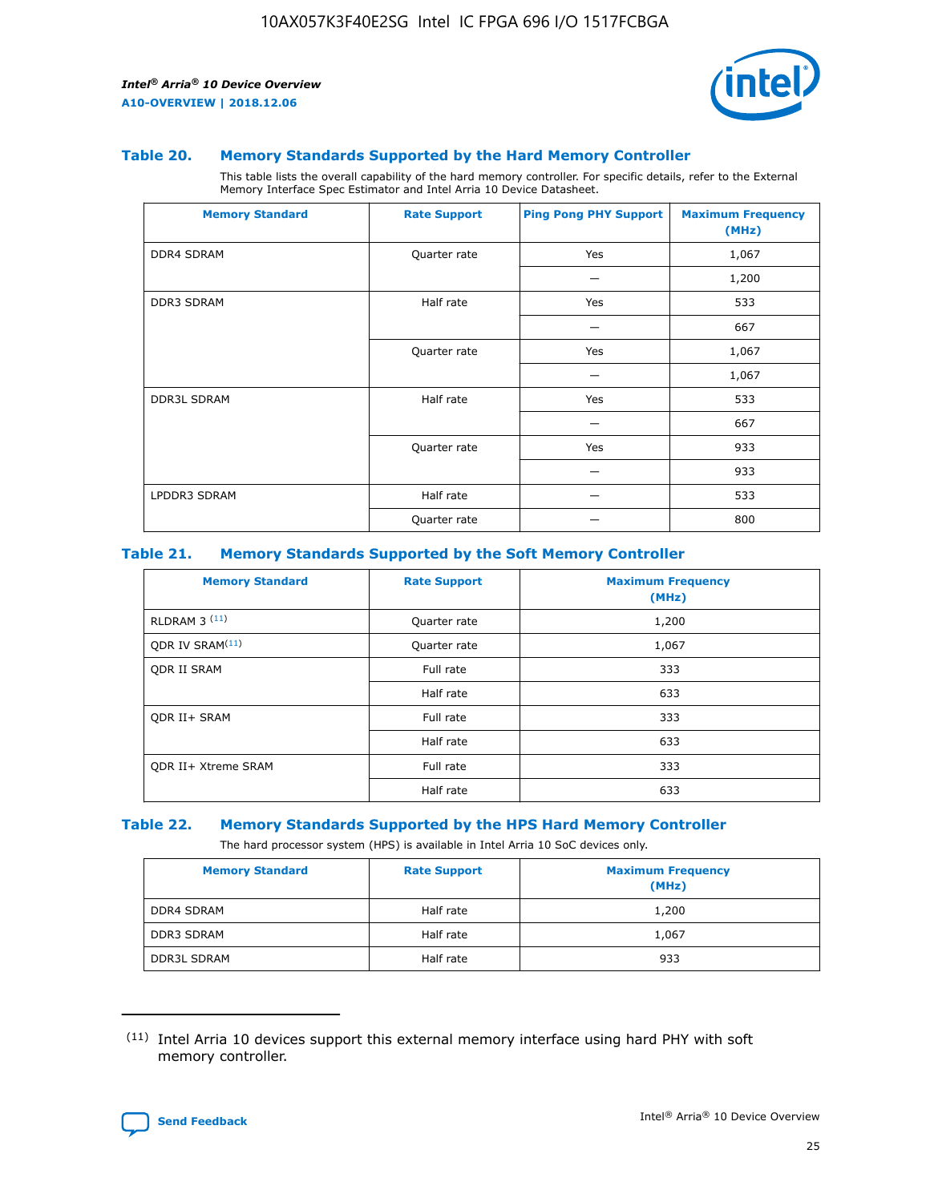### Table 20. Memory Standards Supported by the Hard Memory Controller

This table lists the overall capability of the hard memory controller. For specific details, refer to the External Memory Interface Spec Estimator and Intel Arria 10 Device Datasheet.

| Memory Standard | Rate Support | Ping Pong PHY Support | Maximum Frequency (MHz) |
|---|---|---|---|
| DDR4 SDRAM | Quarter rate | Yes | 1,067 |
| | | — | 1,200 |
| DDR3 SDRAM | Half rate | Yes | 533 |
| | | — | 667 |
| | Quarter rate | Yes | 1,067 |
| | | — | 1,067 |
| DDR3L SDRAM | Half rate | Yes | 533 |
| | | — | 667 |
| | Quarter rate | Yes | 933 |
| | | — | 933 |
| LPDDR3 SDRAM | Half rate | — | 533 |
| | Quarter rate | — | 800 |

### Table 21. Memory Standards Supported by the Soft Memory Controller

| Memory Standard | Rate Support | Maximum Frequency (MHz) |
|---|---|---|
| RLDRAM 3 (11) | Quarter rate | 1,200 |
| QDR IV SRAM(11) | Quarter rate | 1,067 |
| QDR II SRAM | Full rate | 333 |
| | Half rate | 633 |
| QDR II+ SRAM | Full rate | 333 |
| | Half rate | 633 |
| QDR II+ Xtreme SRAM | Full rate | 333 |
| | Half rate | 633 |

### Table 22. Memory Standards Supported by the HPS Hard Memory Controller

The hard processor system (HPS) is available in Intel Arria 10 SoC devices only.

| Memory Standard | Rate Support | Maximum Frequency (MHz) |
|---|---|---|
| DDR4 SDRAM | Half rate | 1,200 |
| DDR3 SDRAM | Half rate | 1,067 |
| DDR3L SDRAM | Half rate | 933 |

(11) Intel Arria 10 devices support this external memory interface using hard PHY with soft memory controller.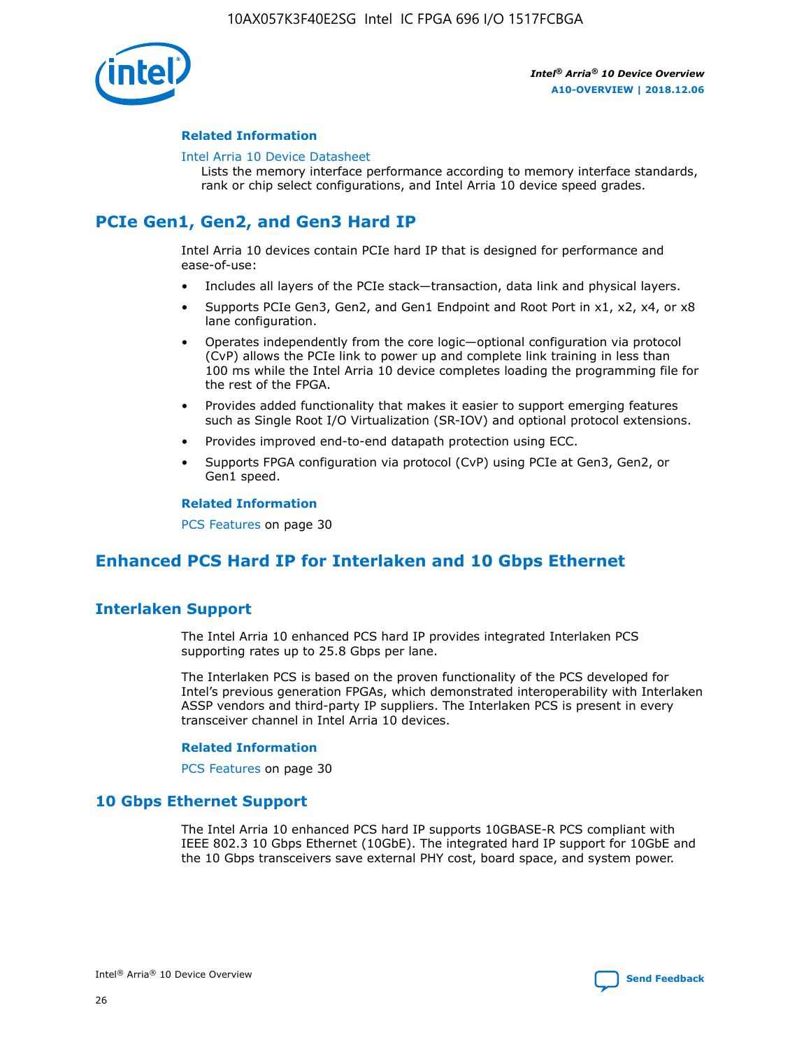#### Related Information

Intel Arria 10 Device Datasheet
Lists the memory interface performance according to memory interface standards, rank or chip select configurations, and Intel Arria 10 device speed grades.

## PCIe Gen1, Gen2, and Gen3 Hard IP

Intel Arria 10 devices contain PCIe hard IP that is designed for performance and ease-of-use:

- Includes all layers of the PCIe stack—transaction, data link and physical layers.
- Supports PCIe Gen3, Gen2, and Gen1 Endpoint and Root Port in x1, x2, x4, or x8 lane configuration.
- Operates independently from the core logic—optional configuration via protocol (CvP) allows the PCIe link to power up and complete link training in less than 100 ms while the Intel Arria 10 device completes loading the programming file for the rest of the FPGA.
- Provides added functionality that makes it easier to support emerging features such as Single Root I/O Virtualization (SR-IOV) and optional protocol extensions.
- Provides improved end-to-end datapath protection using ECC.
- Supports FPGA configuration via protocol (CvP) using PCIe at Gen3, Gen2, or Gen1 speed.

#### Related Information

PCS Features on page 30

## Enhanced PCS Hard IP for Interlaken and 10 Gbps Ethernet

### Interlaken Support

The Intel Arria 10 enhanced PCS hard IP provides integrated Interlaken PCS supporting rates up to 25.8 Gbps per lane.

The Interlaken PCS is based on the proven functionality of the PCS developed for Intel's previous generation FPGAs, which demonstrated interoperability with Interlaken ASSP vendors and third-party IP suppliers. The Interlaken PCS is present in every transceiver channel in Intel Arria 10 devices.

#### Related Information

PCS Features on page 30

### 10 Gbps Ethernet Support

The Intel Arria 10 enhanced PCS hard IP supports 10GBASE-R PCS compliant with IEEE 802.3 10 Gbps Ethernet (10GbE). The integrated hard IP support for 10GbE and the 10 Gbps transceivers save external PHY cost, board space, and system power.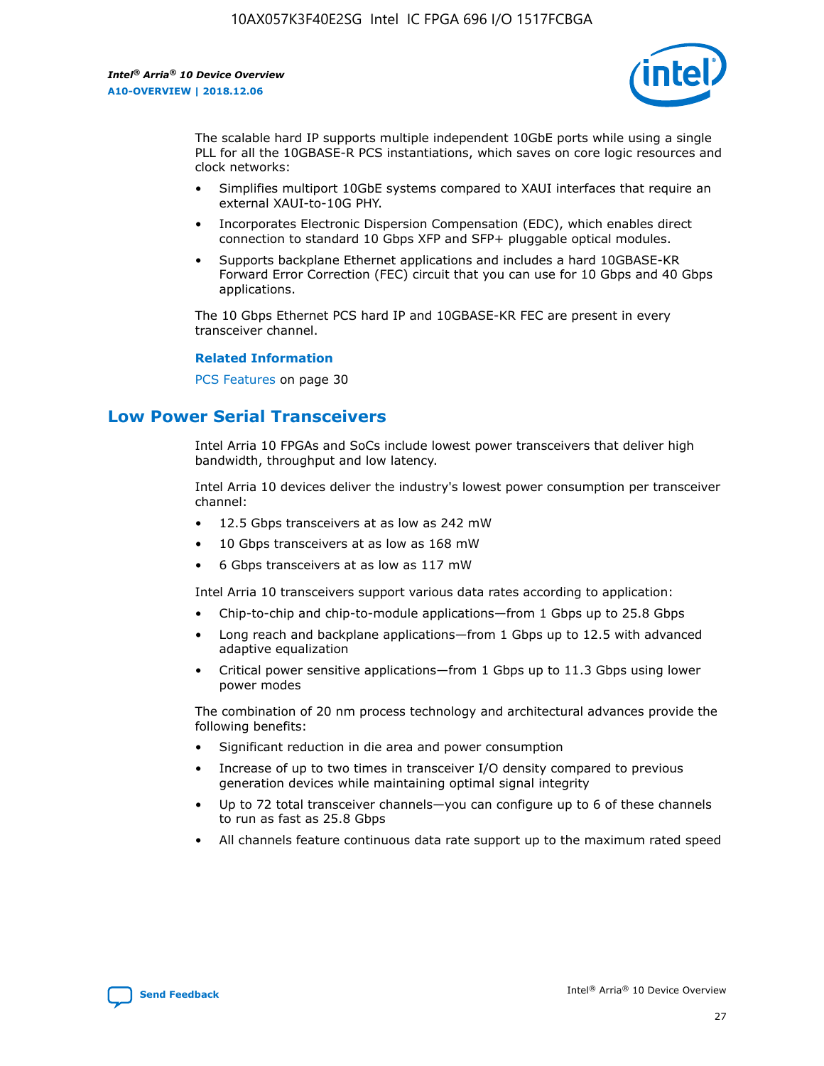The scalable hard IP supports multiple independent 10GbE ports while using a single PLL for all the 10GBASE-R PCS instantiations, which saves on core logic resources and clock networks:

- Simplifies multiport 10GbE systems compared to XAUI interfaces that require an external XAUI-to-10G PHY.
- Incorporates Electronic Dispersion Compensation (EDC), which enables direct connection to standard 10 Gbps XFP and SFP+ pluggable optical modules.
- Supports backplane Ethernet applications and includes a hard 10GBASE-KR Forward Error Correction (FEC) circuit that you can use for 10 Gbps and 40 Gbps applications.

The 10 Gbps Ethernet PCS hard IP and 10GBASE-KR FEC are present in every transceiver channel.

**Related Information**

PCS Features on page 30

## Low Power Serial Transceivers

Intel Arria 10 FPGAs and SoCs include lowest power transceivers that deliver high bandwidth, throughput and low latency.

Intel Arria 10 devices deliver the industry's lowest power consumption per transceiver channel:

- 12.5 Gbps transceivers at as low as 242 mW
- 10 Gbps transceivers at as low as 168 mW
- 6 Gbps transceivers at as low as 117 mW

Intel Arria 10 transceivers support various data rates according to application:

- Chip-to-chip and chip-to-module applications—from 1 Gbps up to 25.8 Gbps
- Long reach and backplane applications—from 1 Gbps up to 12.5 with advanced adaptive equalization
- Critical power sensitive applications—from 1 Gbps up to 11.3 Gbps using lower power modes

The combination of 20 nm process technology and architectural advances provide the following benefits:

- Significant reduction in die area and power consumption
- Increase of up to two times in transceiver I/O density compared to previous generation devices while maintaining optimal signal integrity
- Up to 72 total transceiver channels—you can configure up to 6 of these channels to run as fast as 25.8 Gbps
- All channels feature continuous data rate support up to the maximum rated speed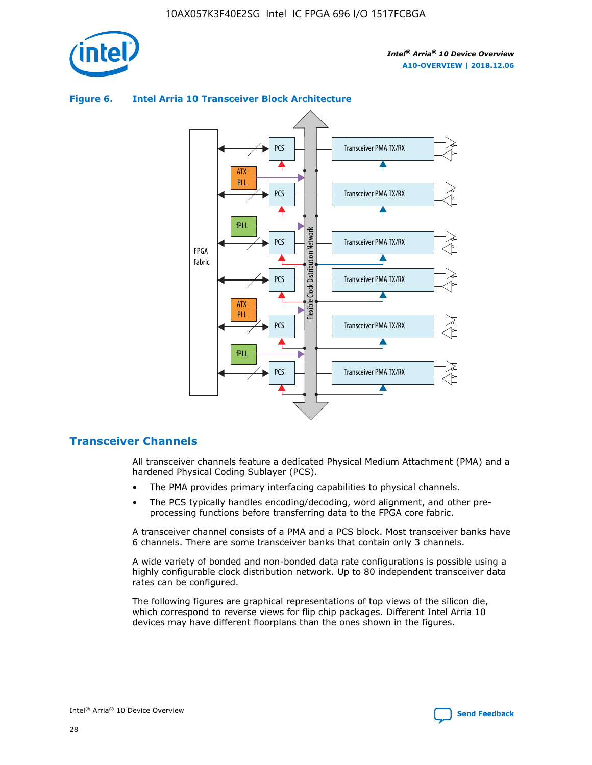**Figure 6. Intel Arria 10 Transceiver Block Architecture**

## Transceiver Channels

All transceiver channels feature a dedicated Physical Medium Attachment (PMA) and a hardened Physical Coding Sublayer (PCS).

- The PMA provides primary interfacing capabilities to physical channels.
- The PCS typically handles encoding/decoding, word alignment, and other pre-processing functions before transferring data to the FPGA core fabric.

A transceiver channel consists of a PMA and a PCS block. Most transceiver banks have 6 channels. There are some transceiver banks that contain only 3 channels.

A wide variety of bonded and non-bonded data rate configurations is possible using a highly configurable clock distribution network. Up to 80 independent transceiver data rates can be configured.

The following figures are graphical representations of top views of the silicon die, which correspond to reverse views for flip chip packages. Different Intel Arria 10 devices may have different floorplans than the ones shown in the figures.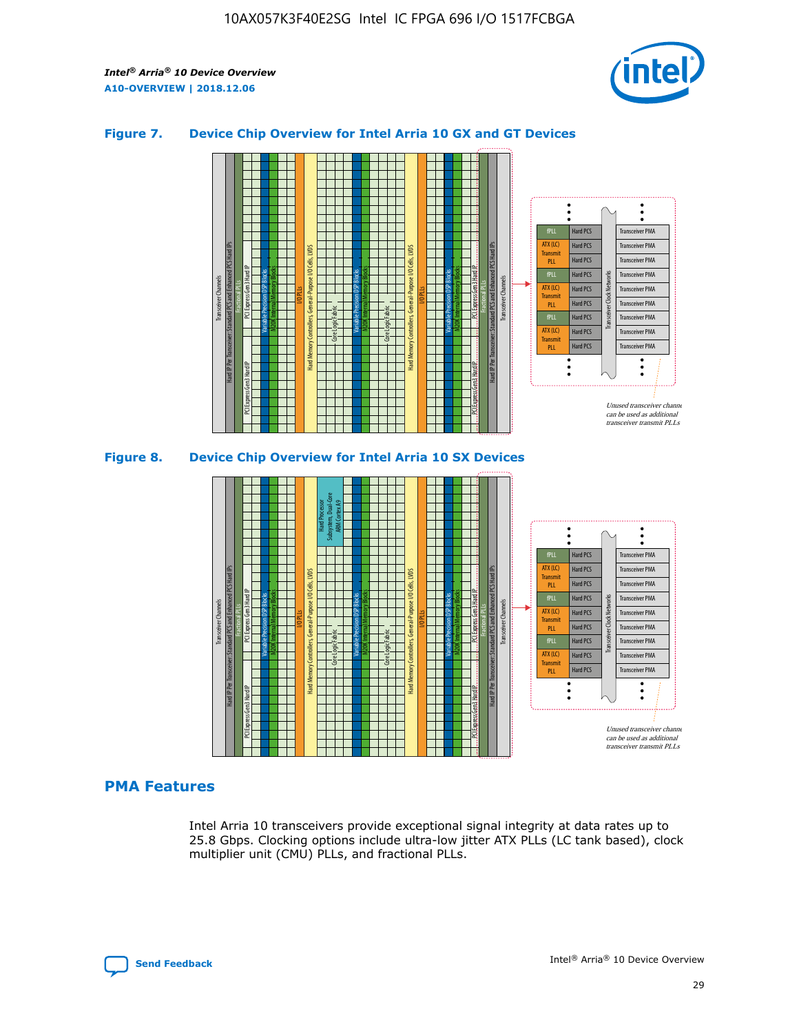### Figure 7. Device Chip Overview for Intel Arria 10 GX and GT Devices

### Figure 8. Device Chip Overview for Intel Arria 10 SX Devices

## PMA Features

Intel Arria 10 transceivers provide exceptional signal integrity at data rates up to 25.8 Gbps. Clocking options include ultra-low jitter ATX PLLs (LC tank based), clock multiplier unit (CMU) PLLs, and fractional PLLs.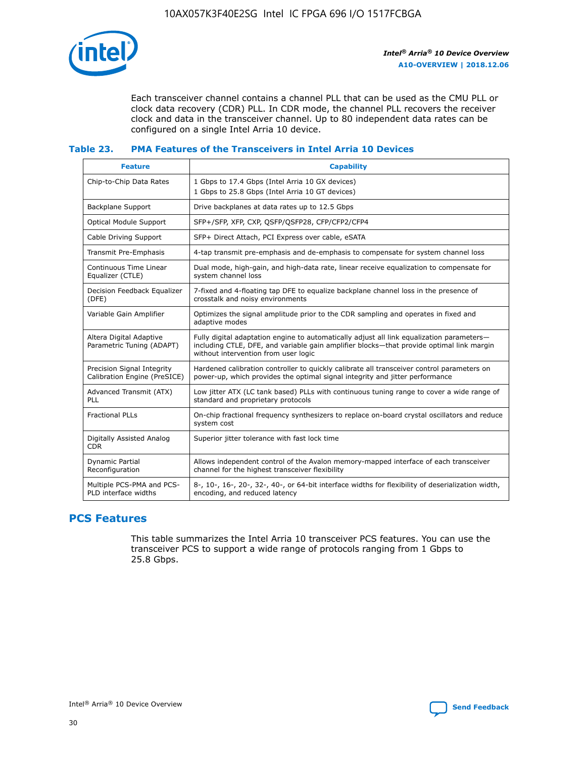Each transceiver channel contains a channel PLL that can be used as the CMU PLL or clock data recovery (CDR) PLL. In CDR mode, the channel PLL recovers the receiver clock and data in the transceiver channel. Up to 80 independent data rates can be configured on a single Intel Arria 10 device.

### Table 23. PMA Features of the Transceivers in Intel Arria 10 Devices

| Feature | Capability |
| --- | --- |
| Chip-to-Chip Data Rates | 1 Gbps to 17.4 Gbps (Intel Arria 10 GX devices)<br>1 Gbps to 25.8 Gbps (Intel Arria 10 GT devices) |
| Backplane Support | Drive backplanes at data rates up to 12.5 Gbps |
| Optical Module Support | SFP+/SFP, XFP, CXP, QSFP/QSFP28, CFP/CFP2/CFP4 |
| Cable Driving Support | SFP+ Direct Attach, PCI Express over cable, eSATA |
| Transmit Pre-Emphasis | 4-tap transmit pre-emphasis and de-emphasis to compensate for system channel loss |
| Continuous Time Linear Equalizer (CTLE) | Dual mode, high-gain, and high-data rate, linear receive equalization to compensate for system channel loss |
| Decision Feedback Equalizer (DFE) | 7-fixed and 4-floating tap DFE to equalize backplane channel loss in the presence of crosstalk and noisy environments |
| Variable Gain Amplifier | Optimizes the signal amplitude prior to the CDR sampling and operates in fixed and adaptive modes |
| Altera Digital Adaptive Parametric Tuning (ADAPT) | Fully digital adaptation engine to automatically adjust all link equalization parameters—including CTLE, DFE, and variable gain amplifier blocks—that provide optimal link margin without intervention from user logic |
| Precision Signal Integrity Calibration Engine (PreSICE) | Hardened calibration controller to quickly calibrate all transceiver control parameters on power-up, which provides the optimal signal integrity and jitter performance |
| Advanced Transmit (ATX) PLL | Low jitter ATX (LC tank based) PLLs with continuous tuning range to cover a wide range of standard and proprietary protocols |
| Fractional PLLs | On-chip fractional frequency synthesizers to replace on-board crystal oscillators and reduce system cost |
| Digitally Assisted Analog CDR | Superior jitter tolerance with fast lock time |
| Dynamic Partial Reconfiguration | Allows independent control of the Avalon memory-mapped interface of each transceiver channel for the highest transceiver flexibility |
| Multiple PCS-PMA and PCS-PLD interface widths | 8-, 10-, 16-, 20-, 32-, 40-, or 64-bit interface widths for flexibility of deserialization width, encoding, and reduced latency |

## PCS Features

This table summarizes the Intel Arria 10 transceiver PCS features. You can use the transceiver PCS to support a wide range of protocols ranging from 1 Gbps to 25.8 Gbps.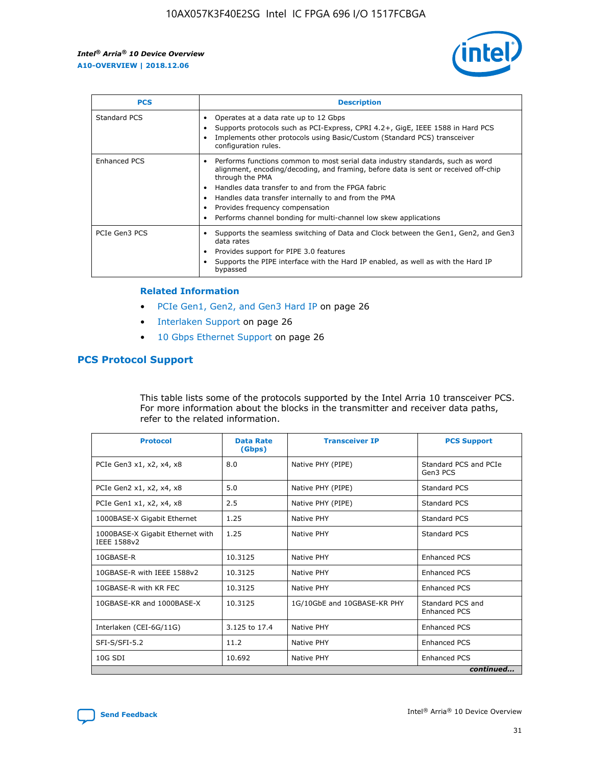| PCS | Description |
| --- | --- |
| Standard PCS | • Operates at a data rate up to 12 Gbps<br>• Supports protocols such as PCI-Express, CPRI 4.2+, GigE, IEEE 1588 in Hard PCS<br>• Implements other protocols using Basic/Custom (Standard PCS) transceiver configuration rules. |
| Enhanced PCS | • Performs functions common to most serial data industry standards, such as word alignment, encoding/decoding, and framing, before data is sent or received off-chip through the PMA<br>• Handles data transfer to and from the FPGA fabric<br>• Handles data transfer internally to and from the PMA<br>• Provides frequency compensation<br>• Performs channel bonding for multi-channel low skew applications |
| PCIe Gen3 PCS | • Supports the seamless switching of Data and Clock between the Gen1, Gen2, and Gen3 data rates<br>• Provides support for PIPE 3.0 features<br>• Supports the PIPE interface with the Hard IP enabled, as well as with the Hard IP bypassed |

### Related Information

- PCIe Gen1, Gen2, and Gen3 Hard IP on page 26
- Interlaken Support on page 26
- 10 Gbps Ethernet Support on page 26

## PCS Protocol Support

This table lists some of the protocols supported by the Intel Arria 10 transceiver PCS. For more information about the blocks in the transmitter and receiver data paths, refer to the related information.

| Protocol | Data Rate (Gbps) | Transceiver IP | PCS Support |
| --- | --- | --- | --- |
| PCIe Gen3 x1, x2, x4, x8 | 8.0 | Native PHY (PIPE) | Standard PCS and PCIe Gen3 PCS |
| PCIe Gen2 x1, x2, x4, x8 | 5.0 | Native PHY (PIPE) | Standard PCS |
| PCIe Gen1 x1, x2, x4, x8 | 2.5 | Native PHY (PIPE) | Standard PCS |
| 1000BASE-X Gigabit Ethernet | 1.25 | Native PHY | Standard PCS |
| 1000BASE-X Gigabit Ethernet with IEEE 1588v2 | 1.25 | Native PHY | Standard PCS |
| 10GBASE-R | 10.3125 | Native PHY | Enhanced PCS |
| 10GBASE-R with IEEE 1588v2 | 10.3125 | Native PHY | Enhanced PCS |
| 10GBASE-R with KR FEC | 10.3125 | Native PHY | Enhanced PCS |
| 10GBASE-KR and 1000BASE-X | 10.3125 | 1G/10GbE and 10GBASE-KR PHY | Standard PCS and Enhanced PCS |
| Interlaken (CEI-6G/11G) | 3.125 to 17.4 | Native PHY | Enhanced PCS |
| SFI-S/SFI-5.2 | 11.2 | Native PHY | Enhanced PCS |
| 10G SDI | 10.692 | Native PHY | Enhanced PCS |

*continued...*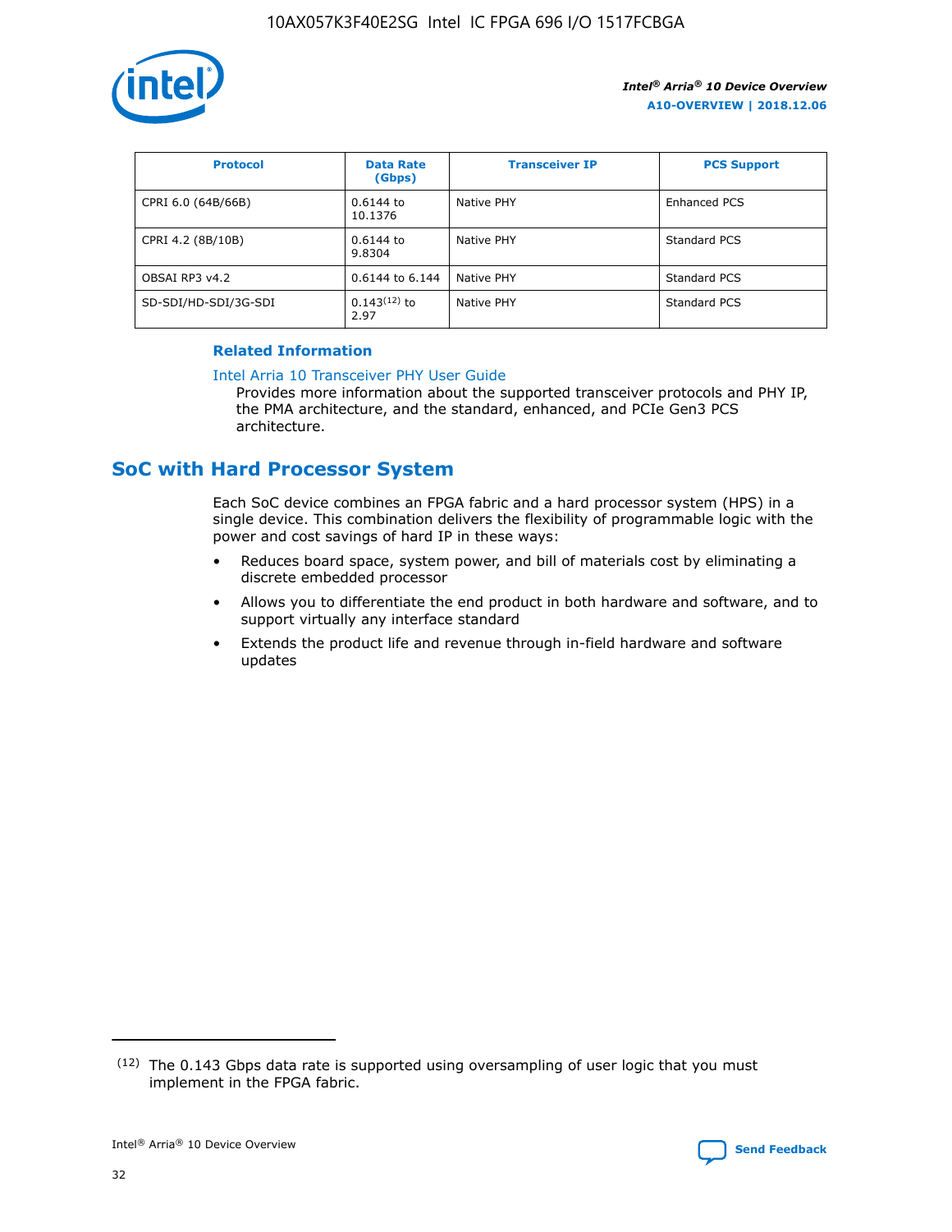| Protocol | Data Rate (Gbps) | Transceiver IP | PCS Support |
|---|---|---|---|
| CPRI 6.0 (64B/66B) | 0.6144 to 10.1376 | Native PHY | Enhanced PCS |
| CPRI 4.2 (8B/10B) | 0.6144 to 9.8304 | Native PHY | Standard PCS |
| OBSAI RP3 v4.2 | 0.6144 to 6.144 | Native PHY | Standard PCS |
| SD-SDI/HD-SDI/3G-SDI | 0.143[12] to 2.97 | Native PHY | Standard PCS |

**Related Information**

Intel Arria 10 Transceiver PHY User Guide

Provides more information about the supported transceiver protocols and PHY IP, the PMA architecture, and the standard, enhanced, and PCIe Gen3 PCS architecture.

## SoC with Hard Processor System

Each SoC device combines an FPGA fabric and a hard processor system (HPS) in a single device. This combination delivers the flexibility of programmable logic with the power and cost savings of hard IP in these ways:

- Reduces board space, system power, and bill of materials cost by eliminating a discrete embedded processor
- Allows you to differentiate the end product in both hardware and software, and to support virtually any interface standard
- Extends the product life and revenue through in-field hardware and software updates

[12] The 0.143 Gbps data rate is supported using oversampling of user logic that you must implement in the FPGA fabric.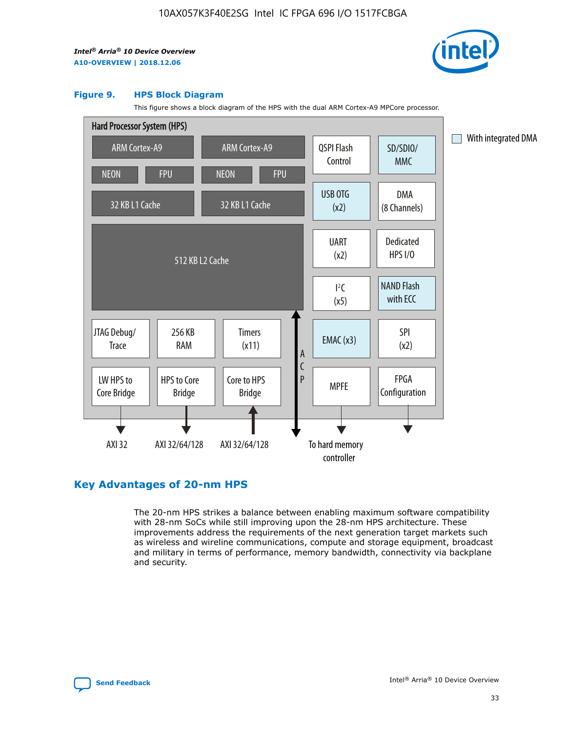### Figure 9. HPS Block Diagram

This figure shows a block diagram of the HPS with the dual ARM Cortex-A9 MPCore processor.

Hard Processor System (HPS)

ARM Cortex-A9 | ARM Cortex-A9
NEON | FPU | NEON | FPU
32 KB L1 Cache | 32 KB L1 Cache
512 KB L2 Cache

QSPI Flash Control | SD/SDIO/MMC | USB OTG (x2) | DMA (8 Channels) | UART (x2) | Dedicated HPS I/O | I²C (x5) | NAND Flash with ECC | EMAC (x3) | SPI (x2) | MPFE | FPGA Configuration

JTAG Debug/Trace | 256 KB RAM | Timers (x11) | LW HPS to Core Bridge | HPS to Core Bridge | Core to HPS Bridge | ACP

AXI 32 | AXI 32/64/128 | AXI 32/64/128 | To hard memory controller

With integrated DMA

## Key Advantages of 20-nm HPS

The 20-nm HPS strikes a balance between enabling maximum software compatibility with 28-nm SoCs while still improving upon the 28-nm HPS architecture. These improvements address the requirements of the next generation target markets such as wireless and wireline communications, compute and storage equipment, broadcast and military in terms of performance, memory bandwidth, connectivity via backplane and security.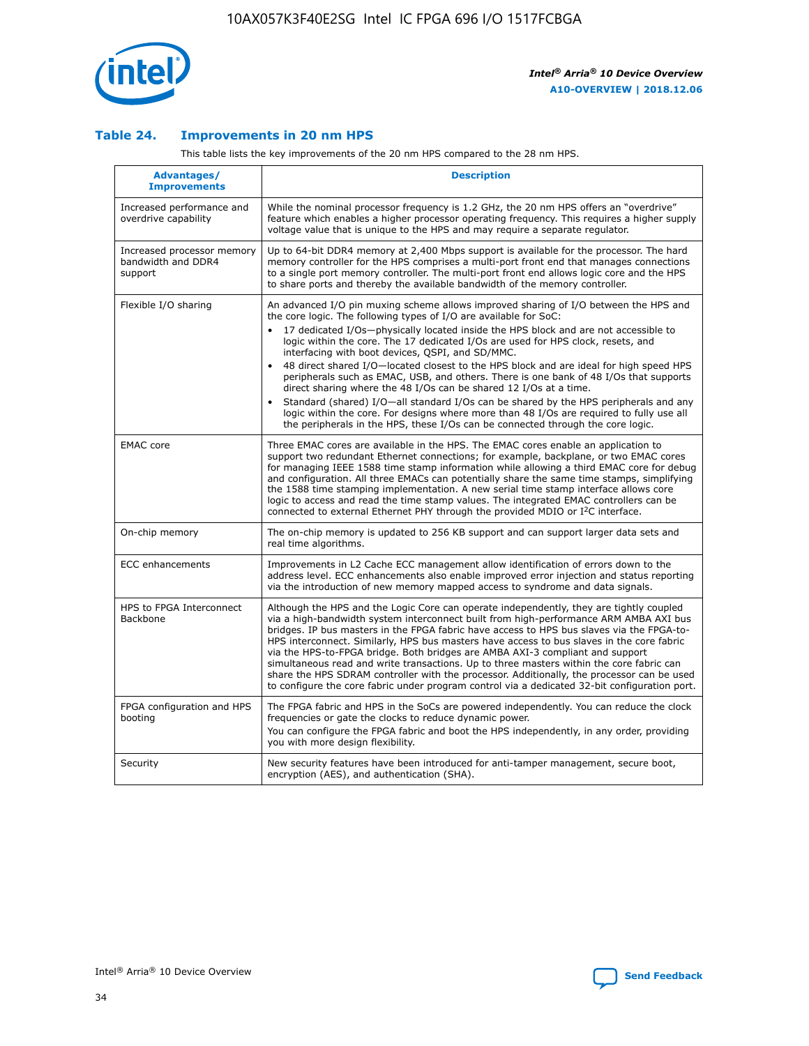### Table 24. Improvements in 20 nm HPS

This table lists the key improvements of the 20 nm HPS compared to the 28 nm HPS.

| Advantages/ Improvements | Description |
|---|---|
| Increased performance and overdrive capability | While the nominal processor frequency is 1.2 GHz, the 20 nm HPS offers an "overdrive" feature which enables a higher processor operating frequency. This requires a higher supply voltage value that is unique to the HPS and may require a separate regulator. |
| Increased processor memory bandwidth and DDR4 support | Up to 64-bit DDR4 memory at 2,400 Mbps support is available for the processor. The hard memory controller for the HPS comprises a multi-port front end that manages connections to a single port memory controller. The multi-port front end allows logic core and the HPS to share ports and thereby the available bandwidth of the memory controller. |
| Flexible I/O sharing | An advanced I/O pin muxing scheme allows improved sharing of I/O between the HPS and the core logic. The following types of I/O are available for SoC:<br>• 17 dedicated I/Os—physically located inside the HPS block and are not accessible to logic within the core. The 17 dedicated I/Os are used for HPS clock, resets, and interfacing with boot devices, QSPI, and SD/MMC.<br>• 48 direct shared I/O—located closest to the HPS block and are ideal for high speed HPS peripherals such as EMAC, USB, and others. There is one bank of 48 I/Os that supports direct sharing where the 48 I/Os can be shared 12 I/Os at a time.<br>• Standard (shared) I/O—all standard I/Os can be shared by the HPS peripherals and any logic within the core. For designs where more than 48 I/Os are required to fully use all the peripherals in the HPS, these I/Os can be connected through the core logic. |
| EMAC core | Three EMAC cores are available in the HPS. The EMAC cores enable an application to support two redundant Ethernet connections; for example, backplane, or two EMAC cores for managing IEEE 1588 time stamp information while allowing a third EMAC core for debug and configuration. All three EMACs can potentially share the same time stamps, simplifying the 1588 time stamping implementation. A new serial time stamp interface allows core logic to access and read the time stamp values. The integrated EMAC controllers can be connected to external Ethernet PHY through the provided MDIO or I²C interface. |
| On-chip memory | The on-chip memory is updated to 256 KB support and can support larger data sets and real time algorithms. |
| ECC enhancements | Improvements in L2 Cache ECC management allow identification of errors down to the address level. ECC enhancements also enable improved error injection and status reporting via the introduction of new memory mapped access to syndrome and data signals. |
| HPS to FPGA Interconnect Backbone | Although the HPS and the Logic Core can operate independently, they are tightly coupled via a high-bandwidth system interconnect built from high-performance ARM AMBA AXI bus bridges. IP bus masters in the FPGA fabric have access to HPS bus slaves via the FPGA-to-HPS interconnect. Similarly, HPS bus masters have access to bus slaves in the core fabric via the HPS-to-FPGA bridge. Both bridges are AMBA AXI-3 compliant and support simultaneous read and write transactions. Up to three masters within the core fabric can share the HPS SDRAM controller with the processor. Additionally, the processor can be used to configure the core fabric under program control via a dedicated 32-bit configuration port. |
| FPGA configuration and HPS booting | The FPGA fabric and HPS in the SoCs are powered independently. You can reduce the clock frequencies or gate the clocks to reduce dynamic power.<br>You can configure the FPGA fabric and boot the HPS independently, in any order, providing you with more design flexibility. |
| Security | New security features have been introduced for anti-tamper management, secure boot, encryption (AES), and authentication (SHA). |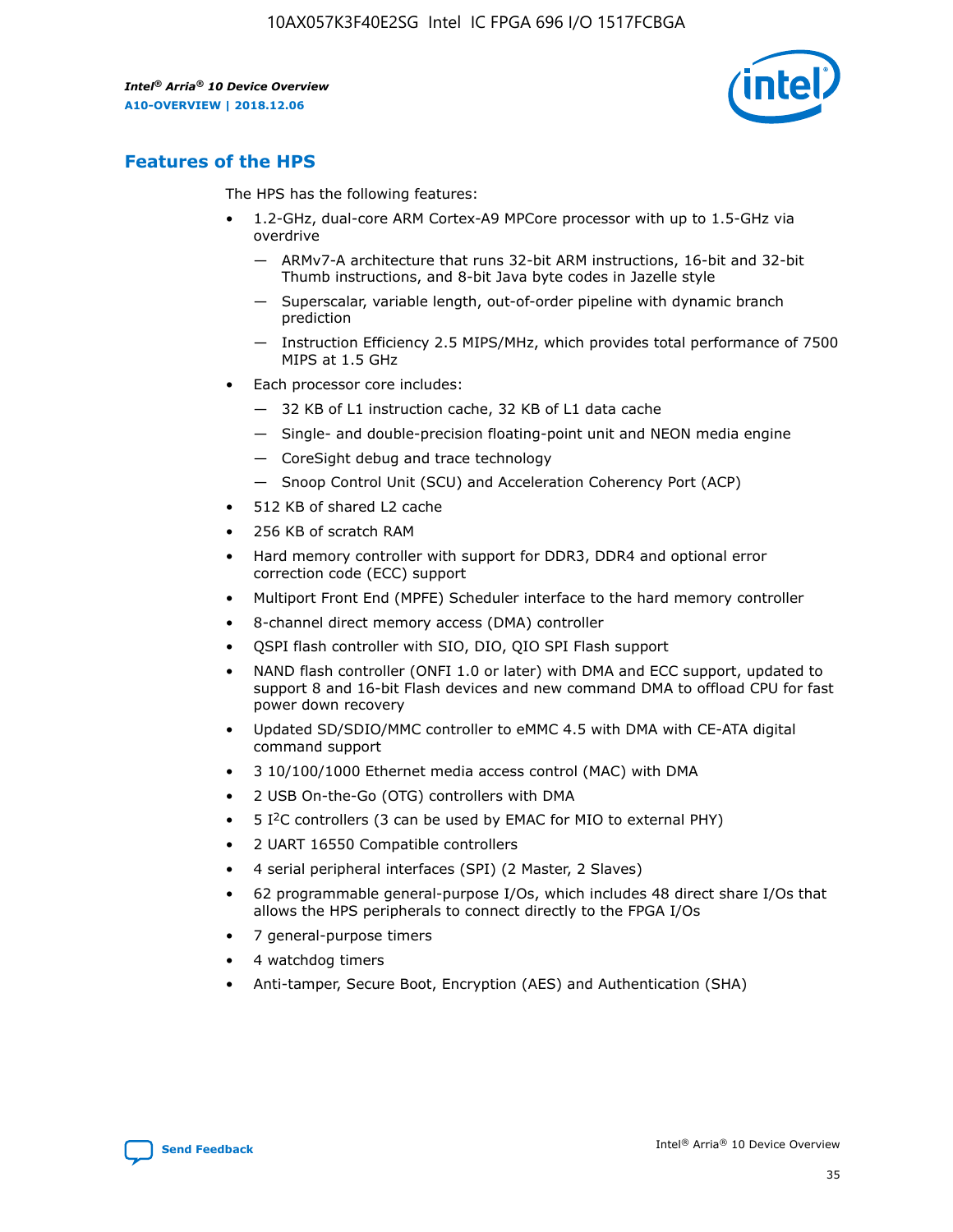## Features of the HPS

The HPS has the following features:

- 1.2-GHz, dual-core ARM Cortex-A9 MPCore processor with up to 1.5-GHz via overdrive
  - — ARMv7-A architecture that runs 32-bit ARM instructions, 16-bit and 32-bit Thumb instructions, and 8-bit Java byte codes in Jazelle style
  - — Superscalar, variable length, out-of-order pipeline with dynamic branch prediction
  - — Instruction Efficiency 2.5 MIPS/MHz, which provides total performance of 7500 MIPS at 1.5 GHz
- Each processor core includes:
  - — 32 KB of L1 instruction cache, 32 KB of L1 data cache
  - — Single- and double-precision floating-point unit and NEON media engine
  - — CoreSight debug and trace technology
  - — Snoop Control Unit (SCU) and Acceleration Coherency Port (ACP)
- 512 KB of shared L2 cache
- 256 KB of scratch RAM
- Hard memory controller with support for DDR3, DDR4 and optional error correction code (ECC) support
- Multiport Front End (MPFE) Scheduler interface to the hard memory controller
- 8-channel direct memory access (DMA) controller
- QSPI flash controller with SIO, DIO, QIO SPI Flash support
- NAND flash controller (ONFI 1.0 or later) with DMA and ECC support, updated to support 8 and 16-bit Flash devices and new command DMA to offload CPU for fast power down recovery
- Updated SD/SDIO/MMC controller to eMMC 4.5 with DMA with CE-ATA digital command support
- 3 10/100/1000 Ethernet media access control (MAC) with DMA
- 2 USB On-the-Go (OTG) controllers with DMA
- 5 I$^2$C controllers (3 can be used by EMAC for MIO to external PHY)
- 2 UART 16550 Compatible controllers
- 4 serial peripheral interfaces (SPI) (2 Master, 2 Slaves)
- 62 programmable general-purpose I/Os, which includes 48 direct share I/Os that allows the HPS peripherals to connect directly to the FPGA I/Os
- 7 general-purpose timers
- 4 watchdog timers
- Anti-tamper, Secure Boot, Encryption (AES) and Authentication (SHA)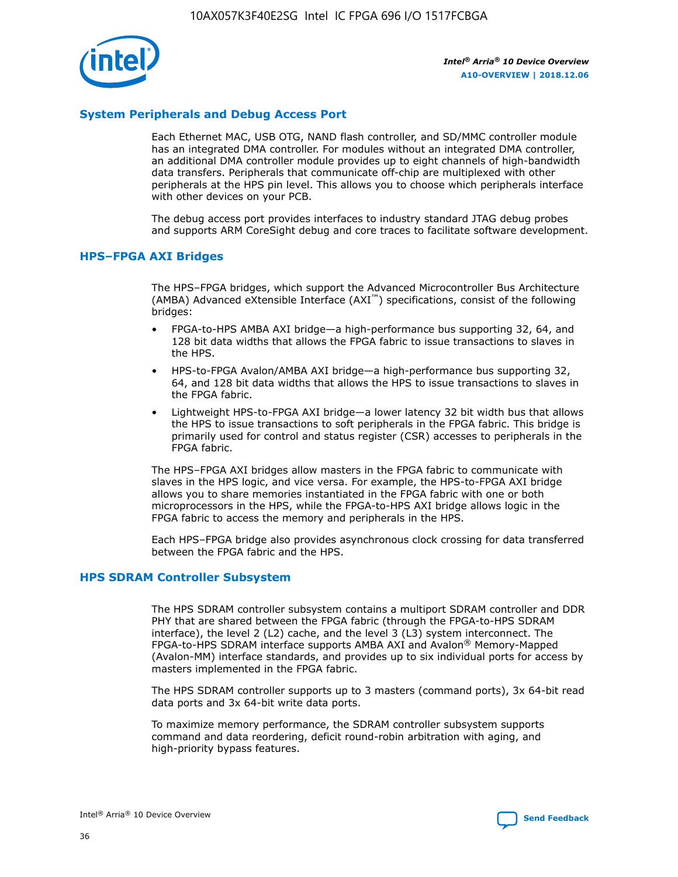## System Peripherals and Debug Access Port

Each Ethernet MAC, USB OTG, NAND flash controller, and SD/MMC controller module has an integrated DMA controller. For modules without an integrated DMA controller, an additional DMA controller module provides up to eight channels of high-bandwidth data transfers. Peripherals that communicate off-chip are multiplexed with other peripherals at the HPS pin level. This allows you to choose which peripherals interface with other devices on your PCB.

The debug access port provides interfaces to industry standard JTAG debug probes and supports ARM CoreSight debug and core traces to facilitate software development.

## HPS–FPGA AXI Bridges

The HPS–FPGA bridges, which support the Advanced Microcontroller Bus Architecture (AMBA) Advanced eXtensible Interface (AXI™) specifications, consist of the following bridges:

- FPGA-to-HPS AMBA AXI bridge—a high-performance bus supporting 32, 64, and 128 bit data widths that allows the FPGA fabric to issue transactions to slaves in the HPS.
- HPS-to-FPGA Avalon/AMBA AXI bridge—a high-performance bus supporting 32, 64, and 128 bit data widths that allows the HPS to issue transactions to slaves in the FPGA fabric.
- Lightweight HPS-to-FPGA AXI bridge—a lower latency 32 bit width bus that allows the HPS to issue transactions to soft peripherals in the FPGA fabric. This bridge is primarily used for control and status register (CSR) accesses to peripherals in the FPGA fabric.

The HPS–FPGA AXI bridges allow masters in the FPGA fabric to communicate with slaves in the HPS logic, and vice versa. For example, the HPS-to-FPGA AXI bridge allows you to share memories instantiated in the FPGA fabric with one or both microprocessors in the HPS, while the FPGA-to-HPS AXI bridge allows logic in the FPGA fabric to access the memory and peripherals in the HPS.

Each HPS–FPGA bridge also provides asynchronous clock crossing for data transferred between the FPGA fabric and the HPS.

## HPS SDRAM Controller Subsystem

The HPS SDRAM controller subsystem contains a multiport SDRAM controller and DDR PHY that are shared between the FPGA fabric (through the FPGA-to-HPS SDRAM interface), the level 2 (L2) cache, and the level 3 (L3) system interconnect. The FPGA-to-HPS SDRAM interface supports AMBA AXI and Avalon® Memory-Mapped (Avalon-MM) interface standards, and provides up to six individual ports for access by masters implemented in the FPGA fabric.

The HPS SDRAM controller supports up to 3 masters (command ports), 3x 64-bit read data ports and 3x 64-bit write data ports.

To maximize memory performance, the SDRAM controller subsystem supports command and data reordering, deficit round-robin arbitration with aging, and high-priority bypass features.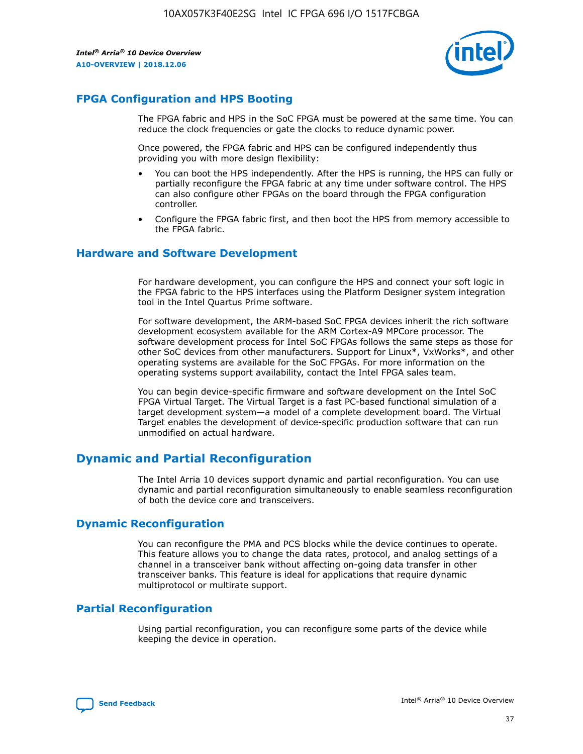## FPGA Configuration and HPS Booting

The FPGA fabric and HPS in the SoC FPGA must be powered at the same time. You can reduce the clock frequencies or gate the clocks to reduce dynamic power.

Once powered, the FPGA fabric and HPS can be configured independently thus providing you with more design flexibility:

- You can boot the HPS independently. After the HPS is running, the HPS can fully or partially reconfigure the FPGA fabric at any time under software control. The HPS can also configure other FPGAs on the board through the FPGA configuration controller.
- Configure the FPGA fabric first, and then boot the HPS from memory accessible to the FPGA fabric.

## Hardware and Software Development

For hardware development, you can configure the HPS and connect your soft logic in the FPGA fabric to the HPS interfaces using the Platform Designer system integration tool in the Intel Quartus Prime software.

For software development, the ARM-based SoC FPGA devices inherit the rich software development ecosystem available for the ARM Cortex-A9 MPCore processor. The software development process for Intel SoC FPGAs follows the same steps as those for other SoC devices from other manufacturers. Support for Linux*, VxWorks*, and other operating systems are available for the SoC FPGAs. For more information on the operating systems support availability, contact the Intel FPGA sales team.

You can begin device-specific firmware and software development on the Intel SoC FPGA Virtual Target. The Virtual Target is a fast PC-based functional simulation of a target development system—a model of a complete development board. The Virtual Target enables the development of device-specific production software that can run unmodified on actual hardware.

# Dynamic and Partial Reconfiguration

The Intel Arria 10 devices support dynamic and partial reconfiguration. You can use dynamic and partial reconfiguration simultaneously to enable seamless reconfiguration of both the device core and transceivers.

## Dynamic Reconfiguration

You can reconfigure the PMA and PCS blocks while the device continues to operate. This feature allows you to change the data rates, protocol, and analog settings of a channel in a transceiver bank without affecting on-going data transfer in other transceiver banks. This feature is ideal for applications that require dynamic multiprotocol or multirate support.

## Partial Reconfiguration

Using partial reconfiguration, you can reconfigure some parts of the device while keeping the device in operation.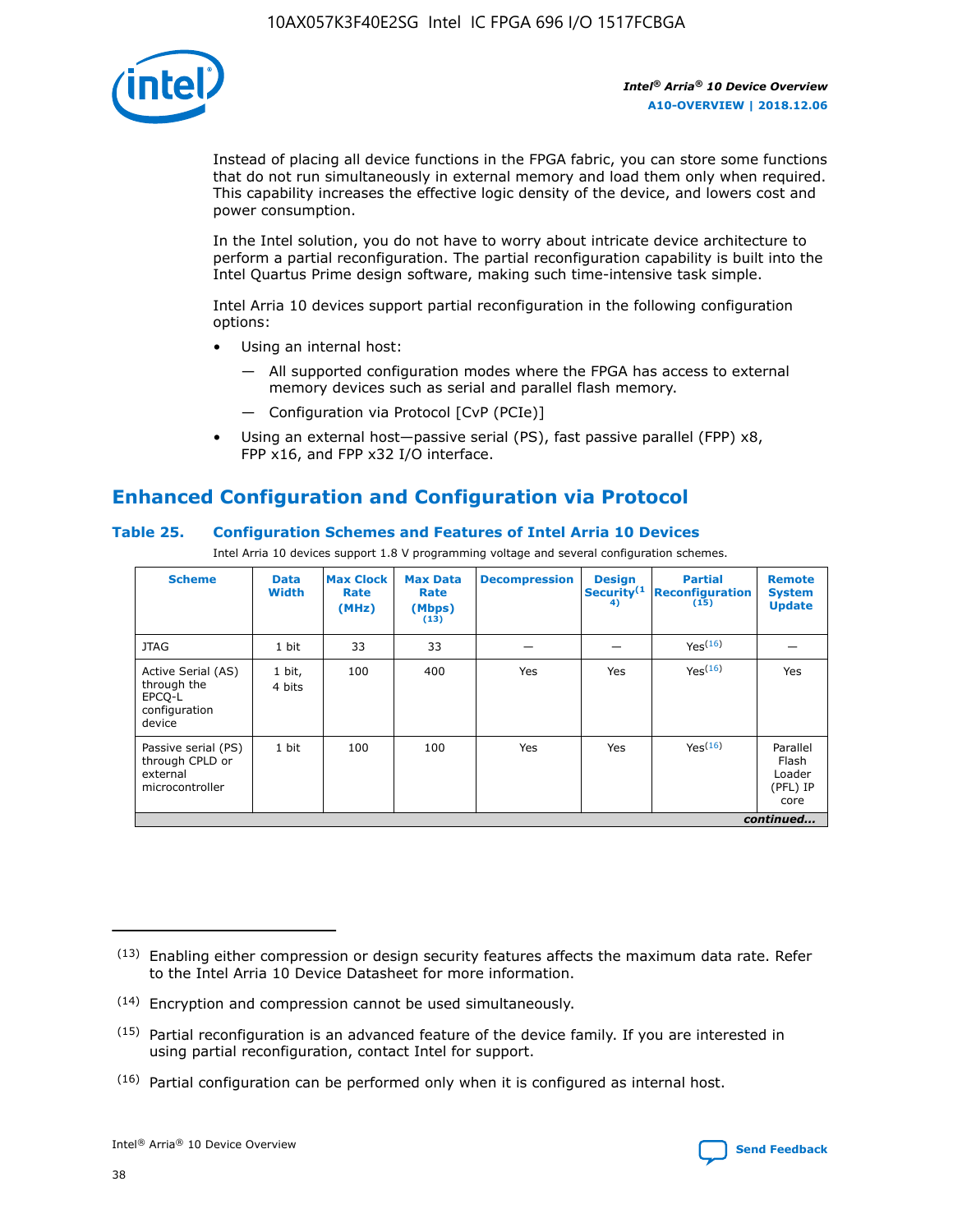Instead of placing all device functions in the FPGA fabric, you can store some functions that do not run simultaneously in external memory and load them only when required. This capability increases the effective logic density of the device, and lowers cost and power consumption.

In the Intel solution, you do not have to worry about intricate device architecture to perform a partial reconfiguration. The partial reconfiguration capability is built into the Intel Quartus Prime design software, making such time-intensive task simple.

Intel Arria 10 devices support partial reconfiguration in the following configuration options:

- Using an internal host:
  - All supported configuration modes where the FPGA has access to external memory devices such as serial and parallel flash memory.
  - Configuration via Protocol [CvP (PCIe)]
- Using an external host—passive serial (PS), fast passive parallel (FPP) x8, FPP x16, and FPP x32 I/O interface.

## Enhanced Configuration and Configuration via Protocol

### Table 25. Configuration Schemes and Features of Intel Arria 10 Devices

Intel Arria 10 devices support 1.8 V programming voltage and several configuration schemes.

| Scheme | Data Width | Max Clock Rate (MHz) | Max Data Rate (Mbps) (13) | Decompression | Design Security (14) | Partial Reconfiguration (15) | Remote System Update |
|---|---|---|---|---|---|---|---|
| JTAG | 1 bit | 33 | 33 | — | — | Yes (16) | — |
| Active Serial (AS) through the EPCQ-L configuration device | 1 bit, 4 bits | 100 | 400 | Yes | Yes | Yes (16) | Yes |
| Passive serial (PS) through CPLD or external microcontroller | 1 bit | 100 | 100 | Yes | Yes | Yes (16) | Parallel Flash Loader (PFL) IP core |

*continued...*

(13) Enabling either compression or design security features affects the maximum data rate. Refer to the Intel Arria 10 Device Datasheet for more information.

(14) Encryption and compression cannot be used simultaneously.

(15) Partial reconfiguration is an advanced feature of the device family. If you are interested in using partial reconfiguration, contact Intel for support.

(16) Partial configuration can be performed only when it is configured as internal host.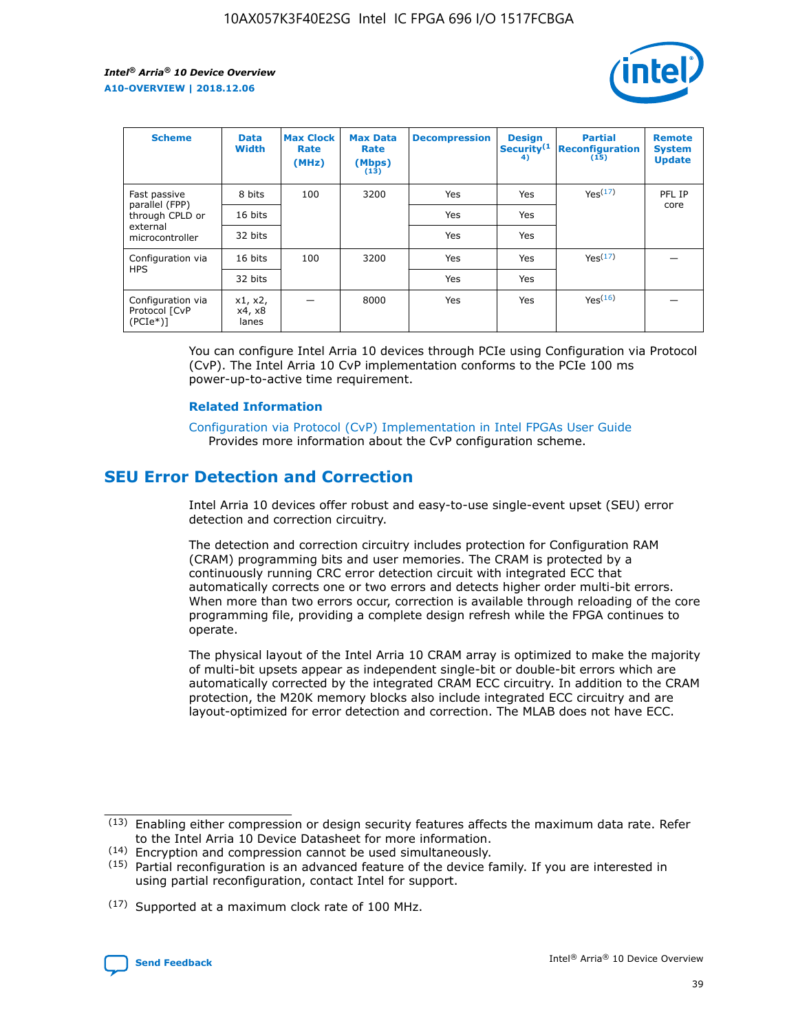| Scheme | Data Width | Max Clock Rate (MHz) | Max Data Rate (Mbps) (13) | Decompression | Design Security (14) | Partial Reconfiguration (15) | Remote System Update |
|---|---|---|---|---|---|---|---|
| Fast passive parallel (FPP) through CPLD or external microcontroller | 8 bits | 100 | 3200 | Yes | Yes | Yes (17) | PFL IP core |
| | 16 bits | | | Yes | Yes | | |
| | 32 bits | | | Yes | Yes | | |
| Configuration via HPS | 16 bits | 100 | 3200 | Yes | Yes | Yes (17) | — |
| | 32 bits | | | Yes | Yes | | |
| Configuration via Protocol [CvP (PCIe*)] | x1, x2, x4, x8 lanes | — | 8000 | Yes | Yes | Yes (16) | — |

You can configure Intel Arria 10 devices through PCIe using Configuration via Protocol (CvP). The Intel Arria 10 CvP implementation conforms to the PCIe 100 ms power-up-to-active time requirement.

### Related Information

Configuration via Protocol (CvP) Implementation in Intel FPGAs User Guide
Provides more information about the CvP configuration scheme.

## SEU Error Detection and Correction

Intel Arria 10 devices offer robust and easy-to-use single-event upset (SEU) error detection and correction circuitry.

The detection and correction circuitry includes protection for Configuration RAM (CRAM) programming bits and user memories. The CRAM is protected by a continuously running CRC error detection circuit with integrated ECC that automatically corrects one or two errors and detects higher order multi-bit errors. When more than two errors occur, correction is available through reloading of the core programming file, providing a complete design refresh while the FPGA continues to operate.

The physical layout of the Intel Arria 10 CRAM array is optimized to make the majority of multi-bit upsets appear as independent single-bit or double-bit errors which are automatically corrected by the integrated CRAM ECC circuitry. In addition to the CRAM protection, the M20K memory blocks also include integrated ECC circuitry and are layout-optimized for error detection and correction. The MLAB does not have ECC.

(13) Enabling either compression or design security features affects the maximum data rate. Refer to the Intel Arria 10 Device Datasheet for more information.

(14) Encryption and compression cannot be used simultaneously.

(15) Partial reconfiguration is an advanced feature of the device family. If you are interested in using partial reconfiguration, contact Intel for support.

(17) Supported at a maximum clock rate of 100 MHz.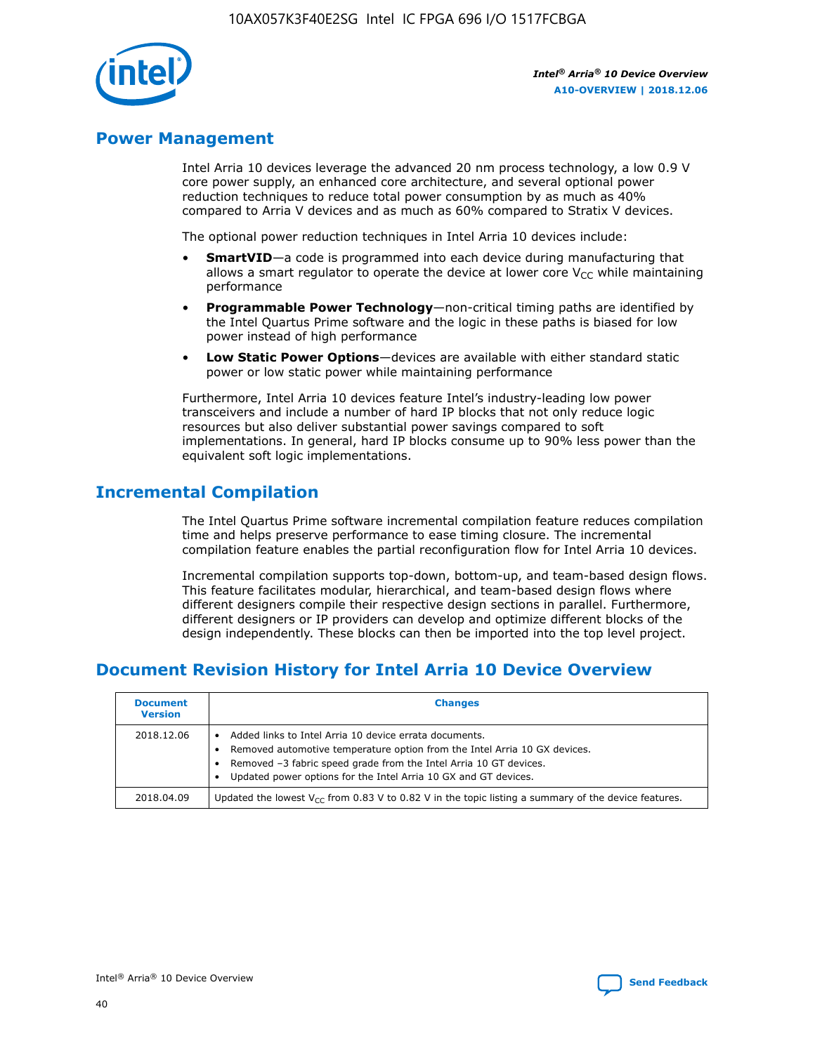## Power Management

Intel Arria 10 devices leverage the advanced 20 nm process technology, a low 0.9 V core power supply, an enhanced core architecture, and several optional power reduction techniques to reduce total power consumption by as much as 40% compared to Arria V devices and as much as 60% compared to Stratix V devices.

The optional power reduction techniques in Intel Arria 10 devices include:

- **SmartVID**—a code is programmed into each device during manufacturing that allows a smart regulator to operate the device at lower core $V_{CC}$ while maintaining performance
- **Programmable Power Technology**—non-critical timing paths are identified by the Intel Quartus Prime software and the logic in these paths is biased for low power instead of high performance
- **Low Static Power Options**—devices are available with either standard static power or low static power while maintaining performance

Furthermore, Intel Arria 10 devices feature Intel's industry-leading low power transceivers and include a number of hard IP blocks that not only reduce logic resources but also deliver substantial power savings compared to soft implementations. In general, hard IP blocks consume up to 90% less power than the equivalent soft logic implementations.

## Incremental Compilation

The Intel Quartus Prime software incremental compilation feature reduces compilation time and helps preserve performance to ease timing closure. The incremental compilation feature enables the partial reconfiguration flow for Intel Arria 10 devices.

Incremental compilation supports top-down, bottom-up, and team-based design flows. This feature facilitates modular, hierarchical, and team-based design flows where different designers compile their respective design sections in parallel. Furthermore, different designers or IP providers can develop and optimize different blocks of the design independently. These blocks can then be imported into the top level project.

## Document Revision History for Intel Arria 10 Device Overview

| Document Version | Changes |
| --- | --- |
| 2018.12.06 | • Added links to Intel Arria 10 device errata documents.<br>• Removed automotive temperature option from the Intel Arria 10 GX devices.<br>• Removed –3 fabric speed grade from the Intel Arria 10 GT devices.<br>• Updated power options for the Intel Arria 10 GX and GT devices. |
| 2018.04.09 | Updated the lowest $V_{CC}$ from 0.83 V to 0.82 V in the topic listing a summary of the device features. |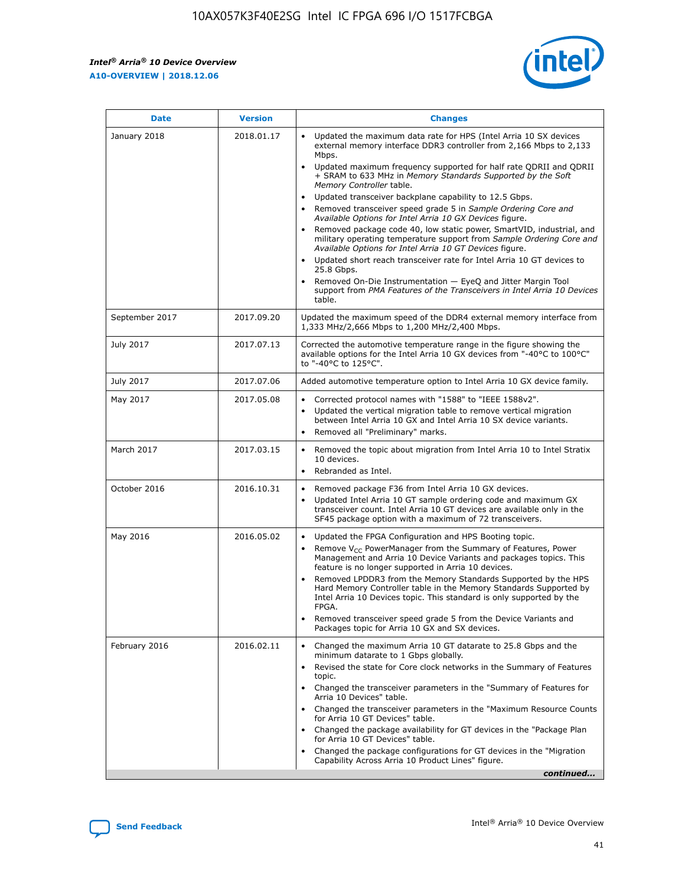| Date | Version | Changes |
|---|---|---|
| January 2018 | 2018.01.17 | • Updated the maximum data rate for HPS (Intel Arria 10 SX devices external memory interface DDR3 controller from 2,166 Mbps to 2,133 Mbps.<br>• Updated maximum frequency supported for half rate QDRII and QDRII + SRAM to 633 MHz in *Memory Standards Supported by the Soft Memory Controller* table.<br>• Updated transceiver backplane capability to 12.5 Gbps.<br>• Removed transceiver speed grade 5 in *Sample Ordering Core and Available Options for Intel Arria 10 GX Devices* figure.<br>• Removed package code 40, low static power, SmartVID, industrial, and military operating temperature support from *Sample Ordering Core and Available Options for Intel Arria 10 GT Devices* figure.<br>• Updated short reach transceiver rate for Intel Arria 10 GT devices to 25.8 Gbps.<br>• Removed On-Die Instrumentation — EyeQ and Jitter Margin Tool support from *PMA Features of the Transceivers in Intel Arria 10 Devices* table. |
| September 2017 | 2017.09.20 | Updated the maximum speed of the DDR4 external memory interface from 1,333 MHz/2,666 Mbps to 1,200 MHz/2,400 Mbps. |
| July 2017 | 2017.07.13 | Corrected the automotive temperature range in the figure showing the available options for the Intel Arria 10 GX devices from "-40°C to 100°C" to "-40°C to 125°C". |
| July 2017 | 2017.07.06 | Added automotive temperature option to Intel Arria 10 GX device family. |
| May 2017 | 2017.05.08 | • Corrected protocol names with "1588" to "IEEE 1588v2".<br>• Updated the vertical migration table to remove vertical migration between Intel Arria 10 GX and Intel Arria 10 SX device variants.<br>• Removed all "Preliminary" marks. |
| March 2017 | 2017.03.15 | • Removed the topic about migration from Intel Arria 10 to Intel Stratix 10 devices.<br>• Rebranded as Intel. |
| October 2016 | 2016.10.31 | • Removed package F36 from Intel Arria 10 GX devices.<br>• Updated Intel Arria 10 GT sample ordering code and maximum GX transceiver count. Intel Arria 10 GT devices are available only in the SF45 package option with a maximum of 72 transceivers. |
| May 2016 | 2016.05.02 | • Updated the FPGA Configuration and HPS Booting topic.<br>• Remove $V_{CC}$ PowerManager from the Summary of Features, Power Management and Arria 10 Device Variants and packages topics. This feature is no longer supported in Arria 10 devices.<br>• Removed LPDDR3 from the Memory Standards Supported by the HPS Hard Memory Controller table in the Memory Standards Supported by Intel Arria 10 Devices topic. This standard is only supported by the FPGA.<br>• Removed transceiver speed grade 5 from the Device Variants and Packages topic for Arria 10 GX and SX devices. |
| February 2016 | 2016.02.11 | • Changed the maximum Arria 10 GT datarate to 25.8 Gbps and the minimum datarate to 1 Gbps globally.<br>• Revised the state for Core clock networks in the Summary of Features topic.<br>• Changed the transceiver parameters in the "Summary of Features for Arria 10 Devices" table.<br>• Changed the transceiver parameters in the "Maximum Resource Counts for Arria 10 GT Devices" table.<br>• Changed the package availability for GT devices in the "Package Plan for Arria 10 GT Devices" table.<br>• Changed the package configurations for GT devices in the "Migration Capability Across Arria 10 Product Lines" figure. |

*continued...*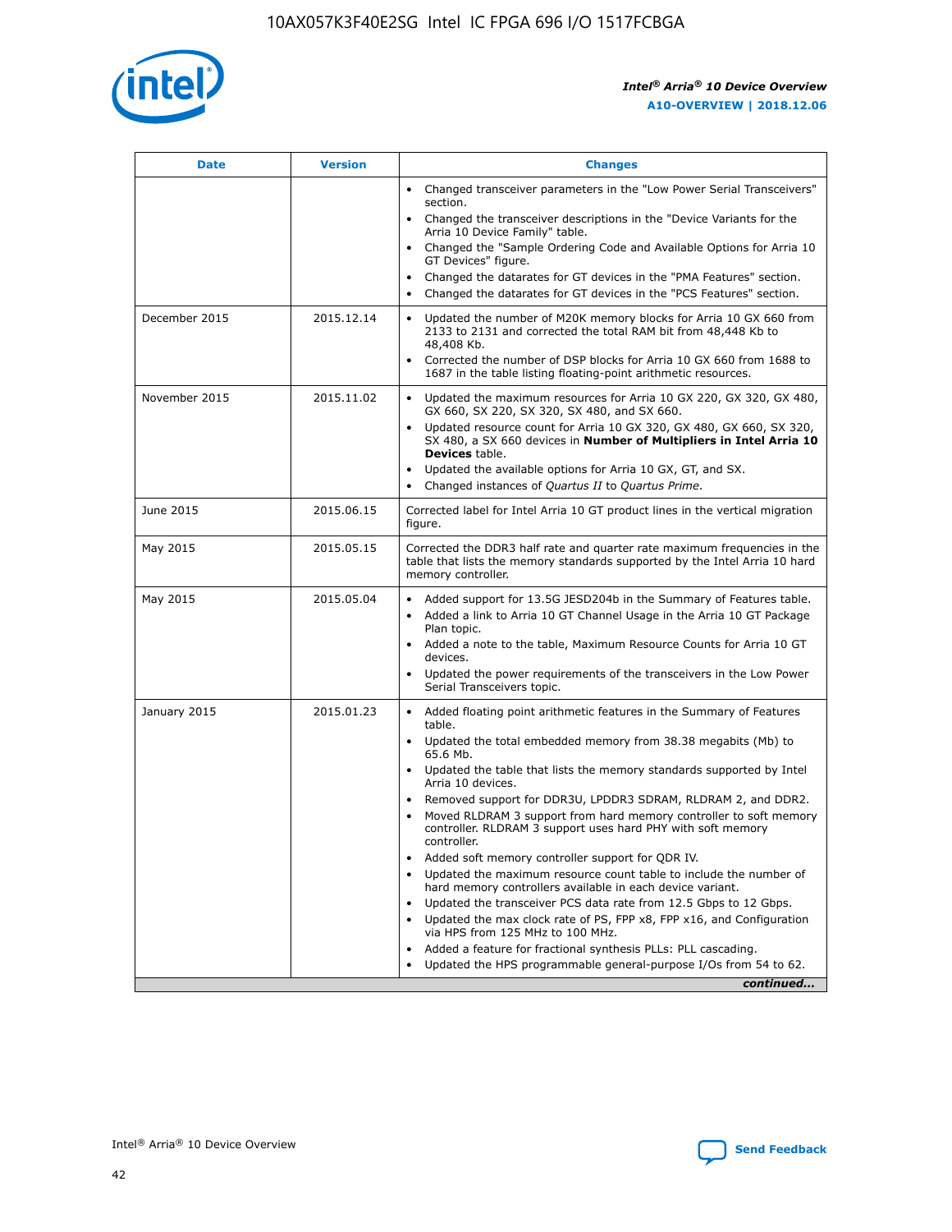| Date | Version | Changes |
| --- | --- | --- |
| | | • Changed transceiver parameters in the "Low Power Serial Transceivers" section.<br>• Changed the transceiver descriptions in the "Device Variants for the Arria 10 Device Family" table.<br>• Changed the "Sample Ordering Code and Available Options for Arria 10 GT Devices" figure.<br>• Changed the datarates for GT devices in the "PMA Features" section.<br>• Changed the datarates for GT devices in the "PCS Features" section. |
| December 2015 | 2015.12.14 | • Updated the number of M20K memory blocks for Arria 10 GX 660 from 2133 to 2131 and corrected the total RAM bit from 48,448 Kb to 48,408 Kb.<br>• Corrected the number of DSP blocks for Arria 10 GX 660 from 1688 to 1687 in the table listing floating-point arithmetic resources. |
| November 2015 | 2015.11.02 | • Updated the maximum resources for Arria 10 GX 220, GX 320, GX 480, GX 660, SX 220, SX 320, SX 480, and SX 660.<br>• Updated resource count for Arria 10 GX 320, GX 480, GX 660, SX 320, SX 480, a SX 660 devices in **Number of Multipliers in Intel Arria 10 Devices** table.<br>• Updated the available options for Arria 10 GX, GT, and SX.<br>• Changed instances of *Quartus II* to *Quartus Prime*. |
| June 2015 | 2015.06.15 | Corrected label for Intel Arria 10 GT product lines in the vertical migration figure. |
| May 2015 | 2015.05.15 | Corrected the DDR3 half rate and quarter rate maximum frequencies in the table that lists the memory standards supported by the Intel Arria 10 hard memory controller. |
| May 2015 | 2015.05.04 | • Added support for 13.5G JESD204b in the Summary of Features table.<br>• Added a link to Arria 10 GT Channel Usage in the Arria 10 GT Package Plan topic.<br>• Added a note to the table, Maximum Resource Counts for Arria 10 GT devices.<br>• Updated the power requirements of the transceivers in the Low Power Serial Transceivers topic. |
| January 2015 | 2015.01.23 | • Added floating point arithmetic features in the Summary of Features table.<br>• Updated the total embedded memory from 38.38 megabits (Mb) to 65.6 Mb.<br>• Updated the table that lists the memory standards supported by Intel Arria 10 devices.<br>• Removed support for DDR3U, LPDDR3 SDRAM, RLDRAM 2, and DDR2.<br>• Moved RLDRAM 3 support from hard memory controller to soft memory controller. RLDRAM 3 support uses hard PHY with soft memory controller.<br>• Added soft memory controller support for QDR IV.<br>• Updated the maximum resource count table to include the number of hard memory controllers available in each device variant.<br>• Updated the transceiver PCS data rate from 12.5 Gbps to 12 Gbps.<br>• Updated the max clock rate of PS, FPP x8, FPP x16, and Configuration via HPS from 125 MHz to 100 MHz.<br>• Added a feature for fractional synthesis PLLs: PLL cascading.<br>• Updated the HPS programmable general-purpose I/Os from 54 to 62. |

*continued...*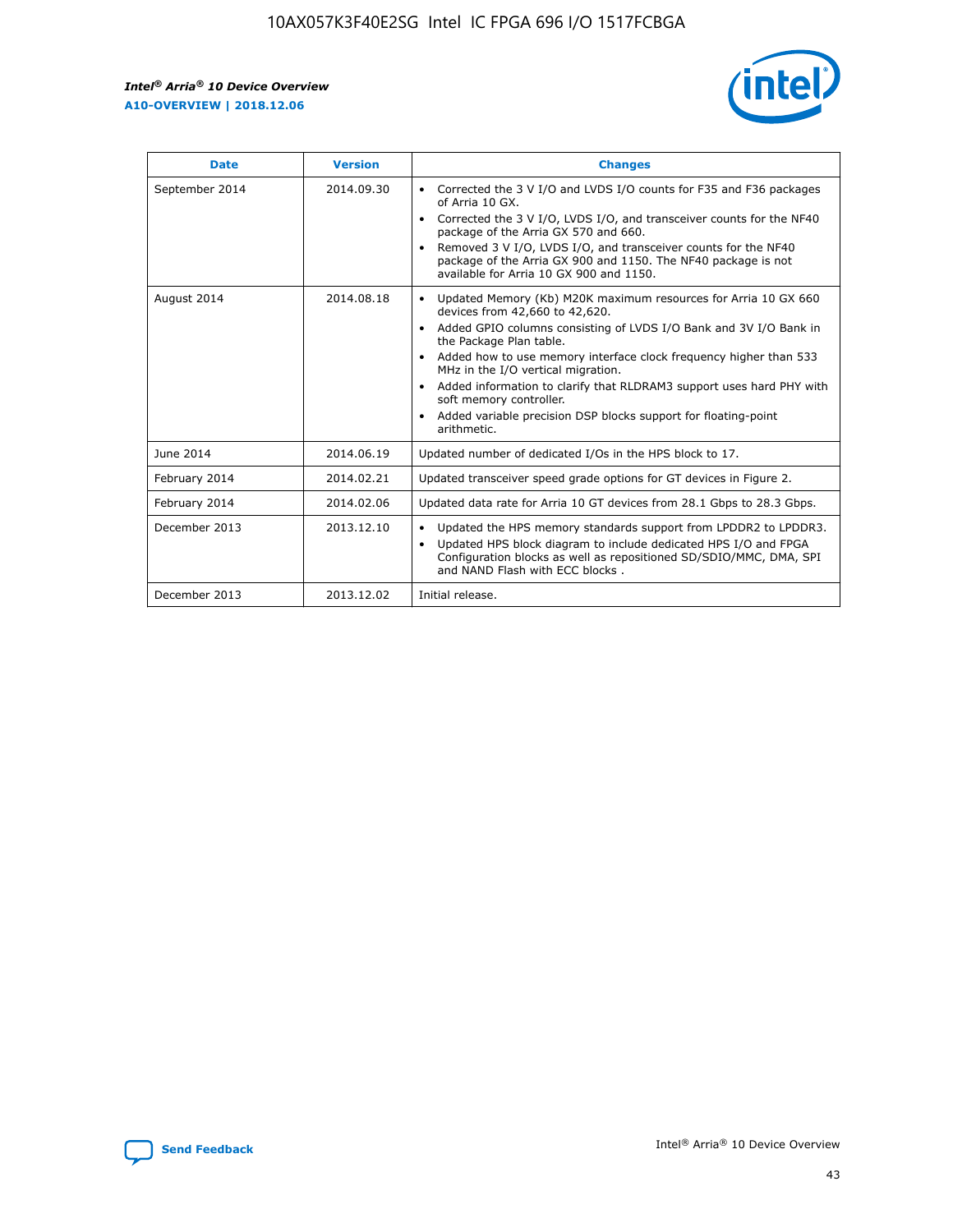| Date | Version | Changes |
| --- | --- | --- |
| September 2014 | 2014.09.30 | • Corrected the 3 V I/O and LVDS I/O counts for F35 and F36 packages of Arria 10 GX.<br>• Corrected the 3 V I/O, LVDS I/O, and transceiver counts for the NF40 package of the Arria GX 570 and 660.<br>• Removed 3 V I/O, LVDS I/O, and transceiver counts for the NF40 package of the Arria GX 900 and 1150. The NF40 package is not available for Arria 10 GX 900 and 1150. |
| August 2014 | 2014.08.18 | • Updated Memory (Kb) M20K maximum resources for Arria 10 GX 660 devices from 42,660 to 42,620.<br>• Added GPIO columns consisting of LVDS I/O Bank and 3V I/O Bank in the Package Plan table.<br>• Added how to use memory interface clock frequency higher than 533 MHz in the I/O vertical migration.<br>• Added information to clarify that RLDRAM3 support uses hard PHY with soft memory controller.<br>• Added variable precision DSP blocks support for floating-point arithmetic. |
| June 2014 | 2014.06.19 | Updated number of dedicated I/Os in the HPS block to 17. |
| February 2014 | 2014.02.21 | Updated transceiver speed grade options for GT devices in Figure 2. |
| February 2014 | 2014.02.06 | Updated data rate for Arria 10 GT devices from 28.1 Gbps to 28.3 Gbps. |
| December 2013 | 2013.12.10 | • Updated the HPS memory standards support from LPDDR2 to LPDDR3.<br>• Updated HPS block diagram to include dedicated HPS I/O and FPGA Configuration blocks as well as repositioned SD/SDIO/MMC, DMA, SPI and NAND Flash with ECC blocks . |
| December 2013 | 2013.12.02 | Initial release. |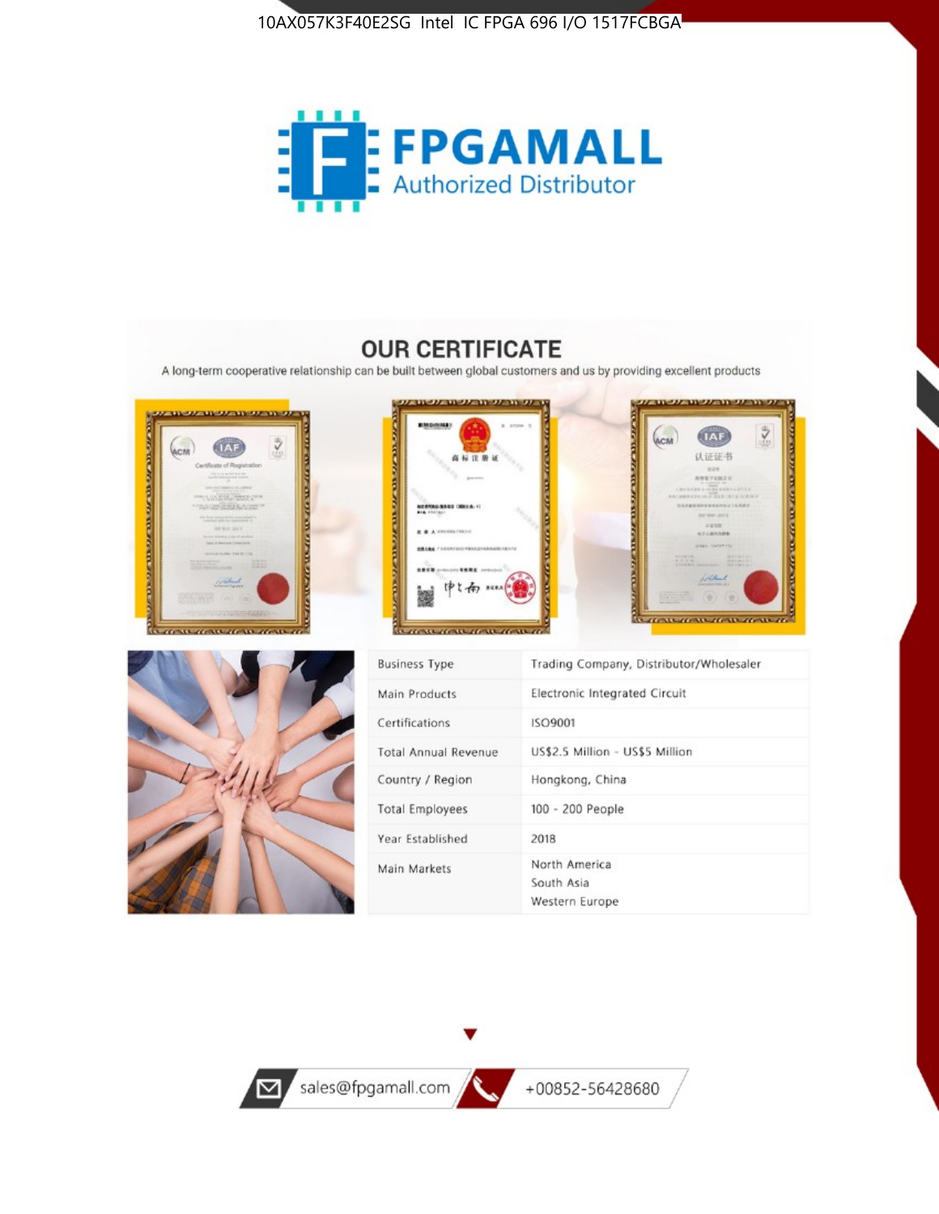FPGAMALL
Authorized Distributor

## OUR CERTIFICATE

A long-term cooperative relationship can be built between global customers and us by providing excellent products

| | |
|---|---|
| Business Type | Trading Company, Distributor/Wholesaler |
| Main Products | Electronic Integrated Circuit |
| Certifications | ISO9001 |
| Total Annual Revenue | US$2.5 Million - US$5 Million |
| Country / Region | Hongkong, China |
| Total Employees | 100 - 200 People |
| Year Established | 2018 |
| Main Markets | North America<br>South Asia<br>Western Europe |

sales@fpgamall.com

+00852-56428680